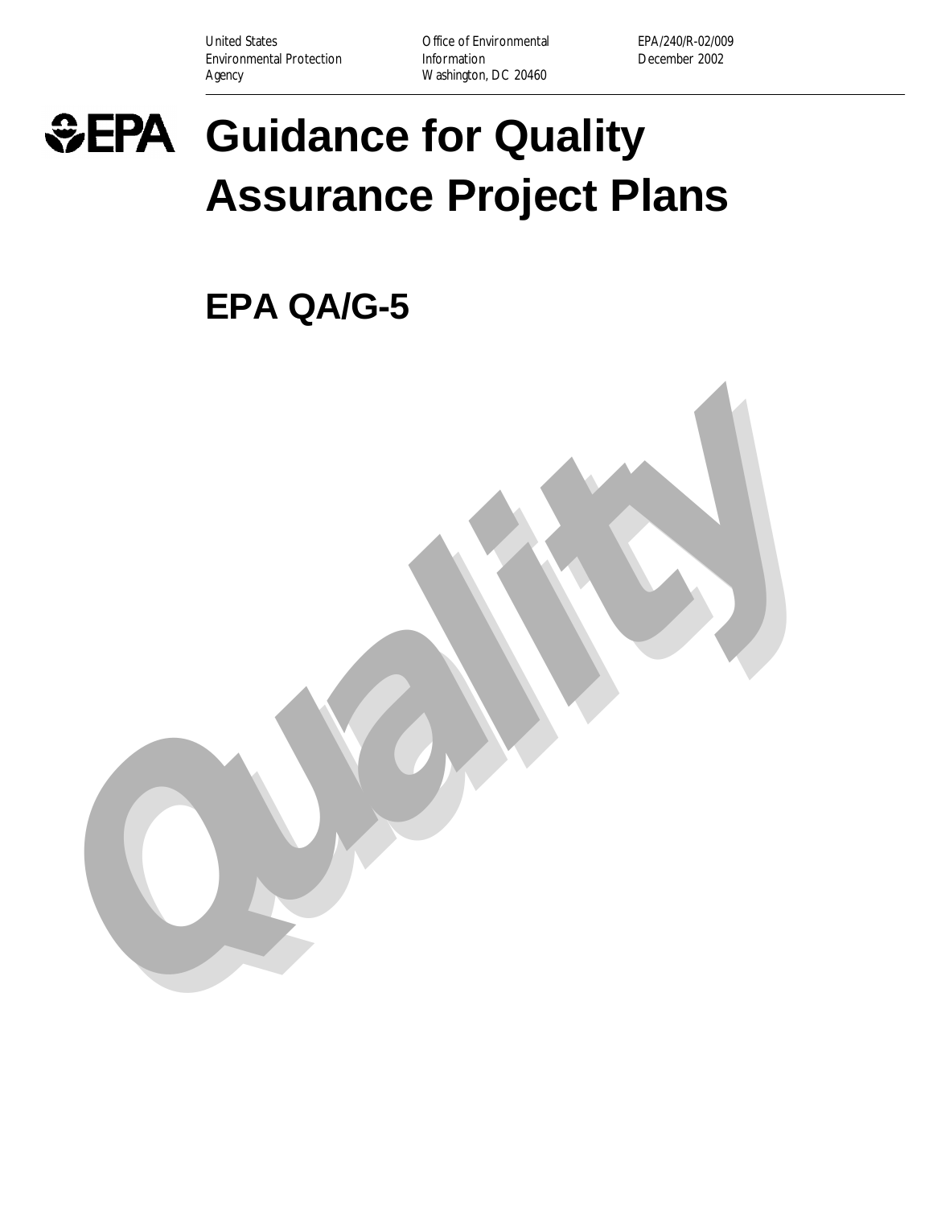United States Environmental Protection Agency

Office of Environmental Information
Washington, DC 20460

EPA/240/R-02/009
December 2002

# Guidance for Quality Assurance Project Plans

## EPA QA/G-5

Quality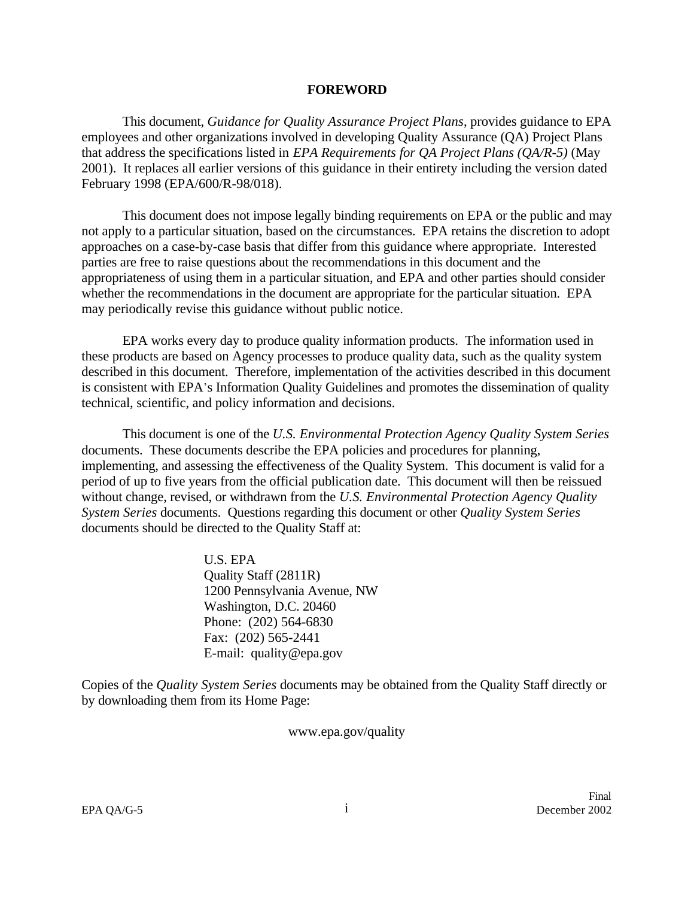## FOREWORD

This document, *Guidance for Quality Assurance Project Plans*, provides guidance to EPA employees and other organizations involved in developing Quality Assurance (QA) Project Plans that address the specifications listed in *EPA Requirements for QA Project Plans (QA/R-5)* (May 2001). It replaces all earlier versions of this guidance in their entirety including the version dated February 1998 (EPA/600/R-98/018).

This document does not impose legally binding requirements on EPA or the public and may not apply to a particular situation, based on the circumstances. EPA retains the discretion to adopt approaches on a case-by-case basis that differ from this guidance where appropriate. Interested parties are free to raise questions about the recommendations in this document and the appropriateness of using them in a particular situation, and EPA and other parties should consider whether the recommendations in the document are appropriate for the particular situation. EPA may periodically revise this guidance without public notice.

EPA works every day to produce quality information products. The information used in these products are based on Agency processes to produce quality data, such as the quality system described in this document. Therefore, implementation of the activities described in this document is consistent with EPA's Information Quality Guidelines and promotes the dissemination of quality technical, scientific, and policy information and decisions.

This document is one of the *U.S. Environmental Protection Agency Quality System Series* documents. These documents describe the EPA policies and procedures for planning, implementing, and assessing the effectiveness of the Quality System. This document is valid for a period of up to five years from the official publication date. This document will then be reissued without change, revised, or withdrawn from the *U.S. Environmental Protection Agency Quality System Series* documents. Questions regarding this document or other *Quality System Series* documents should be directed to the Quality Staff at:

U.S. EPA
Quality Staff (2811R)
1200 Pennsylvania Avenue, NW
Washington, D.C. 20460
Phone: (202) 564-6830
Fax: (202) 565-2441
E-mail: quality@epa.gov

Copies of the *Quality System Series* documents may be obtained from the Quality Staff directly or by downloading them from its Home Page:

www.epa.gov/quality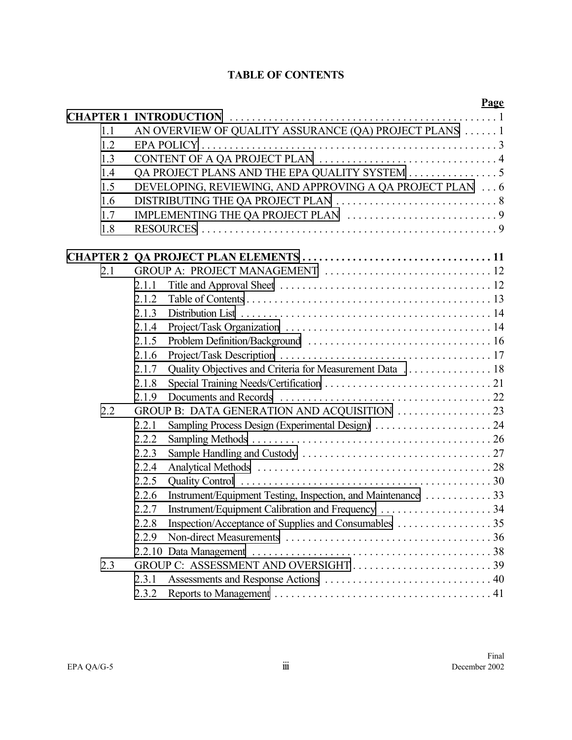# TABLE OF CONTENTS

| | | Page |
|---|---|---|
| **CHAPTER 1** | **INTRODUCTION** | 1 |
| 1.1 | AN OVERVIEW OF QUALITY ASSURANCE (QA) PROJECT PLANS | 1 |
| 1.2 | EPA POLICY | 3 |
| 1.3 | CONTENT OF A QA PROJECT PLAN | 4 |
| 1.4 | QA PROJECT PLANS AND THE EPA QUALITY SYSTEM | 5 |
| 1.5 | DEVELOPING, REVIEWING, AND APPROVING A QA PROJECT PLAN | 6 |
| 1.6 | DISTRIBUTING THE QA PROJECT PLAN | 8 |
| 1.7 | IMPLEMENTING THE QA PROJECT PLAN | 9 |
| 1.8 | RESOURCES | 9 |
| **CHAPTER 2** | **QA PROJECT PLAN ELEMENTS** | **11** |
| 2.1 | GROUP A: PROJECT MANAGEMENT | 12 |
| 2.1.1 | Title and Approval Sheet | 12 |
| 2.1.2 | Table of Contents | 13 |
| 2.1.3 | Distribution List | 14 |
| 2.1.4 | Project/Task Organization | 14 |
| 2.1.5 | Problem Definition/Background | 16 |
| 2.1.6 | Project/Task Description | 17 |
| 2.1.7 | Quality Objectives and Criteria for Measurement Data | 18 |
| 2.1.8 | Special Training Needs/Certification | 21 |
| 2.1.9 | Documents and Records | 22 |
| 2.2 | GROUP B: DATA GENERATION AND ACQUISITION | 23 |
| 2.2.1 | Sampling Process Design (Experimental Design) | 24 |
| 2.2.2 | Sampling Methods | 26 |
| 2.2.3 | Sample Handling and Custody | 27 |
| 2.2.4 | Analytical Methods | 28 |
| 2.2.5 | Quality Control | 30 |
| 2.2.6 | Instrument/Equipment Testing, Inspection, and Maintenance | 33 |
| 2.2.7 | Instrument/Equipment Calibration and Frequency | 34 |
| 2.2.8 | Inspection/Acceptance of Supplies and Consumables | 35 |
| 2.2.9 | Non-direct Measurements | 36 |
| 2.2.10 | Data Management | 38 |
| 2.3 | GROUP C: ASSESSMENT AND OVERSIGHT | 39 |
| 2.3.1 | Assessments and Response Actions | 40 |
| 2.3.2 | Reports to Management | 41 |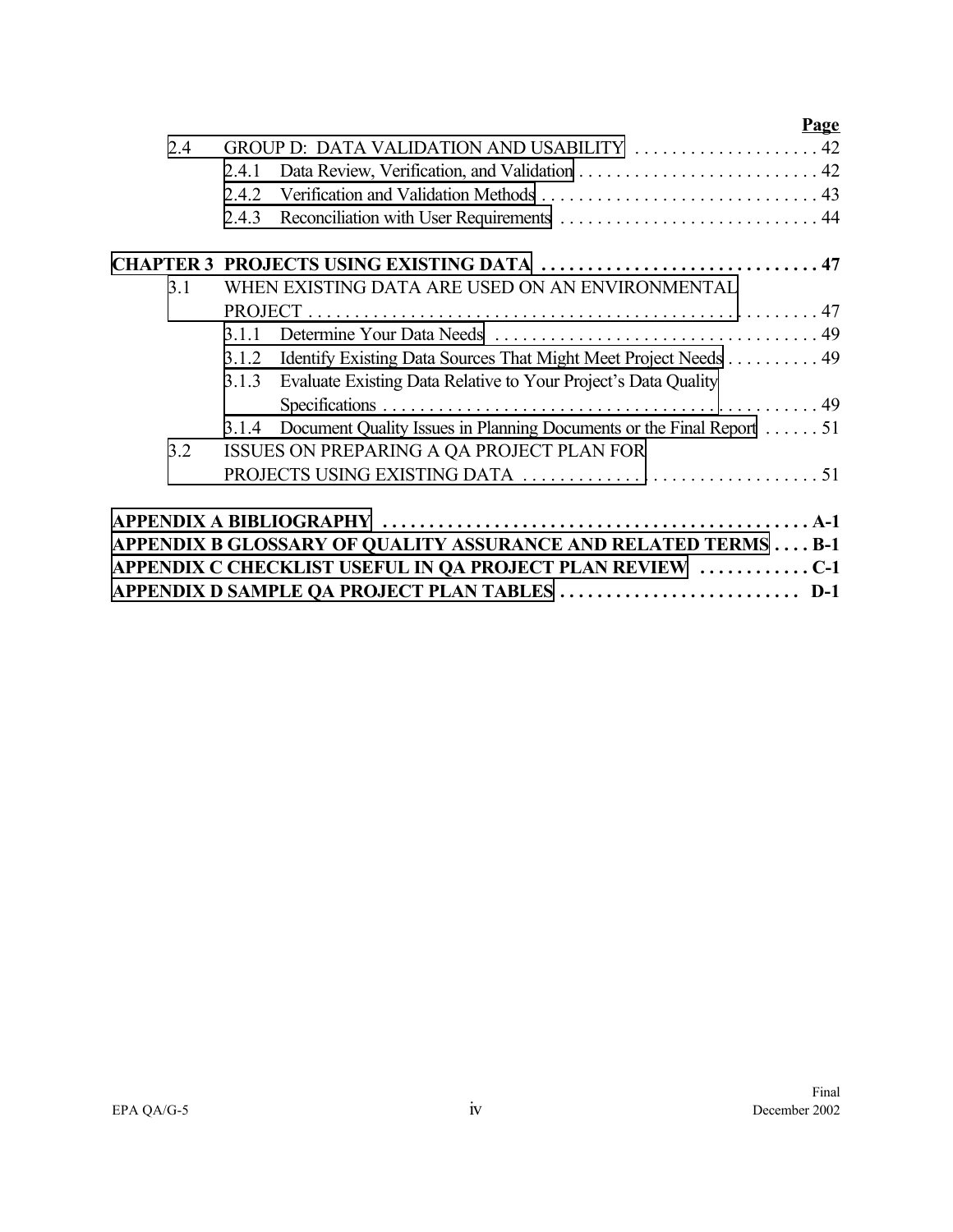| | | Page |
|---|---|---|
| 2.4 | GROUP D: DATA VALIDATION AND USABILITY | 42 |
| | 2.4.1 Data Review, Verification, and Validation | 42 |
| | 2.4.2 Verification and Validation Methods | 43 |
| | 2.4.3 Reconciliation with User Requirements | 44 |
| **CHAPTER 3** | **PROJECTS USING EXISTING DATA** | **47** |
| 3.1 | WHEN EXISTING DATA ARE USED ON AN ENVIRONMENTAL PROJECT | 47 |
| | 3.1.1 Determine Your Data Needs | 49 |
| | 3.1.2 Identify Existing Data Sources That Might Meet Project Needs | 49 |
| | 3.1.3 Evaluate Existing Data Relative to Your Project's Data Quality Specifications | 49 |
| | 3.1.4 Document Quality Issues in Planning Documents or the Final Report | 51 |
| 3.2 | ISSUES ON PREPARING A QA PROJECT PLAN FOR PROJECTS USING EXISTING DATA | 51 |
| **APPENDIX A** | **BIBLIOGRAPHY** | **A-1** |
| **APPENDIX B** | **GLOSSARY OF QUALITY ASSURANCE AND RELATED TERMS** | **B-1** |
| **APPENDIX C** | **CHECKLIST USEFUL IN QA PROJECT PLAN REVIEW** | **C-1** |
| **APPENDIX D** | **SAMPLE QA PROJECT PLAN TABLES** | **D-1** |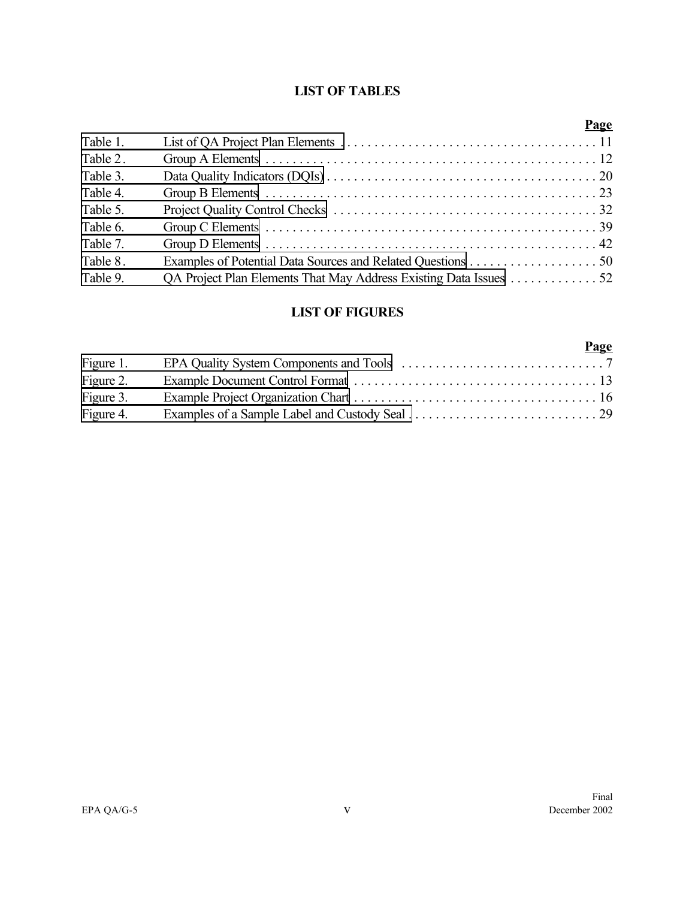## LIST OF TABLES

| | | Page |
|---|---|---|
| Table 1. | List of QA Project Plan Elements | 11 |
| Table 2. | Group A Elements | 12 |
| Table 3. | Data Quality Indicators (DQIs) | 20 |
| Table 4. | Group B Elements | 23 |
| Table 5. | Project Quality Control Checks | 32 |
| Table 6. | Group C Elements | 39 |
| Table 7. | Group D Elements | 42 |
| Table 8. | Examples of Potential Data Sources and Related Questions | 50 |
| Table 9. | QA Project Plan Elements That May Address Existing Data Issues | 52 |

## LIST OF FIGURES

| | | Page |
|---|---|---|
| Figure 1. | EPA Quality System Components and Tools | 7 |
| Figure 2. | Example Document Control Format | 13 |
| Figure 3. | Example Project Organization Chart | 16 |
| Figure 4. | Examples of a Sample Label and Custody Seal | 29 |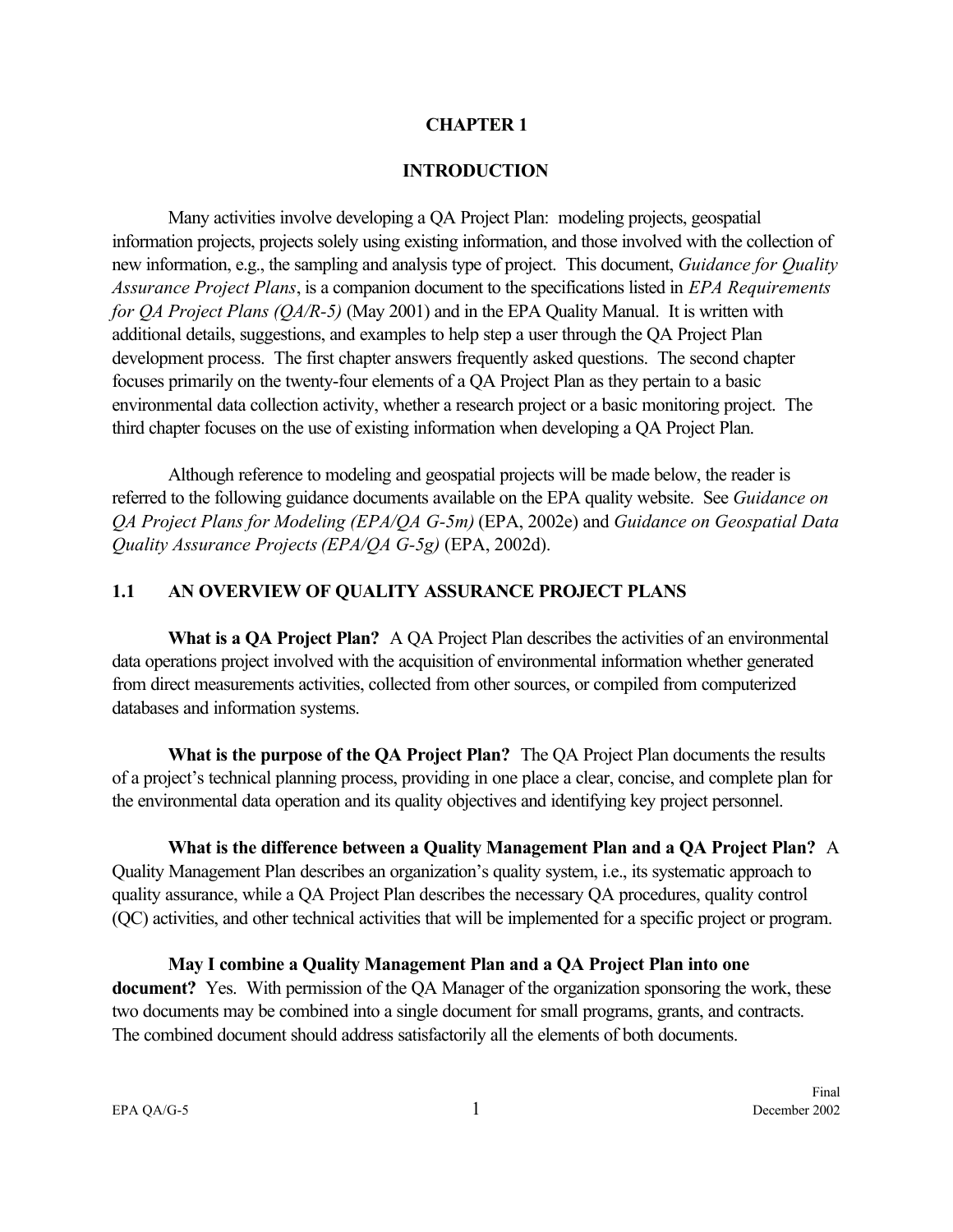# CHAPTER 1

# INTRODUCTION

Many activities involve developing a QA Project Plan: modeling projects, geospatial information projects, projects solely using existing information, and those involved with the collection of new information, e.g., the sampling and analysis type of project. This document, *Guidance for Quality Assurance Project Plans*, is a companion document to the specifications listed in *EPA Requirements for QA Project Plans (QA/R-5)* (May 2001) and in the EPA Quality Manual. It is written with additional details, suggestions, and examples to help step a user through the QA Project Plan development process. The first chapter answers frequently asked questions. The second chapter focuses primarily on the twenty-four elements of a QA Project Plan as they pertain to a basic environmental data collection activity, whether a research project or a basic monitoring project. The third chapter focuses on the use of existing information when developing a QA Project Plan.

Although reference to modeling and geospatial projects will be made below, the reader is referred to the following guidance documents available on the EPA quality website. See *Guidance on QA Project Plans for Modeling (EPA/QA G-5m)* (EPA, 2002e) and *Guidance on Geospatial Data Quality Assurance Projects (EPA/QA G-5g)* (EPA, 2002d).

## 1.1 AN OVERVIEW OF QUALITY ASSURANCE PROJECT PLANS

**What is a QA Project Plan?** A QA Project Plan describes the activities of an environmental data operations project involved with the acquisition of environmental information whether generated from direct measurements activities, collected from other sources, or compiled from computerized databases and information systems.

**What is the purpose of the QA Project Plan?** The QA Project Plan documents the results of a project's technical planning process, providing in one place a clear, concise, and complete plan for the environmental data operation and its quality objectives and identifying key project personnel.

**What is the difference between a Quality Management Plan and a QA Project Plan?** A Quality Management Plan describes an organization's quality system, i.e., its systematic approach to quality assurance, while a QA Project Plan describes the necessary QA procedures, quality control (QC) activities, and other technical activities that will be implemented for a specific project or program.

**May I combine a Quality Management Plan and a QA Project Plan into one document?** Yes. With permission of the QA Manager of the organization sponsoring the work, these two documents may be combined into a single document for small programs, grants, and contracts. The combined document should address satisfactorily all the elements of both documents.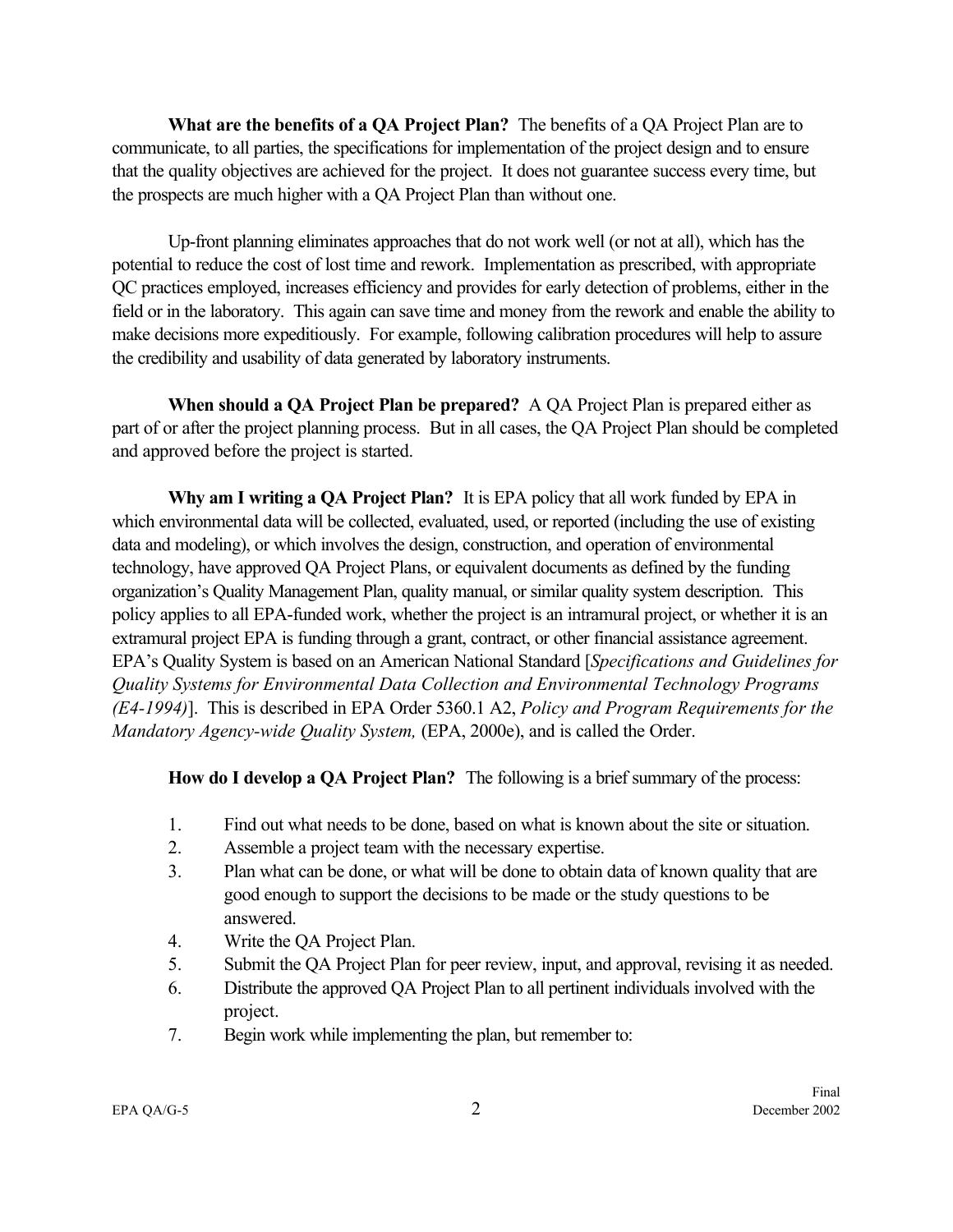**What are the benefits of a QA Project Plan?** The benefits of a QA Project Plan are to communicate, to all parties, the specifications for implementation of the project design and to ensure that the quality objectives are achieved for the project. It does not guarantee success every time, but the prospects are much higher with a QA Project Plan than without one.

Up-front planning eliminates approaches that do not work well (or not at all), which has the potential to reduce the cost of lost time and rework. Implementation as prescribed, with appropriate QC practices employed, increases efficiency and provides for early detection of problems, either in the field or in the laboratory. This again can save time and money from the rework and enable the ability to make decisions more expeditiously. For example, following calibration procedures will help to assure the credibility and usability of data generated by laboratory instruments.

**When should a QA Project Plan be prepared?** A QA Project Plan is prepared either as part of or after the project planning process. But in all cases, the QA Project Plan should be completed and approved before the project is started.

**Why am I writing a QA Project Plan?** It is EPA policy that all work funded by EPA in which environmental data will be collected, evaluated, used, or reported (including the use of existing data and modeling), or which involves the design, construction, and operation of environmental technology, have approved QA Project Plans, or equivalent documents as defined by the funding organization's Quality Management Plan, quality manual, or similar quality system description. This policy applies to all EPA-funded work, whether the project is an intramural project, or whether it is an extramural project EPA is funding through a grant, contract, or other financial assistance agreement. EPA's Quality System is based on an American National Standard [*Specifications and Guidelines for Quality Systems for Environmental Data Collection and Environmental Technology Programs (E4-1994)*]. This is described in EPA Order 5360.1 A2, *Policy and Program Requirements for the Mandatory Agency-wide Quality System,* (EPA, 2000e), and is called the Order.

**How do I develop a QA Project Plan?** The following is a brief summary of the process:

1. Find out what needs to be done, based on what is known about the site or situation.
2. Assemble a project team with the necessary expertise.
3. Plan what can be done, or what will be done to obtain data of known quality that are good enough to support the decisions to be made or the study questions to be answered.
4. Write the QA Project Plan.
5. Submit the QA Project Plan for peer review, input, and approval, revising it as needed.
6. Distribute the approved QA Project Plan to all pertinent individuals involved with the project.
7. Begin work while implementing the plan, but remember to: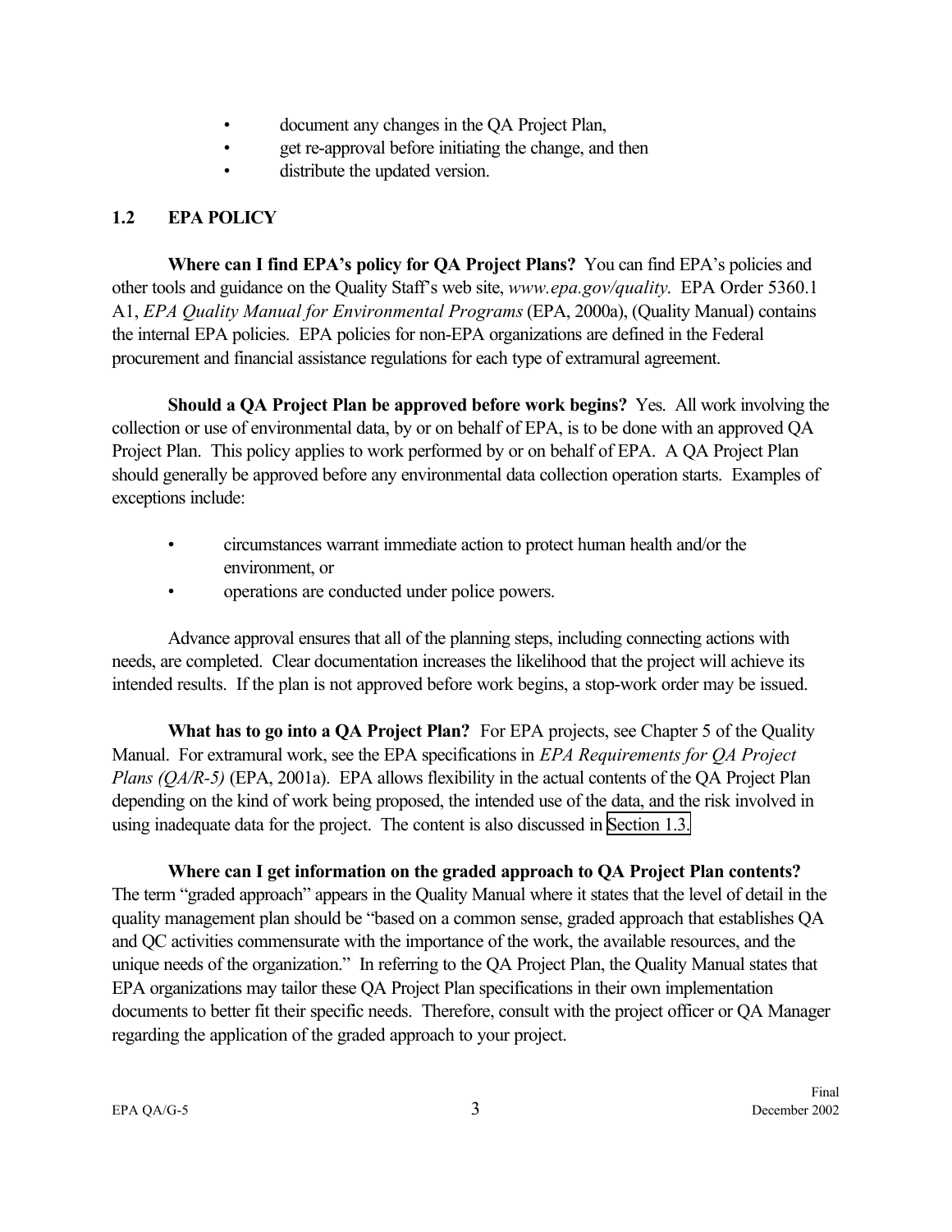- document any changes in the QA Project Plan,
- get re-approval before initiating the change, and then
- distribute the updated version.

## 1.2 EPA POLICY

**Where can I find EPA's policy for QA Project Plans?** You can find EPA's policies and other tools and guidance on the Quality Staff's web site, *www.epa.gov/quality*. EPA Order 5360.1 A1, *EPA Quality Manual for Environmental Programs* (EPA, 2000a), (Quality Manual) contains the internal EPA policies. EPA policies for non-EPA organizations are defined in the Federal procurement and financial assistance regulations for each type of extramural agreement.

**Should a QA Project Plan be approved before work begins?** Yes. All work involving the collection or use of environmental data, by or on behalf of EPA, is to be done with an approved QA Project Plan. This policy applies to work performed by or on behalf of EPA. A QA Project Plan should generally be approved before any environmental data collection operation starts. Examples of exceptions include:

- circumstances warrant immediate action to protect human health and/or the environment, or
- operations are conducted under police powers.

Advance approval ensures that all of the planning steps, including connecting actions with needs, are completed. Clear documentation increases the likelihood that the project will achieve its intended results. If the plan is not approved before work begins, a stop-work order may be issued.

**What has to go into a QA Project Plan?** For EPA projects, see Chapter 5 of the Quality Manual. For extramural work, see the EPA specifications in *EPA Requirements for QA Project Plans (QA/R-5)* (EPA, 2001a). EPA allows flexibility in the actual contents of the QA Project Plan depending on the kind of work being proposed, the intended use of the data, and the risk involved in using inadequate data for the project. The content is also discussed in Section 1.3.

**Where can I get information on the graded approach to QA Project Plan contents?** The term "graded approach" appears in the Quality Manual where it states that the level of detail in the quality management plan should be "based on a common sense, graded approach that establishes QA and QC activities commensurate with the importance of the work, the available resources, and the unique needs of the organization." In referring to the QA Project Plan, the Quality Manual states that EPA organizations may tailor these QA Project Plan specifications in their own implementation documents to better fit their specific needs. Therefore, consult with the project officer or QA Manager regarding the application of the graded approach to your project.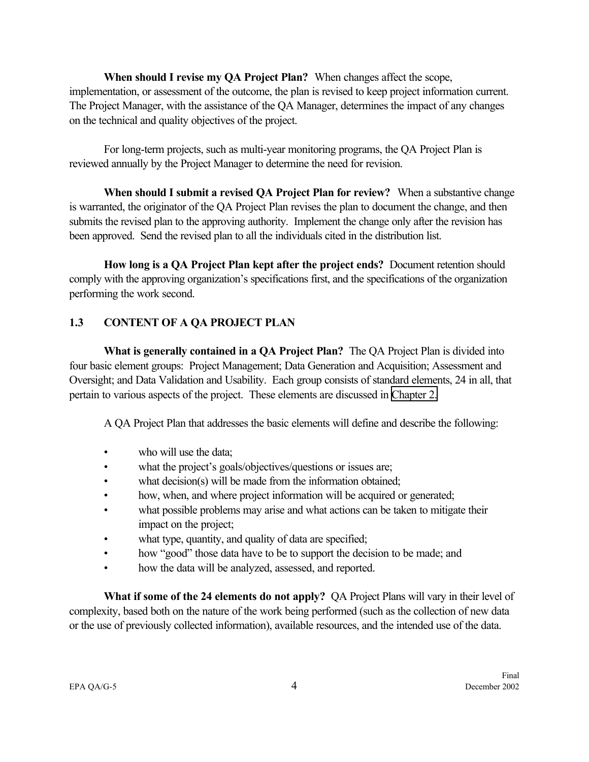**When should I revise my QA Project Plan?** When changes affect the scope, implementation, or assessment of the outcome, the plan is revised to keep project information current. The Project Manager, with the assistance of the QA Manager, determines the impact of any changes on the technical and quality objectives of the project.

For long-term projects, such as multi-year monitoring programs, the QA Project Plan is reviewed annually by the Project Manager to determine the need for revision.

**When should I submit a revised QA Project Plan for review?** When a substantive change is warranted, the originator of the QA Project Plan revises the plan to document the change, and then submits the revised plan to the approving authority. Implement the change only after the revision has been approved. Send the revised plan to all the individuals cited in the distribution list.

**How long is a QA Project Plan kept after the project ends?** Document retention should comply with the approving organization's specifications first, and the specifications of the organization performing the work second.

## 1.3 CONTENT OF A QA PROJECT PLAN

**What is generally contained in a QA Project Plan?** The QA Project Plan is divided into four basic element groups: Project Management; Data Generation and Acquisition; Assessment and Oversight; and Data Validation and Usability. Each group consists of standard elements, 24 in all, that pertain to various aspects of the project. These elements are discussed in Chapter 2.

A QA Project Plan that addresses the basic elements will define and describe the following:

- who will use the data;
- what the project's goals/objectives/questions or issues are;
- what decision(s) will be made from the information obtained;
- how, when, and where project information will be acquired or generated;
- what possible problems may arise and what actions can be taken to mitigate their impact on the project;
- what type, quantity, and quality of data are specified;
- how "good" those data have to be to support the decision to be made; and
- how the data will be analyzed, assessed, and reported.

**What if some of the 24 elements do not apply?** QA Project Plans will vary in their level of complexity, based both on the nature of the work being performed (such as the collection of new data or the use of previously collected information), available resources, and the intended use of the data.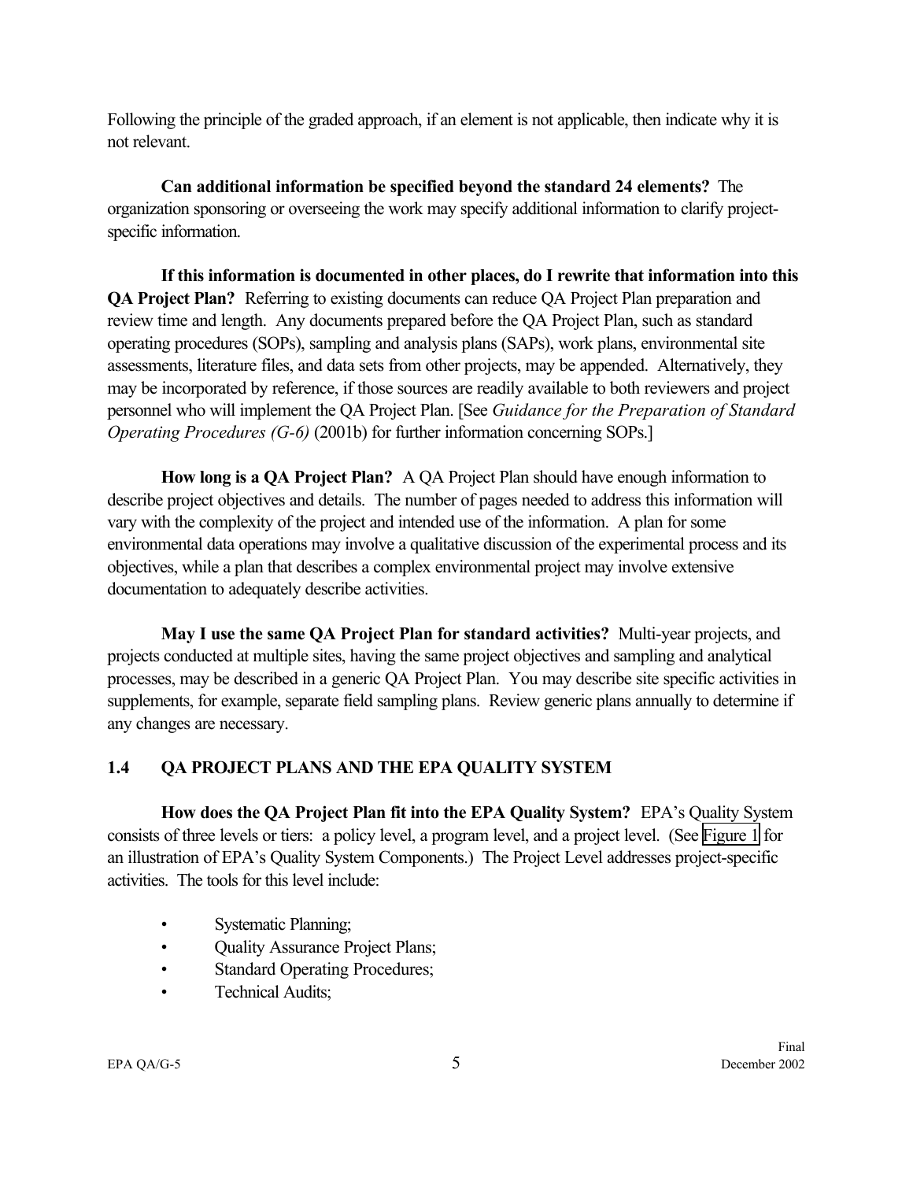Following the principle of the graded approach, if an element is not applicable, then indicate why it is not relevant.

**Can additional information be specified beyond the standard 24 elements?** The organization sponsoring or overseeing the work may specify additional information to clarify project-specific information.

**If this information is documented in other places, do I rewrite that information into this QA Project Plan?** Referring to existing documents can reduce QA Project Plan preparation and review time and length. Any documents prepared before the QA Project Plan, such as standard operating procedures (SOPs), sampling and analysis plans (SAPs), work plans, environmental site assessments, literature files, and data sets from other projects, may be appended. Alternatively, they may be incorporated by reference, if those sources are readily available to both reviewers and project personnel who will implement the QA Project Plan. [See *Guidance for the Preparation of Standard Operating Procedures (G-6)* (2001b) for further information concerning SOPs.]

**How long is a QA Project Plan?** A QA Project Plan should have enough information to describe project objectives and details. The number of pages needed to address this information will vary with the complexity of the project and intended use of the information. A plan for some environmental data operations may involve a qualitative discussion of the experimental process and its objectives, while a plan that describes a complex environmental project may involve extensive documentation to adequately describe activities.

**May I use the same QA Project Plan for standard activities?** Multi-year projects, and projects conducted at multiple sites, having the same project objectives and sampling and analytical processes, may be described in a generic QA Project Plan. You may describe site specific activities in supplements, for example, separate field sampling plans. Review generic plans annually to determine if any changes are necessary.

## 1.4 QA PROJECT PLANS AND THE EPA QUALITY SYSTEM

**How does the QA Project Plan fit into the EPA Quality System?** EPA's Quality System consists of three levels or tiers: a policy level, a program level, and a project level. (See Figure 1 for an illustration of EPA's Quality System Components.) The Project Level addresses project-specific activities. The tools for this level include:

- Systematic Planning;
- Quality Assurance Project Plans;
- Standard Operating Procedures;
- Technical Audits;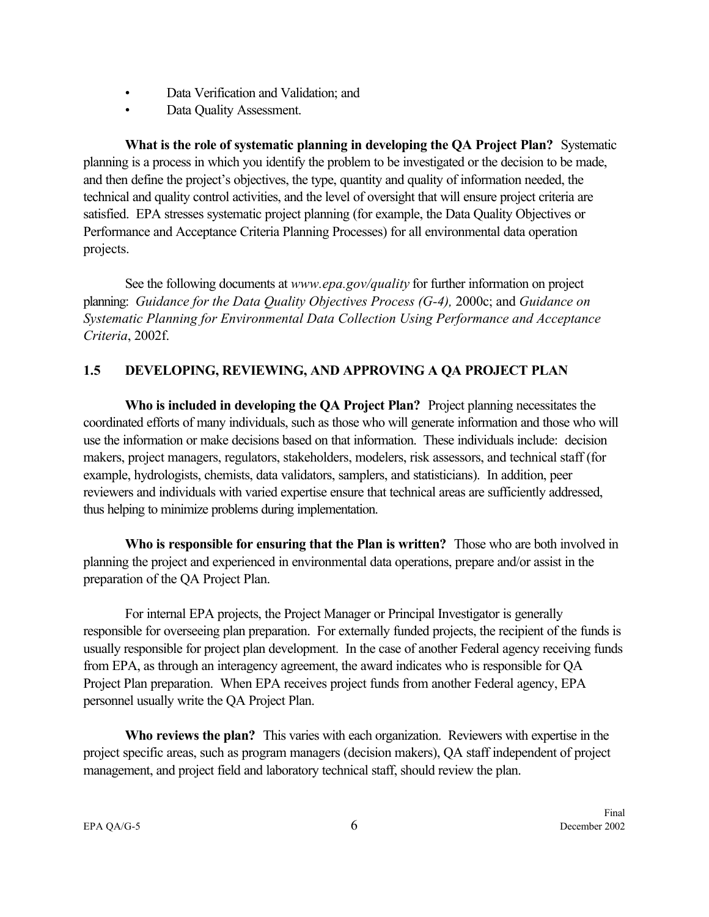- Data Verification and Validation; and
- Data Quality Assessment.

**What is the role of systematic planning in developing the QA Project Plan?** Systematic planning is a process in which you identify the problem to be investigated or the decision to be made, and then define the project's objectives, the type, quantity and quality of information needed, the technical and quality control activities, and the level of oversight that will ensure project criteria are satisfied. EPA stresses systematic project planning (for example, the Data Quality Objectives or Performance and Acceptance Criteria Planning Processes) for all environmental data operation projects.

See the following documents at *www.epa.gov/quality* for further information on project planning: *Guidance for the Data Quality Objectives Process (G-4),* 2000c; and *Guidance on Systematic Planning for Environmental Data Collection Using Performance and Acceptance Criteria*, 2002f.

## 1.5 DEVELOPING, REVIEWING, AND APPROVING A QA PROJECT PLAN

**Who is included in developing the QA Project Plan?** Project planning necessitates the coordinated efforts of many individuals, such as those who will generate information and those who will use the information or make decisions based on that information. These individuals include: decision makers, project managers, regulators, stakeholders, modelers, risk assessors, and technical staff (for example, hydrologists, chemists, data validators, samplers, and statisticians). In addition, peer reviewers and individuals with varied expertise ensure that technical areas are sufficiently addressed, thus helping to minimize problems during implementation.

**Who is responsible for ensuring that the Plan is written?** Those who are both involved in planning the project and experienced in environmental data operations, prepare and/or assist in the preparation of the QA Project Plan.

For internal EPA projects, the Project Manager or Principal Investigator is generally responsible for overseeing plan preparation. For externally funded projects, the recipient of the funds is usually responsible for project plan development. In the case of another Federal agency receiving funds from EPA, as through an interagency agreement, the award indicates who is responsible for QA Project Plan preparation. When EPA receives project funds from another Federal agency, EPA personnel usually write the QA Project Plan.

**Who reviews the plan?** This varies with each organization. Reviewers with expertise in the project specific areas, such as program managers (decision makers), QA staff independent of project management, and project field and laboratory technical staff, should review the plan.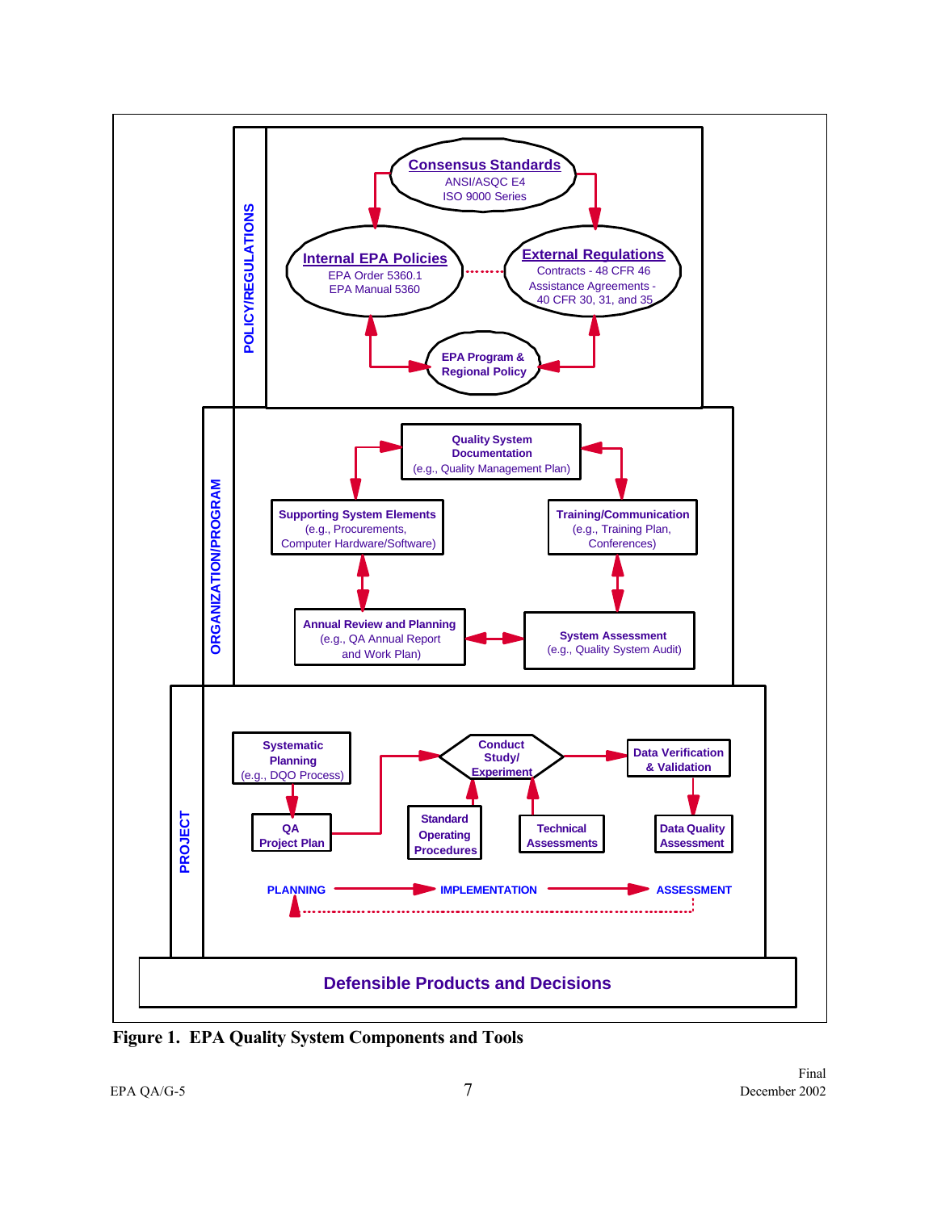**POLICY/REGULATIONS**

**Consensus Standards**
ANSI/ASQC E4
ISO 9000 Series

**Internal EPA Policies**
EPA Order 5360.1
EPA Manual 5360

**External Regulations**
Contracts - 48 CFR 46
Assistance Agreements - 40 CFR 30, 31, and 35

**EPA Program & Regional Policy**

**ORGANIZATION/PROGRAM**

**Quality System Documentation**
(e.g., Quality Management Plan)

**Supporting System Elements**
(e.g., Procurements, Computer Hardware/Software)

**Training/Communication**
(e.g., Training Plan, Conferences)

**Annual Review and Planning**
(e.g., QA Annual Report and Work Plan)

**System Assessment**
(e.g., Quality System Audit)

**PROJECT**

**Systematic Planning**
(e.g., DQO Process)

**QA Project Plan**

**Conduct Study/ Experiment**

**Standard Operating Procedures**

**Technical Assessments**

**Data Verification & Validation**

**Data Quality Assessment**

**PLANNING** → **IMPLEMENTATION** → **ASSESSMENT**

**Defensible Products and Decisions**

**Figure 1. EPA Quality System Components and Tools**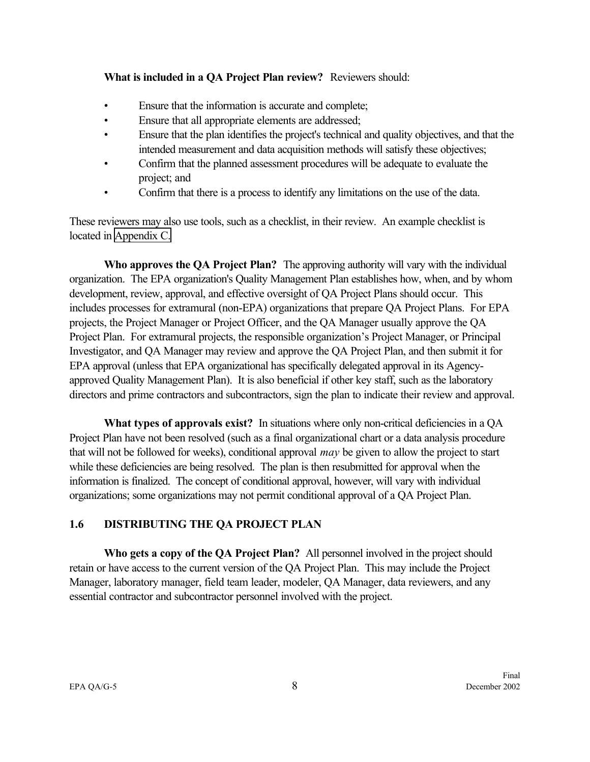**What is included in a QA Project Plan review?** Reviewers should:

- Ensure that the information is accurate and complete;
- Ensure that all appropriate elements are addressed;
- Ensure that the plan identifies the project's technical and quality objectives, and that the intended measurement and data acquisition methods will satisfy these objectives;
- Confirm that the planned assessment procedures will be adequate to evaluate the project; and
- Confirm that there is a process to identify any limitations on the use of the data.

These reviewers may also use tools, such as a checklist, in their review. An example checklist is located in Appendix C.

**Who approves the QA Project Plan?** The approving authority will vary with the individual organization. The EPA organization's Quality Management Plan establishes how, when, and by whom development, review, approval, and effective oversight of QA Project Plans should occur. This includes processes for extramural (non-EPA) organizations that prepare QA Project Plans. For EPA projects, the Project Manager or Project Officer, and the QA Manager usually approve the QA Project Plan. For extramural projects, the responsible organization's Project Manager, or Principal Investigator, and QA Manager may review and approve the QA Project Plan, and then submit it for EPA approval (unless that EPA organizational has specifically delegated approval in its Agency-approved Quality Management Plan). It is also beneficial if other key staff, such as the laboratory directors and prime contractors and subcontractors, sign the plan to indicate their review and approval.

**What types of approvals exist?** In situations where only non-critical deficiencies in a QA Project Plan have not been resolved (such as a final organizational chart or a data analysis procedure that will not be followed for weeks), conditional approval *may* be given to allow the project to start while these deficiencies are being resolved. The plan is then resubmitted for approval when the information is finalized. The concept of conditional approval, however, will vary with individual organizations; some organizations may not permit conditional approval of a QA Project Plan.

## 1.6 DISTRIBUTING THE QA PROJECT PLAN

**Who gets a copy of the QA Project Plan?** All personnel involved in the project should retain or have access to the current version of the QA Project Plan. This may include the Project Manager, laboratory manager, field team leader, modeler, QA Manager, data reviewers, and any essential contractor and subcontractor personnel involved with the project.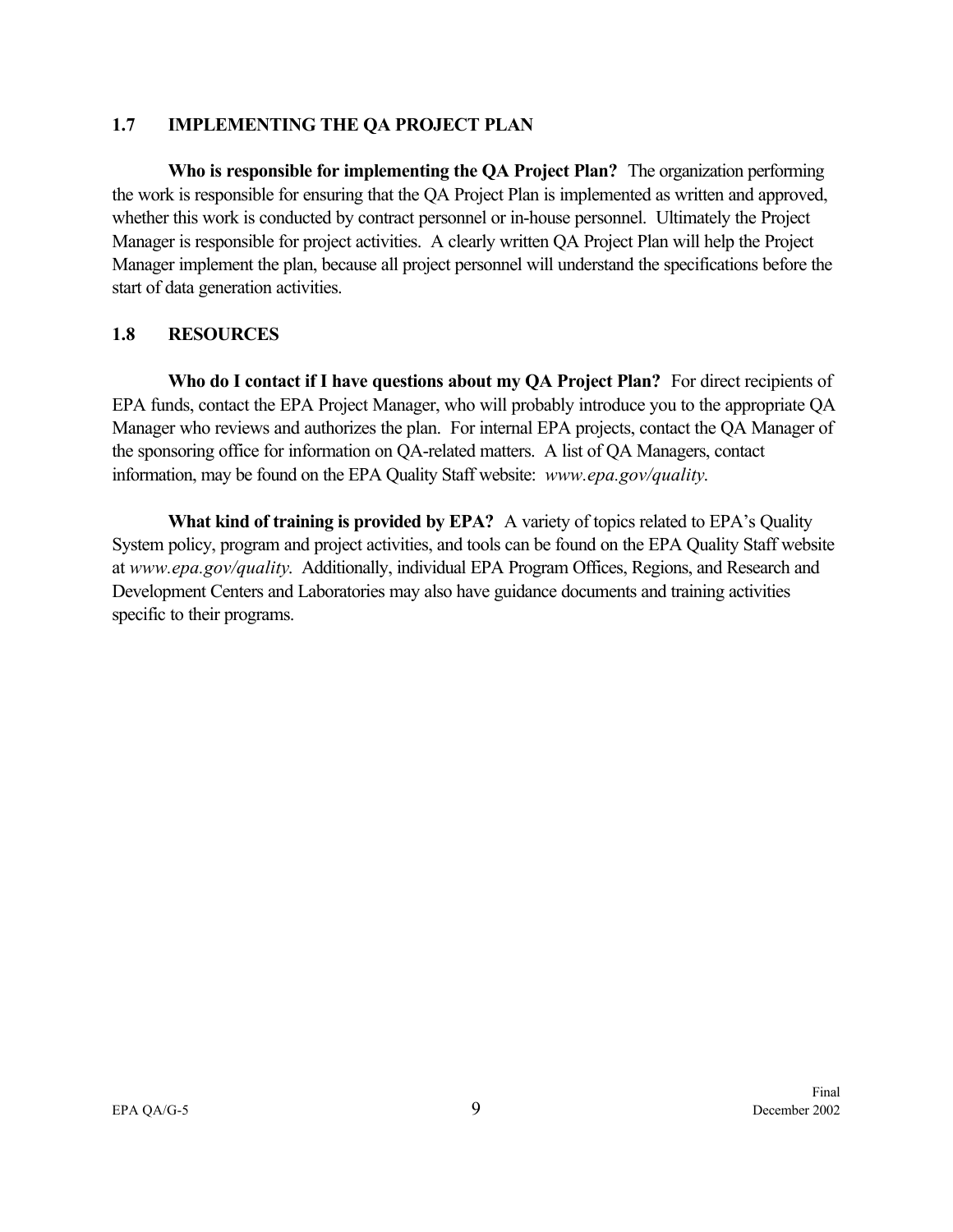## 1.7 IMPLEMENTING THE QA PROJECT PLAN

**Who is responsible for implementing the QA Project Plan?** The organization performing the work is responsible for ensuring that the QA Project Plan is implemented as written and approved, whether this work is conducted by contract personnel or in-house personnel. Ultimately the Project Manager is responsible for project activities. A clearly written QA Project Plan will help the Project Manager implement the plan, because all project personnel will understand the specifications before the start of data generation activities.

## 1.8 RESOURCES

**Who do I contact if I have questions about my QA Project Plan?** For direct recipients of EPA funds, contact the EPA Project Manager, who will probably introduce you to the appropriate QA Manager who reviews and authorizes the plan. For internal EPA projects, contact the QA Manager of the sponsoring office for information on QA-related matters. A list of QA Managers, contact information, may be found on the EPA Quality Staff website: *www.epa.gov/quality*.

**What kind of training is provided by EPA?** A variety of topics related to EPA's Quality System policy, program and project activities, and tools can be found on the EPA Quality Staff website at *www.epa.gov/quality*. Additionally, individual EPA Program Offices, Regions, and Research and Development Centers and Laboratories may also have guidance documents and training activities specific to their programs.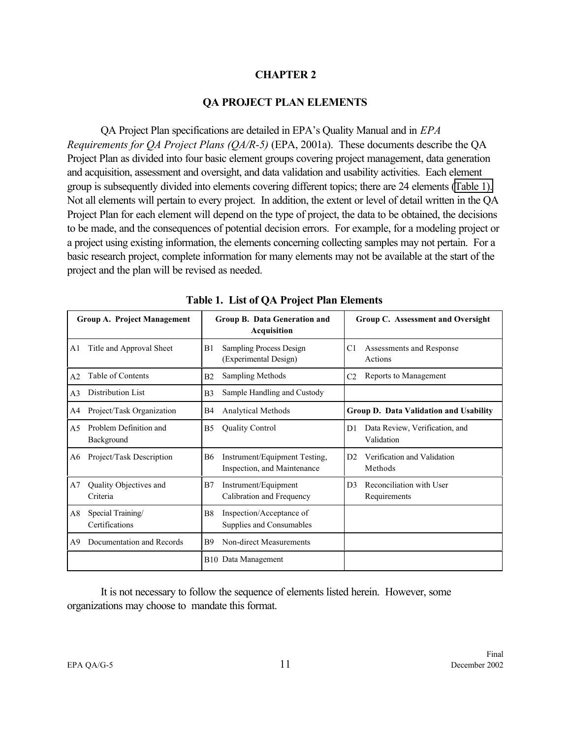# CHAPTER 2

## QA PROJECT PLAN ELEMENTS

QA Project Plan specifications are detailed in EPA's Quality Manual and in *EPA Requirements for QA Project Plans (QA/R-5)* (EPA, 2001a). These documents describe the QA Project Plan as divided into four basic element groups covering project management, data generation and acquisition, assessment and oversight, and data validation and usability activities. Each element group is subsequently divided into elements covering different topics; there are 24 elements (Table 1). Not all elements will pertain to every project. In addition, the extent or level of detail written in the QA Project Plan for each element will depend on the type of project, the data to be obtained, the decisions to be made, and the consequences of potential decision errors. For example, for a modeling project or a project using existing information, the elements concerning collecting samples may not pertain. For a basic research project, complete information for many elements may not be available at the start of the project and the plan will be revised as needed.

**Table 1. List of QA Project Plan Elements**

| Group A. Project Management | Group B. Data Generation and Acquisition | Group C. Assessment and Oversight |
|---|---|---|
| A1 Title and Approval Sheet | B1 Sampling Process Design (Experimental Design) | C1 Assessments and Response Actions |
| A2 Table of Contents | B2 Sampling Methods | C2 Reports to Management |
| A3 Distribution List | B3 Sample Handling and Custody | |
| A4 Project/Task Organization | B4 Analytical Methods | **Group D. Data Validation and Usability** |
| A5 Problem Definition and Background | B5 Quality Control | D1 Data Review, Verification, and Validation |
| A6 Project/Task Description | B6 Instrument/Equipment Testing, Inspection, and Maintenance | D2 Verification and Validation Methods |
| A7 Quality Objectives and Criteria | B7 Instrument/Equipment Calibration and Frequency | D3 Reconciliation with User Requirements |
| A8 Special Training/ Certifications | B8 Inspection/Acceptance of Supplies and Consumables | |
| A9 Documentation and Records | B9 Non-direct Measurements | |
| | B10 Data Management | |

It is not necessary to follow the sequence of elements listed herein. However, some organizations may choose to mandate this format.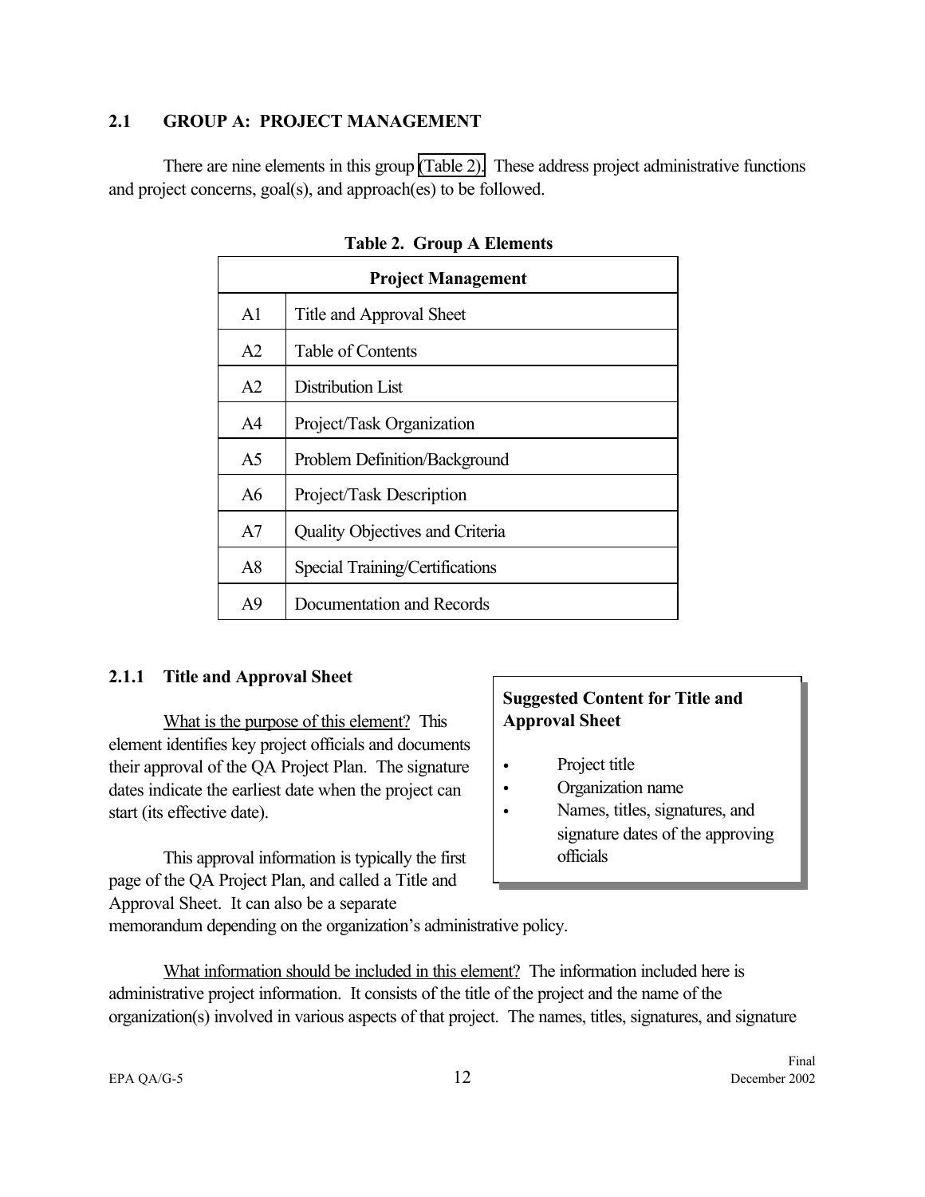## 2.1 GROUP A: PROJECT MANAGEMENT

There are nine elements in this group (Table 2). These address project administrative functions and project concerns, goal(s), and approach(es) to be followed.

**Table 2. Group A Elements**

| Project Management | |
|---|---|
| A1 | Title and Approval Sheet |
| A2 | Table of Contents |
| A2 | Distribution List |
| A4 | Project/Task Organization |
| A5 | Problem Definition/Background |
| A6 | Project/Task Description |
| A7 | Quality Objectives and Criteria |
| A8 | Special Training/Certifications |
| A9 | Documentation and Records |

### 2.1.1 Title and Approval Sheet

> **Suggested Content for Title and Approval Sheet**
>
> - Project title
> - Organization name
> - Names, titles, signatures, and signature dates of the approving officials

What is the purpose of this element? This element identifies key project officials and documents their approval of the QA Project Plan. The signature dates indicate the earliest date when the project can start (its effective date).

This approval information is typically the first page of the QA Project Plan, and called a Title and Approval Sheet. It can also be a separate memorandum depending on the organization's administrative policy.

What information should be included in this element? The information included here is administrative project information. It consists of the title of the project and the name of the organization(s) involved in various aspects of that project. The names, titles, signatures, and signature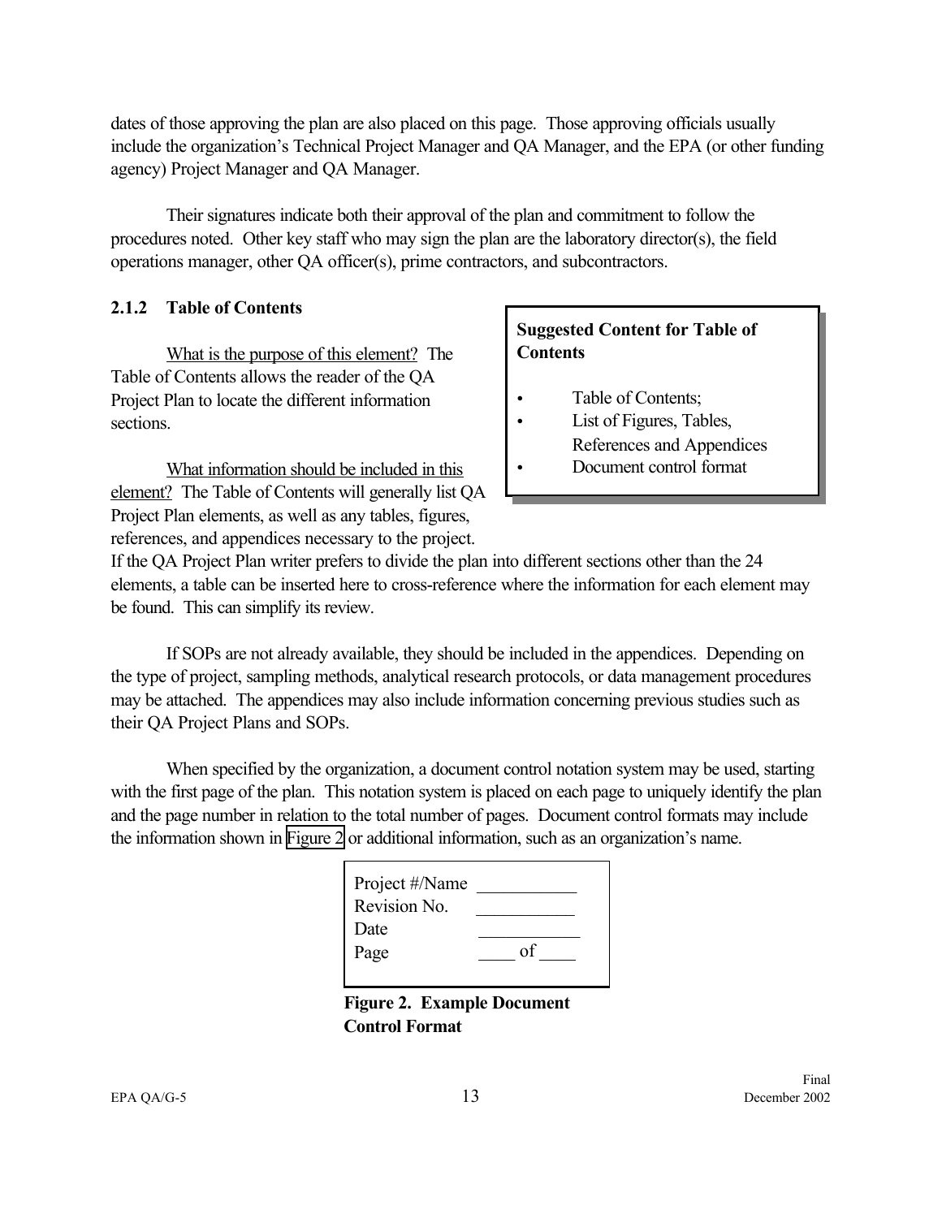dates of those approving the plan are also placed on this page. Those approving officials usually include the organization's Technical Project Manager and QA Manager, and the EPA (or other funding agency) Project Manager and QA Manager.

Their signatures indicate both their approval of the plan and commitment to follow the procedures noted. Other key staff who may sign the plan are the laboratory director(s), the field operations manager, other QA officer(s), prime contractors, and subcontractors.

### 2.1.2 Table of Contents

> **Suggested Content for Table of Contents**
>
> - Table of Contents;
> - List of Figures, Tables, References and Appendices
> - Document control format

What is the purpose of this element? The Table of Contents allows the reader of the QA Project Plan to locate the different information sections.

What information should be included in this element? The Table of Contents will generally list QA Project Plan elements, as well as any tables, figures, references, and appendices necessary to the project. If the QA Project Plan writer prefers to divide the plan into different sections other than the 24 elements, a table can be inserted here to cross-reference where the information for each element may be found. This can simplify its review.

If SOPs are not already available, they should be included in the appendices. Depending on the type of project, sampling methods, analytical research protocols, or data management procedures may be attached. The appendices may also include information concerning previous studies such as their QA Project Plans and SOPs.

When specified by the organization, a document control notation system may be used, starting with the first page of the plan. This notation system is placed on each page to uniquely identify the plan and the page number in relation to the total number of pages. Document control formats may include the information shown in Figure 2 or additional information, such as an organization's name.

| | |
|---|---|
| Project #/Name | \_\_\_\_\_\_\_\_\_\_\_ |
| Revision No. | \_\_\_\_\_\_\_\_\_\_\_ |
| Date | \_\_\_\_\_\_\_\_\_\_\_ |
| Page | \_\_\_\_ of \_\_\_\_ |

**Figure 2. Example Document Control Format**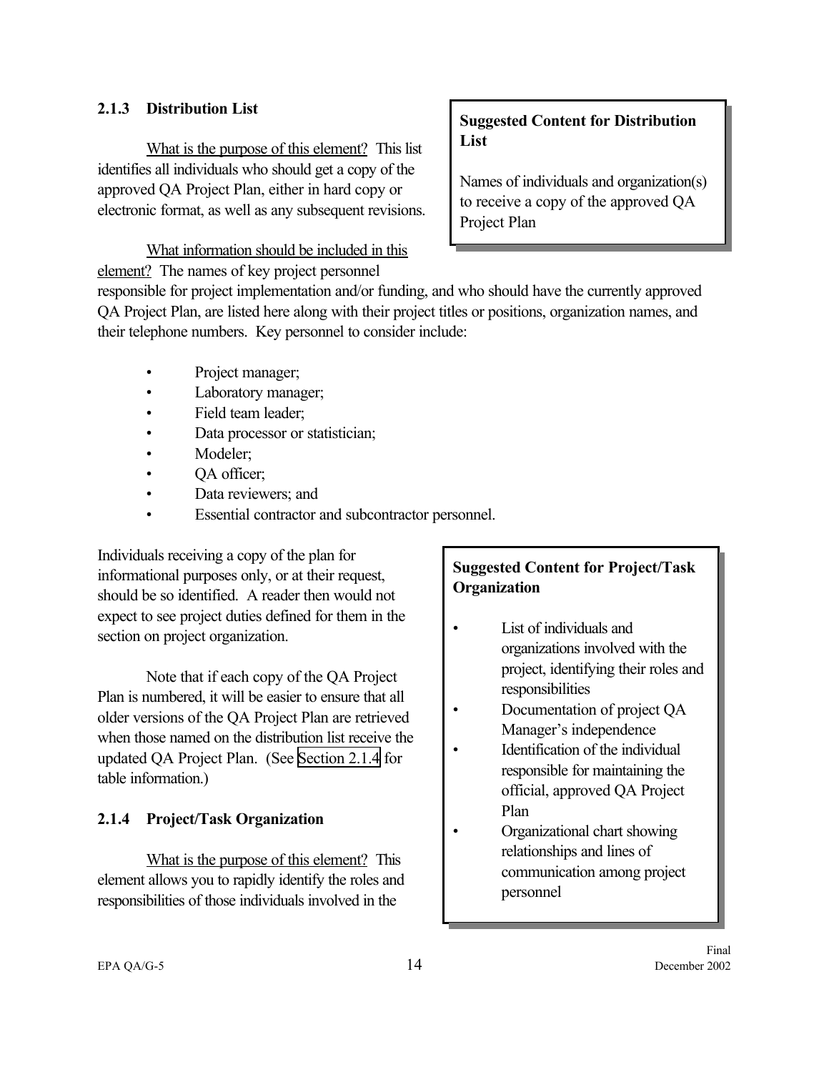### 2.1.3 Distribution List

> **Suggested Content for Distribution List**
>
> Names of individuals and organization(s) to receive a copy of the approved QA Project Plan

What is the purpose of this element? This list identifies all individuals who should get a copy of the approved QA Project Plan, either in hard copy or electronic format, as well as any subsequent revisions.

What information should be included in this element? The names of key project personnel responsible for project implementation and/or funding, and who should have the currently approved QA Project Plan, are listed here along with their project titles or positions, organization names, and their telephone numbers. Key personnel to consider include:

- Project manager;
- Laboratory manager;
- Field team leader;
- Data processor or statistician;
- Modeler;
- QA officer;
- Data reviewers; and
- Essential contractor and subcontractor personnel.

Individuals receiving a copy of the plan for informational purposes only, or at their request, should be so identified. A reader then would not expect to see project duties defined for them in the section on project organization.

Note that if each copy of the QA Project Plan is numbered, it will be easier to ensure that all older versions of the QA Project Plan are retrieved when those named on the distribution list receive the updated QA Project Plan. (See Section 2.1.4 for table information.)

### 2.1.4 Project/Task Organization

> **Suggested Content for Project/Task Organization**
>
> - List of individuals and organizations involved with the project, identifying their roles and responsibilities
> - Documentation of project QA Manager's independence
> - Identification of the individual responsible for maintaining the official, approved QA Project Plan
> - Organizational chart showing relationships and lines of communication among project personnel

What is the purpose of this element? This element allows you to rapidly identify the roles and responsibilities of those individuals involved in the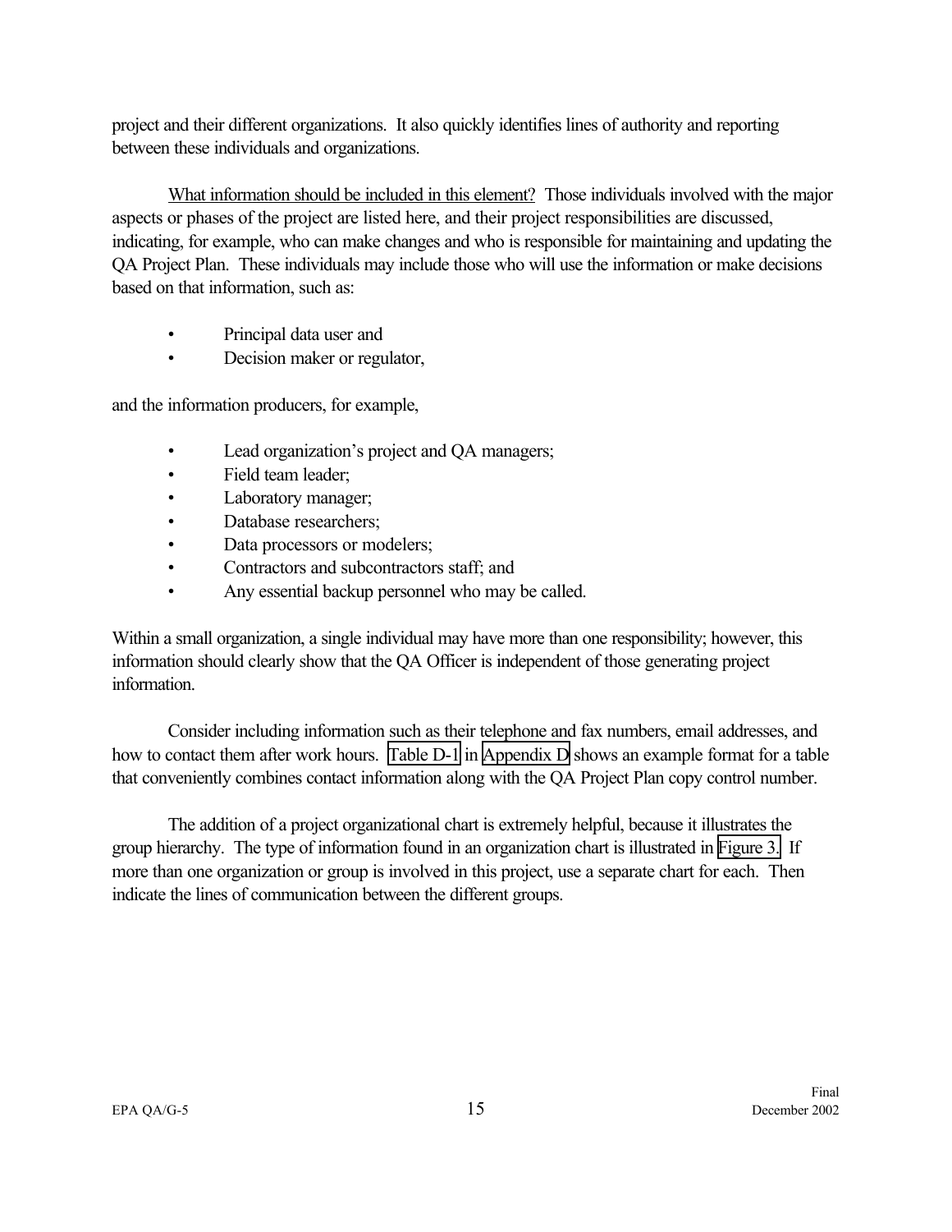project and their different organizations. It also quickly identifies lines of authority and reporting between these individuals and organizations.

What information should be included in this element? Those individuals involved with the major aspects or phases of the project are listed here, and their project responsibilities are discussed, indicating, for example, who can make changes and who is responsible for maintaining and updating the QA Project Plan. These individuals may include those who will use the information or make decisions based on that information, such as:

- Principal data user and
- Decision maker or regulator,

and the information producers, for example,

- Lead organization's project and QA managers;
- Field team leader;
- Laboratory manager;
- Database researchers;
- Data processors or modelers;
- Contractors and subcontractors staff; and
- Any essential backup personnel who may be called.

Within a small organization, a single individual may have more than one responsibility; however, this information should clearly show that the QA Officer is independent of those generating project information.

Consider including information such as their telephone and fax numbers, email addresses, and how to contact them after work hours. Table D-1 in Appendix D shows an example format for a table that conveniently combines contact information along with the QA Project Plan copy control number.

The addition of a project organizational chart is extremely helpful, because it illustrates the group hierarchy. The type of information found in an organization chart is illustrated in Figure 3. If more than one organization or group is involved in this project, use a separate chart for each. Then indicate the lines of communication between the different groups.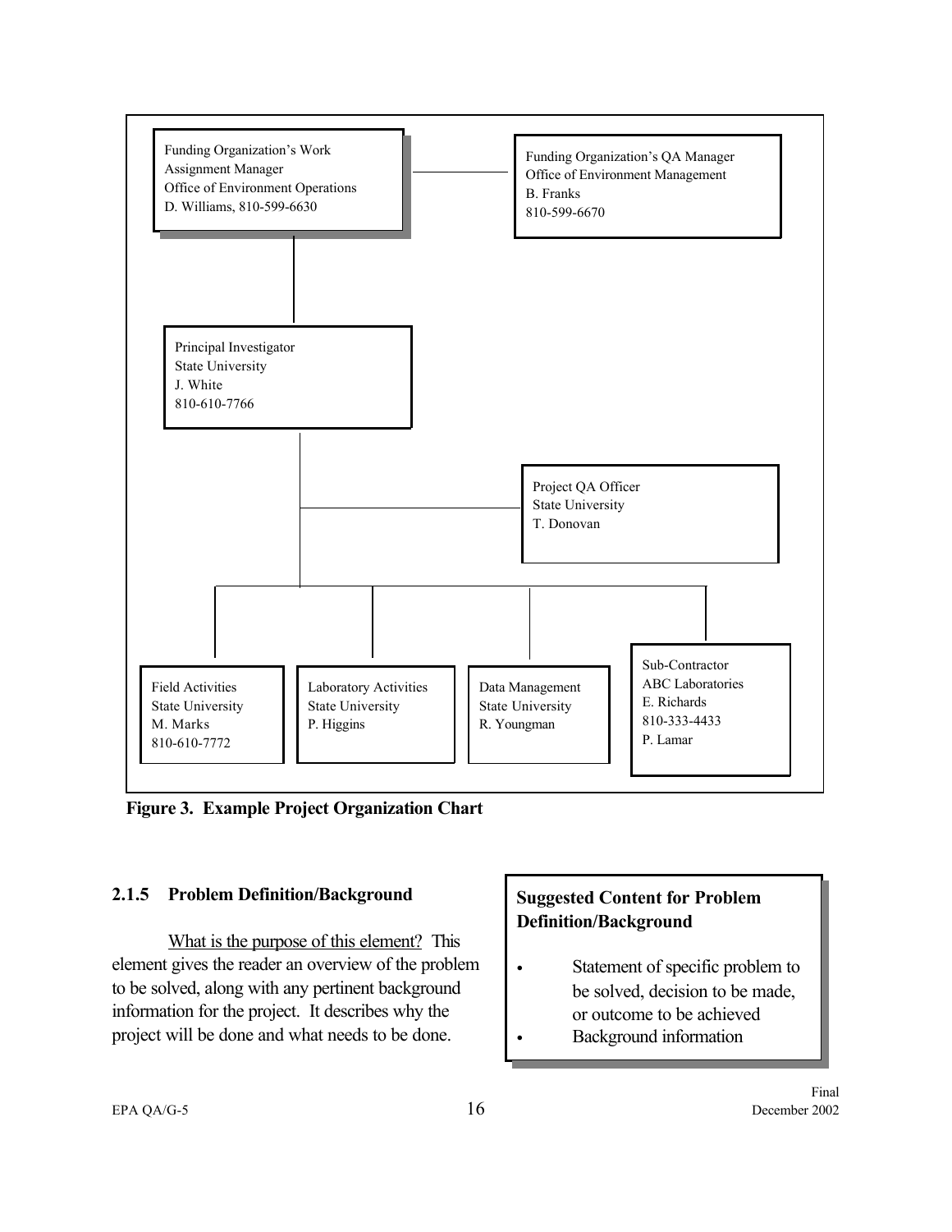Funding Organization's Work Assignment Manager
Office of Environment Operations
D. Williams, 810-599-6630

Funding Organization's QA Manager
Office of Environment Management
B. Franks
810-599-6670

Principal Investigator
State University
J. White
810-610-7766

Project QA Officer
State University
T. Donovan

Field Activities
State University
M. Marks
810-610-7772

Laboratory Activities
State University
P. Higgins

Data Management
State University
R. Youngman

Sub-Contractor
ABC Laboratories
E. Richards
810-333-4433
P. Lamar

**Figure 3. Example Project Organization Chart**

### 2.1.5 Problem Definition/Background

What is the purpose of this element? This element gives the reader an overview of the problem to be solved, along with any pertinent background information for the project. It describes why the project will be done and what needs to be done.

> **Suggested Content for Problem Definition/Background**
>
> - Statement of specific problem to be solved, decision to be made, or outcome to be achieved
> - Background information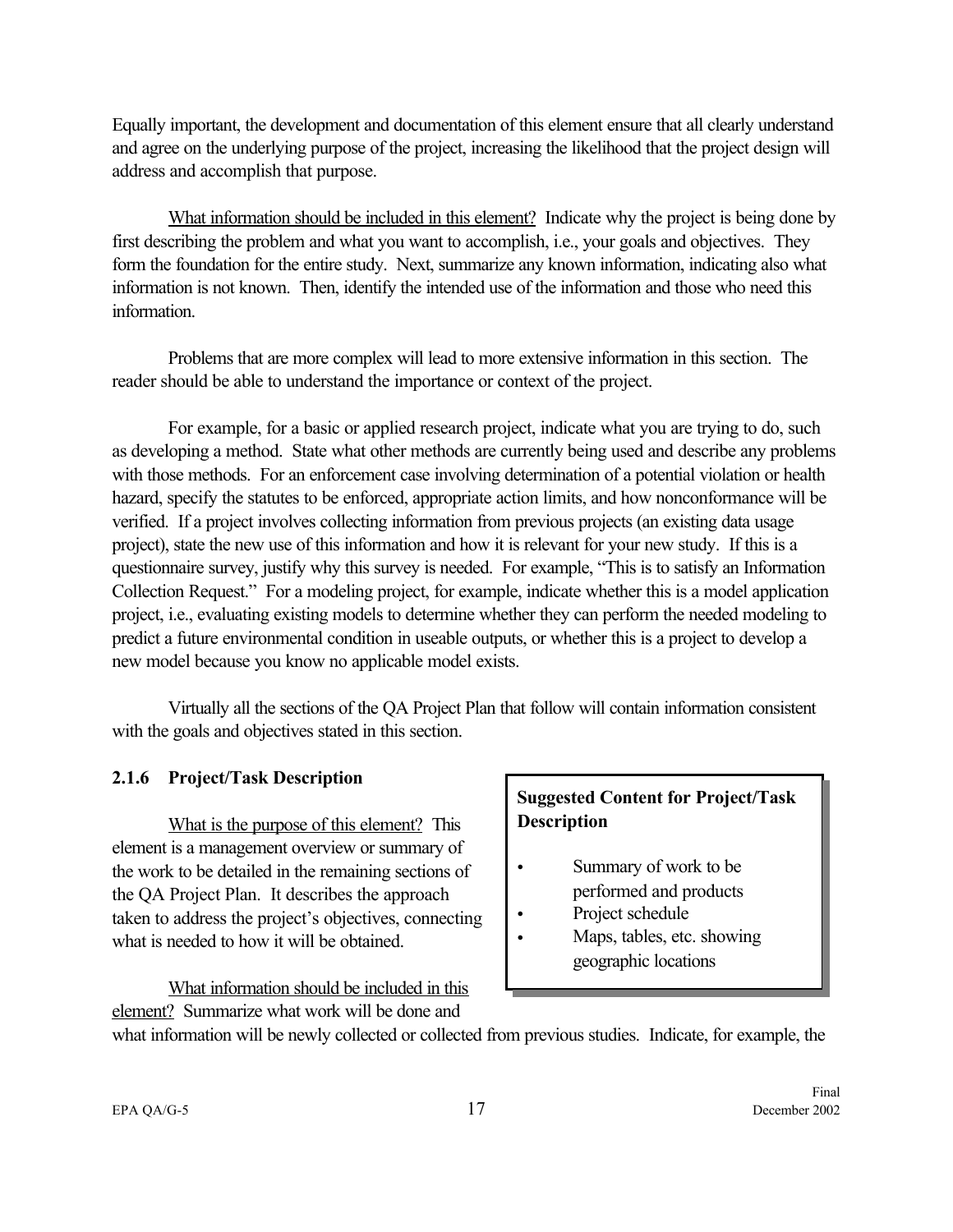Equally important, the development and documentation of this element ensure that all clearly understand and agree on the underlying purpose of the project, increasing the likelihood that the project design will address and accomplish that purpose.

What information should be included in this element? Indicate why the project is being done by first describing the problem and what you want to accomplish, i.e., your goals and objectives. They form the foundation for the entire study. Next, summarize any known information, indicating also what information is not known. Then, identify the intended use of the information and those who need this information.

Problems that are more complex will lead to more extensive information in this section. The reader should be able to understand the importance or context of the project.

For example, for a basic or applied research project, indicate what you are trying to do, such as developing a method. State what other methods are currently being used and describe any problems with those methods. For an enforcement case involving determination of a potential violation or health hazard, specify the statutes to be enforced, appropriate action limits, and how nonconformance will be verified. If a project involves collecting information from previous projects (an existing data usage project), state the new use of this information and how it is relevant for your new study. If this is a questionnaire survey, justify why this survey is needed. For example, "This is to satisfy an Information Collection Request." For a modeling project, for example, indicate whether this is a model application project, i.e., evaluating existing models to determine whether they can perform the needed modeling to predict a future environmental condition in useable outputs, or whether this is a project to develop a new model because you know no applicable model exists.

Virtually all the sections of the QA Project Plan that follow will contain information consistent with the goals and objectives stated in this section.

### 2.1.6 Project/Task Description

> **Suggested Content for Project/Task Description**
>
> - Summary of work to be performed and products
> - Project schedule
> - Maps, tables, etc. showing geographic locations

What is the purpose of this element? This element is a management overview or summary of the work to be detailed in the remaining sections of the QA Project Plan. It describes the approach taken to address the project's objectives, connecting what is needed to how it will be obtained.

What information should be included in this element? Summarize what work will be done and what information will be newly collected or collected from previous studies. Indicate, for example, the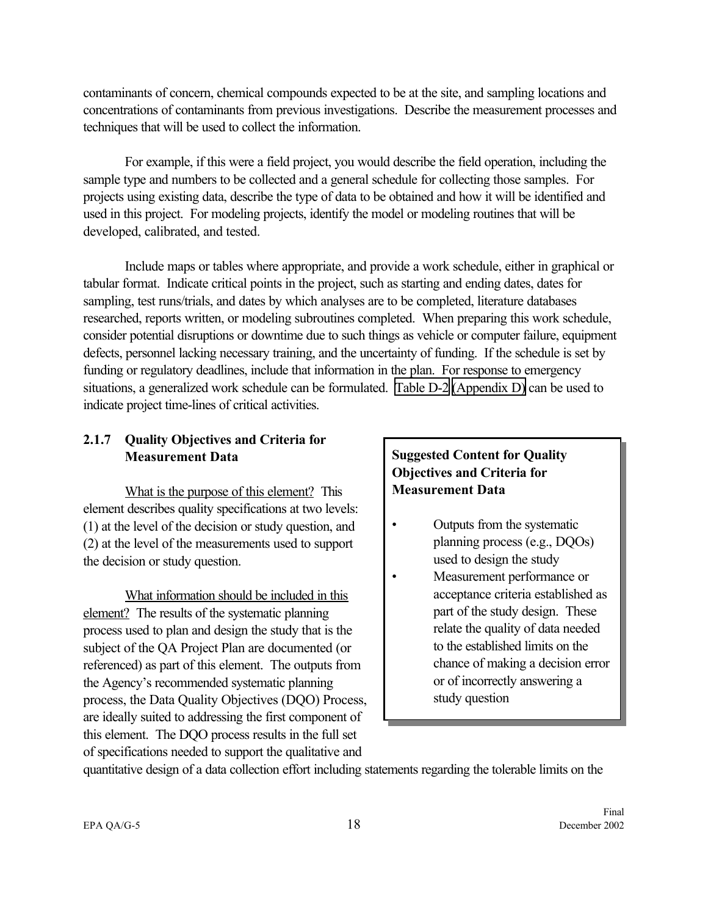contaminants of concern, chemical compounds expected to be at the site, and sampling locations and concentrations of contaminants from previous investigations. Describe the measurement processes and techniques that will be used to collect the information.

For example, if this were a field project, you would describe the field operation, including the sample type and numbers to be collected and a general schedule for collecting those samples. For projects using existing data, describe the type of data to be obtained and how it will be identified and used in this project. For modeling projects, identify the model or modeling routines that will be developed, calibrated, and tested.

Include maps or tables where appropriate, and provide a work schedule, either in graphical or tabular format. Indicate critical points in the project, such as starting and ending dates, dates for sampling, test runs/trials, and dates by which analyses are to be completed, literature databases researched, reports written, or modeling subroutines completed. When preparing this work schedule, consider potential disruptions or downtime due to such things as vehicle or computer failure, equipment defects, personnel lacking necessary training, and the uncertainty of funding. If the schedule is set by funding or regulatory deadlines, include that information in the plan. For response to emergency situations, a generalized work schedule can be formulated. Table D-2 (Appendix D) can be used to indicate project time-lines of critical activities.

### 2.1.7 Quality Objectives and Criteria for Measurement Data

> **Suggested Content for Quality Objectives and Criteria for Measurement Data**
>
> - Outputs from the systematic planning process (e.g., DQOs) used to design the study
> - Measurement performance or acceptance criteria established as part of the study design. These relate the quality of data needed to the established limits on the chance of making a decision error or of incorrectly answering a study question

What is the purpose of this element? This element describes quality specifications at two levels: (1) at the level of the decision or study question, and (2) at the level of the measurements used to support the decision or study question.

What information should be included in this element? The results of the systematic planning process used to plan and design the study that is the subject of the QA Project Plan are documented (or referenced) as part of this element. The outputs from the Agency's recommended systematic planning process, the Data Quality Objectives (DQO) Process, are ideally suited to addressing the first component of this element. The DQO process results in the full set of specifications needed to support the qualitative and quantitative design of a data collection effort including statements regarding the tolerable limits on the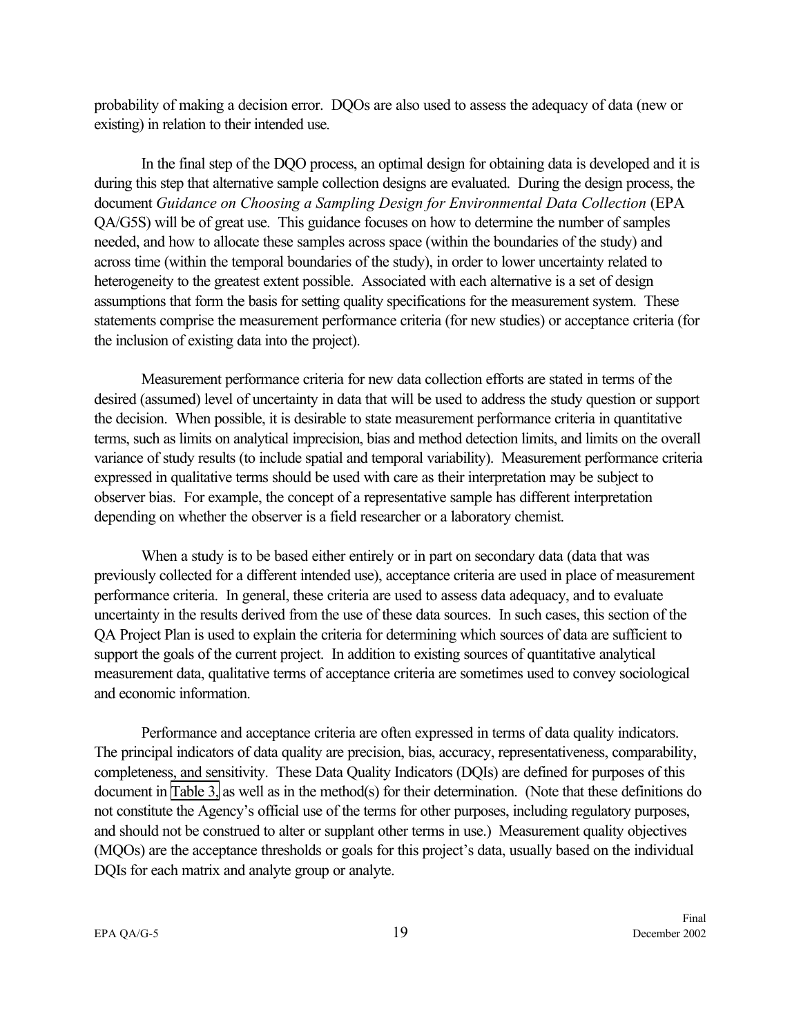probability of making a decision error. DQOs are also used to assess the adequacy of data (new or existing) in relation to their intended use.

In the final step of the DQO process, an optimal design for obtaining data is developed and it is during this step that alternative sample collection designs are evaluated. During the design process, the document *Guidance on Choosing a Sampling Design for Environmental Data Collection* (EPA QA/G5S) will be of great use. This guidance focuses on how to determine the number of samples needed, and how to allocate these samples across space (within the boundaries of the study) and across time (within the temporal boundaries of the study), in order to lower uncertainty related to heterogeneity to the greatest extent possible. Associated with each alternative is a set of design assumptions that form the basis for setting quality specifications for the measurement system. These statements comprise the measurement performance criteria (for new studies) or acceptance criteria (for the inclusion of existing data into the project).

Measurement performance criteria for new data collection efforts are stated in terms of the desired (assumed) level of uncertainty in data that will be used to address the study question or support the decision. When possible, it is desirable to state measurement performance criteria in quantitative terms, such as limits on analytical imprecision, bias and method detection limits, and limits on the overall variance of study results (to include spatial and temporal variability). Measurement performance criteria expressed in qualitative terms should be used with care as their interpretation may be subject to observer bias. For example, the concept of a representative sample has different interpretation depending on whether the observer is a field researcher or a laboratory chemist.

When a study is to be based either entirely or in part on secondary data (data that was previously collected for a different intended use), acceptance criteria are used in place of measurement performance criteria. In general, these criteria are used to assess data adequacy, and to evaluate uncertainty in the results derived from the use of these data sources. In such cases, this section of the QA Project Plan is used to explain the criteria for determining which sources of data are sufficient to support the goals of the current project. In addition to existing sources of quantitative analytical measurement data, qualitative terms of acceptance criteria are sometimes used to convey sociological and economic information.

Performance and acceptance criteria are often expressed in terms of data quality indicators. The principal indicators of data quality are precision, bias, accuracy, representativeness, comparability, completeness, and sensitivity. These Data Quality Indicators (DQIs) are defined for purposes of this document in Table 3, as well as in the method(s) for their determination. (Note that these definitions do not constitute the Agency's official use of the terms for other purposes, including regulatory purposes, and should not be construed to alter or supplant other terms in use.) Measurement quality objectives (MQOs) are the acceptance thresholds or goals for this project's data, usually based on the individual DQIs for each matrix and analyte group or analyte.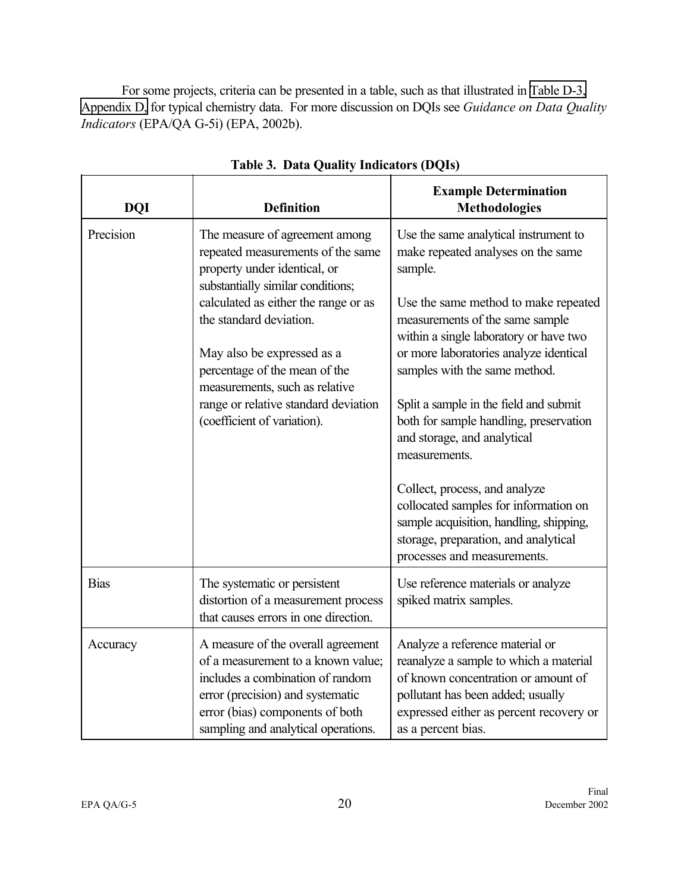For some projects, criteria can be presented in a table, such as that illustrated in Table D-3, Appendix D, for typical chemistry data. For more discussion on DQIs see *Guidance on Data Quality Indicators* (EPA/QA G-5i) (EPA, 2002b).

**Table 3. Data Quality Indicators (DQIs)**

| DQI | Definition | Example Determination Methodologies |
|---|---|---|
| Precision | The measure of agreement among repeated measurements of the same property under identical, or substantially similar conditions; calculated as either the range or as the standard deviation.<br><br>May also be expressed as a percentage of the mean of the measurements, such as relative range or relative standard deviation (coefficient of variation). | Use the same analytical instrument to make repeated analyses on the same sample.<br><br>Use the same method to make repeated measurements of the same sample within a single laboratory or have two or more laboratories analyze identical samples with the same method.<br><br>Split a sample in the field and submit both for sample handling, preservation and storage, and analytical measurements.<br><br>Collect, process, and analyze collocated samples for information on sample acquisition, handling, shipping, storage, preparation, and analytical processes and measurements. |
| Bias | The systematic or persistent distortion of a measurement process that causes errors in one direction. | Use reference materials or analyze spiked matrix samples. |
| Accuracy | A measure of the overall agreement of a measurement to a known value; includes a combination of random error (precision) and systematic error (bias) components of both sampling and analytical operations. | Analyze a reference material or reanalyze a sample to which a material of known concentration or amount of pollutant has been added; usually expressed either as percent recovery or as a percent bias. |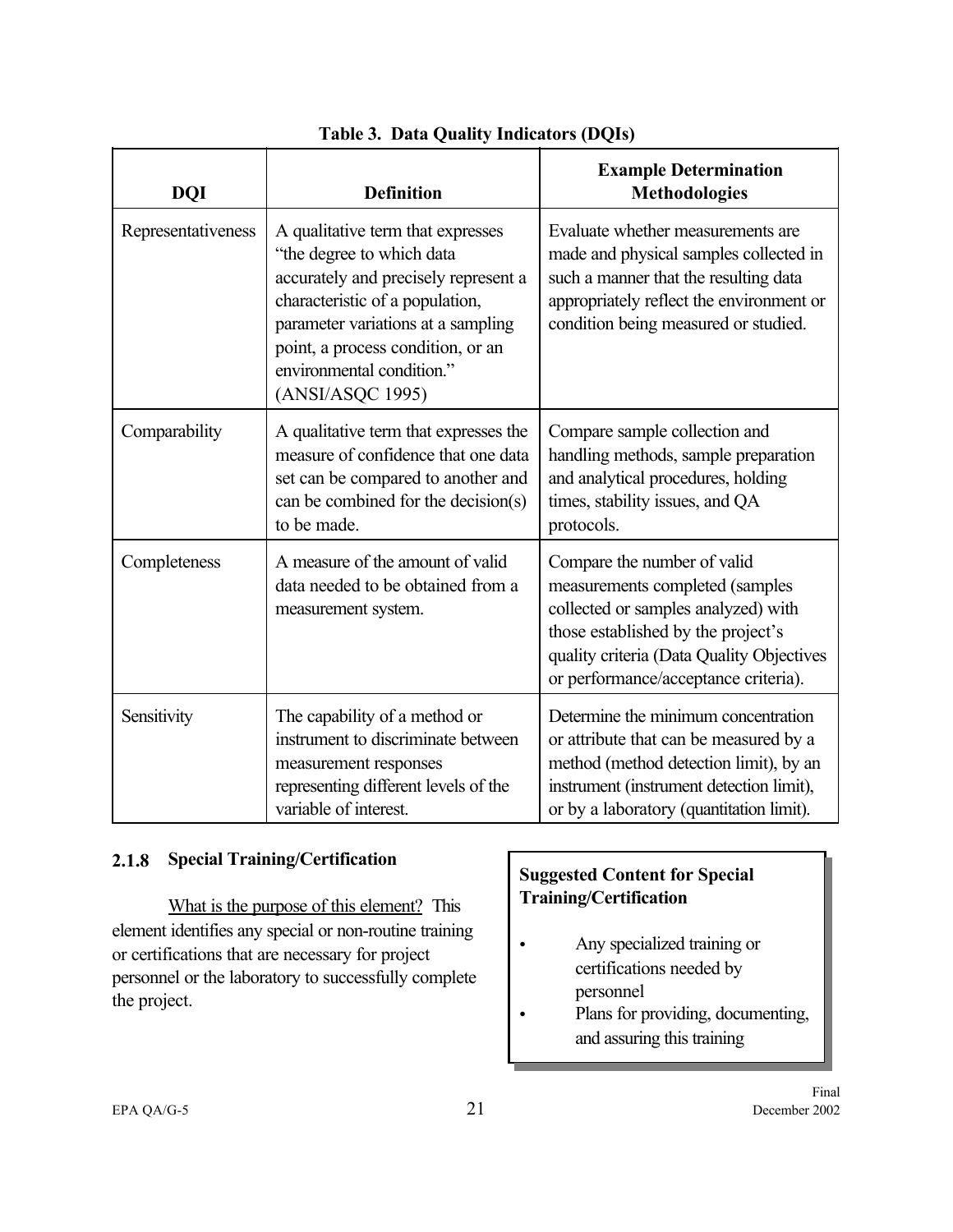**Table 3. Data Quality Indicators (DQIs)**

| DQI | Definition | Example Determination Methodologies |
|---|---|---|
| Representativeness | A qualitative term that expresses "the degree to which data accurately and precisely represent a characteristic of a population, parameter variations at a sampling point, a process condition, or an environmental condition." (ANSI/ASQC 1995) | Evaluate whether measurements are made and physical samples collected in such a manner that the resulting data appropriately reflect the environment or condition being measured or studied. |
| Comparability | A qualitative term that expresses the measure of confidence that one data set can be compared to another and can be combined for the decision(s) to be made. | Compare sample collection and handling methods, sample preparation and analytical procedures, holding times, stability issues, and QA protocols. |
| Completeness | A measure of the amount of valid data needed to be obtained from a measurement system. | Compare the number of valid measurements completed (samples collected or samples analyzed) with those established by the project's quality criteria (Data Quality Objectives or performance/acceptance criteria). |
| Sensitivity | The capability of a method or instrument to discriminate between measurement responses representing different levels of the variable of interest. | Determine the minimum concentration or attribute that can be measured by a method (method detection limit), by an instrument (instrument detection limit), or by a laboratory (quantitation limit). |

### 2.1.8 Special Training/Certification

What is the purpose of this element? This element identifies any special or non-routine training or certifications that are necessary for project personnel or the laboratory to successfully complete the project.

**Suggested Content for Special Training/Certification**

- Any specialized training or certifications needed by personnel
- Plans for providing, documenting, and assuring this training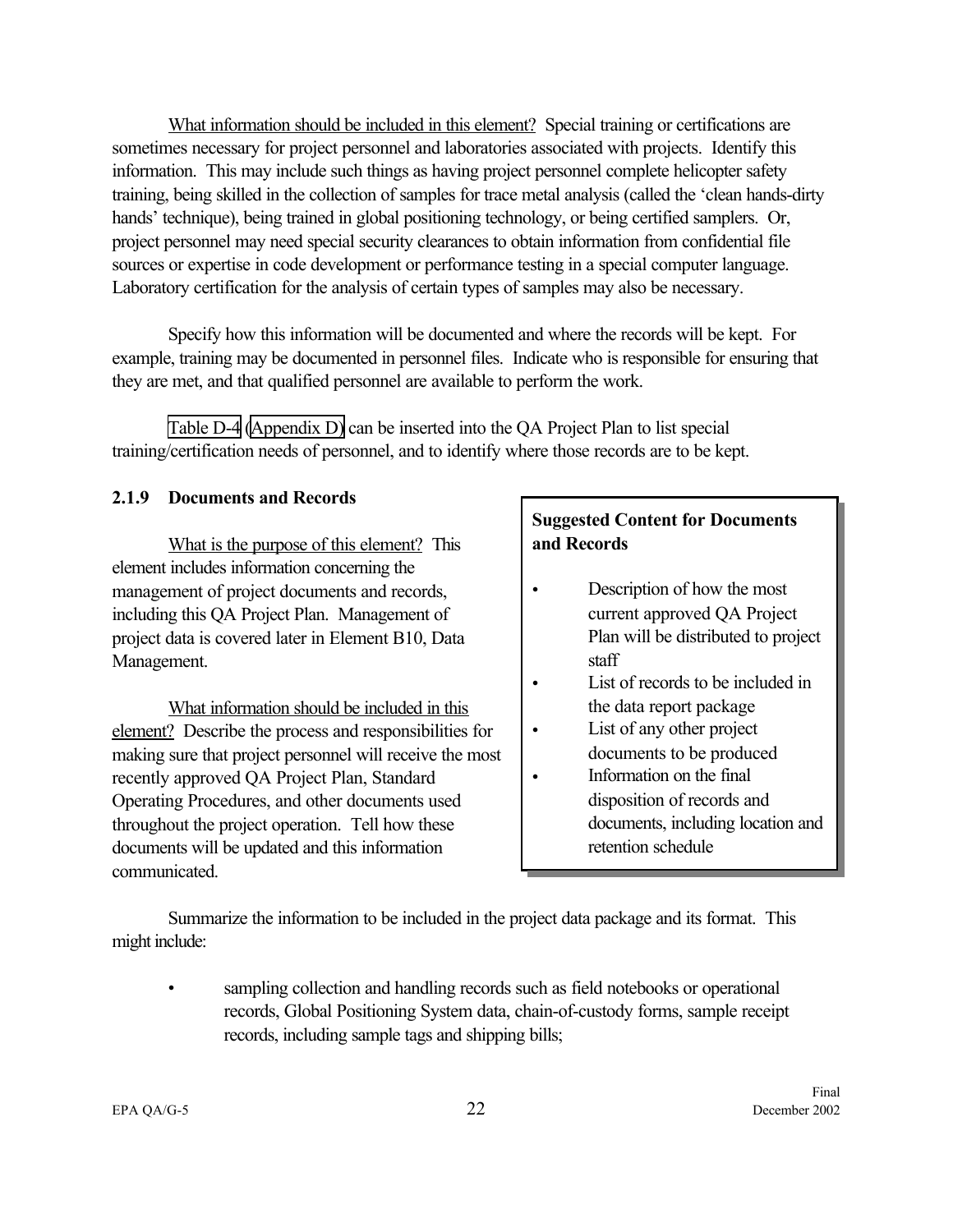What information should be included in this element? Special training or certifications are sometimes necessary for project personnel and laboratories associated with projects. Identify this information. This may include such things as having project personnel complete helicopter safety training, being skilled in the collection of samples for trace metal analysis (called the 'clean hands-dirty hands' technique), being trained in global positioning technology, or being certified samplers. Or, project personnel may need special security clearances to obtain information from confidential file sources or expertise in code development or performance testing in a special computer language. Laboratory certification for the analysis of certain types of samples may also be necessary.

Specify how this information will be documented and where the records will be kept. For example, training may be documented in personnel files. Indicate who is responsible for ensuring that they are met, and that qualified personnel are available to perform the work.

Table D-4 (Appendix D) can be inserted into the QA Project Plan to list special training/certification needs of personnel, and to identify where those records are to be kept.

### 2.1.9 Documents and Records

What is the purpose of this element? This element includes information concerning the management of project documents and records, including this QA Project Plan. Management of project data is covered later in Element B10, Data Management.

What information should be included in this element? Describe the process and responsibilities for making sure that project personnel will receive the most recently approved QA Project Plan, Standard Operating Procedures, and other documents used throughout the project operation. Tell how these documents will be updated and this information communicated.

**Suggested Content for Documents and Records**

- Description of how the most current approved QA Project Plan will be distributed to project staff
- List of records to be included in the data report package
- List of any other project documents to be produced
- Information on the final disposition of records and documents, including location and retention schedule

Summarize the information to be included in the project data package and its format. This might include:

- sampling collection and handling records such as field notebooks or operational records, Global Positioning System data, chain-of-custody forms, sample receipt records, including sample tags and shipping bills;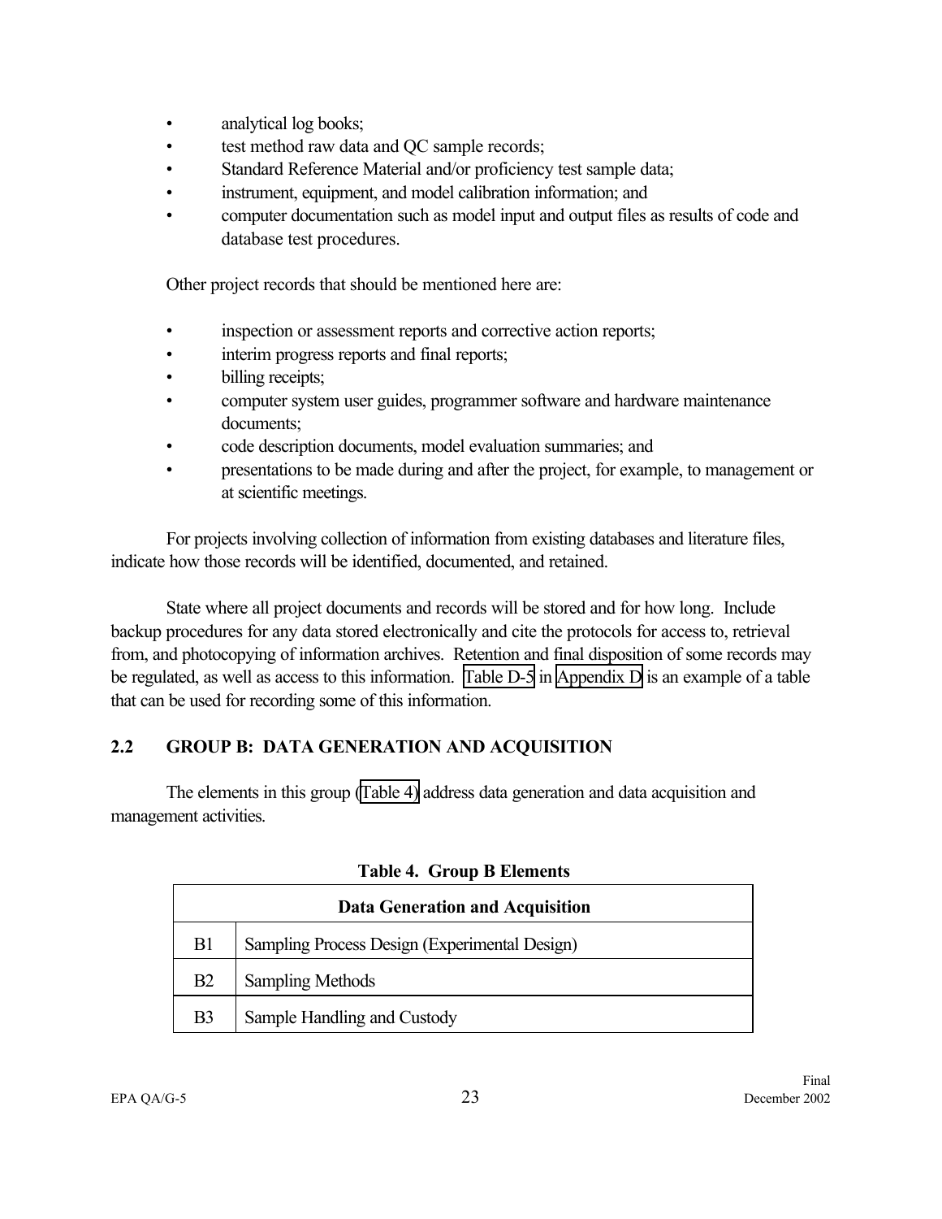- analytical log books;
- test method raw data and QC sample records;
- Standard Reference Material and/or proficiency test sample data;
- instrument, equipment, and model calibration information; and
- computer documentation such as model input and output files as results of code and database test procedures.

Other project records that should be mentioned here are:

- inspection or assessment reports and corrective action reports;
- interim progress reports and final reports;
- billing receipts;
- computer system user guides, programmer software and hardware maintenance documents;
- code description documents, model evaluation summaries; and
- presentations to be made during and after the project, for example, to management or at scientific meetings.

For projects involving collection of information from existing databases and literature files, indicate how those records will be identified, documented, and retained.

State where all project documents and records will be stored and for how long. Include backup procedures for any data stored electronically and cite the protocols for access to, retrieval from, and photocopying of information archives. Retention and final disposition of some records may be regulated, as well as access to this information. Table D-5 in Appendix D is an example of a table that can be used for recording some of this information.

## 2.2 GROUP B: DATA GENERATION AND ACQUISITION

The elements in this group (Table 4) address data generation and data acquisition and management activities.

**Table 4. Group B Elements**

| Data Generation and Acquisition | |
|---|---|
| B1 | Sampling Process Design (Experimental Design) |
| B2 | Sampling Methods |
| B3 | Sample Handling and Custody |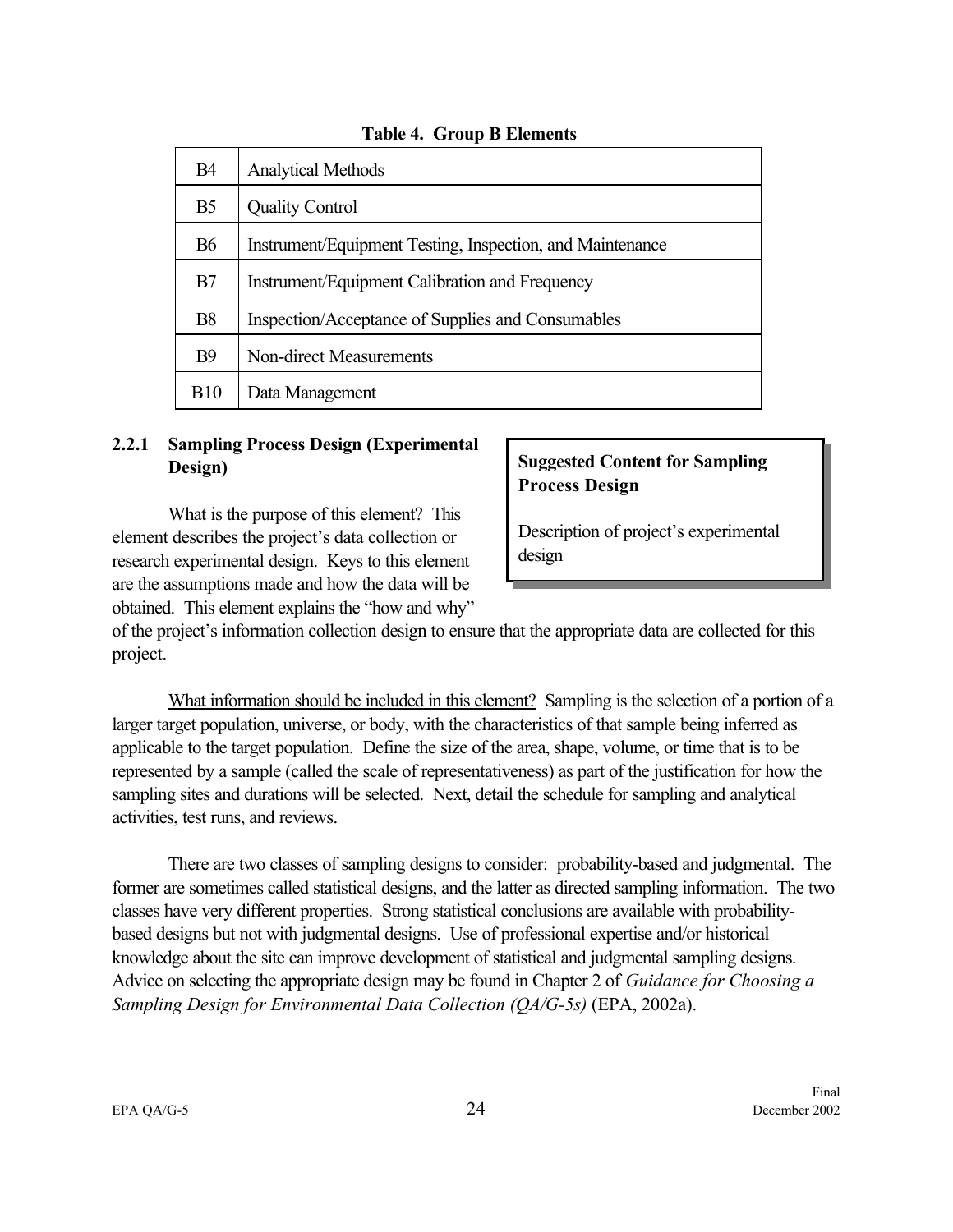**Table 4. Group B Elements**

| | |
|---|---|
| B4 | Analytical Methods |
| B5 | Quality Control |
| B6 | Instrument/Equipment Testing, Inspection, and Maintenance |
| B7 | Instrument/Equipment Calibration and Frequency |
| B8 | Inspection/Acceptance of Supplies and Consumables |
| B9 | Non-direct Measurements |
| B10 | Data Management |

### 2.2.1 Sampling Process Design (Experimental Design)

> **Suggested Content for Sampling Process Design**
>
> Description of project's experimental design

What is the purpose of this element? This element describes the project's data collection or research experimental design. Keys to this element are the assumptions made and how the data will be obtained. This element explains the "how and why" of the project's information collection design to ensure that the appropriate data are collected for this project.

What information should be included in this element? Sampling is the selection of a portion of a larger target population, universe, or body, with the characteristics of that sample being inferred as applicable to the target population. Define the size of the area, shape, volume, or time that is to be represented by a sample (called the scale of representativeness) as part of the justification for how the sampling sites and durations will be selected. Next, detail the schedule for sampling and analytical activities, test runs, and reviews.

There are two classes of sampling designs to consider: probability-based and judgmental. The former are sometimes called statistical designs, and the latter as directed sampling information. The two classes have very different properties. Strong statistical conclusions are available with probability-based designs but not with judgmental designs. Use of professional expertise and/or historical knowledge about the site can improve development of statistical and judgmental sampling designs. Advice on selecting the appropriate design may be found in Chapter 2 of *Guidance for Choosing a Sampling Design for Environmental Data Collection (QA/G-5s)* (EPA, 2002a).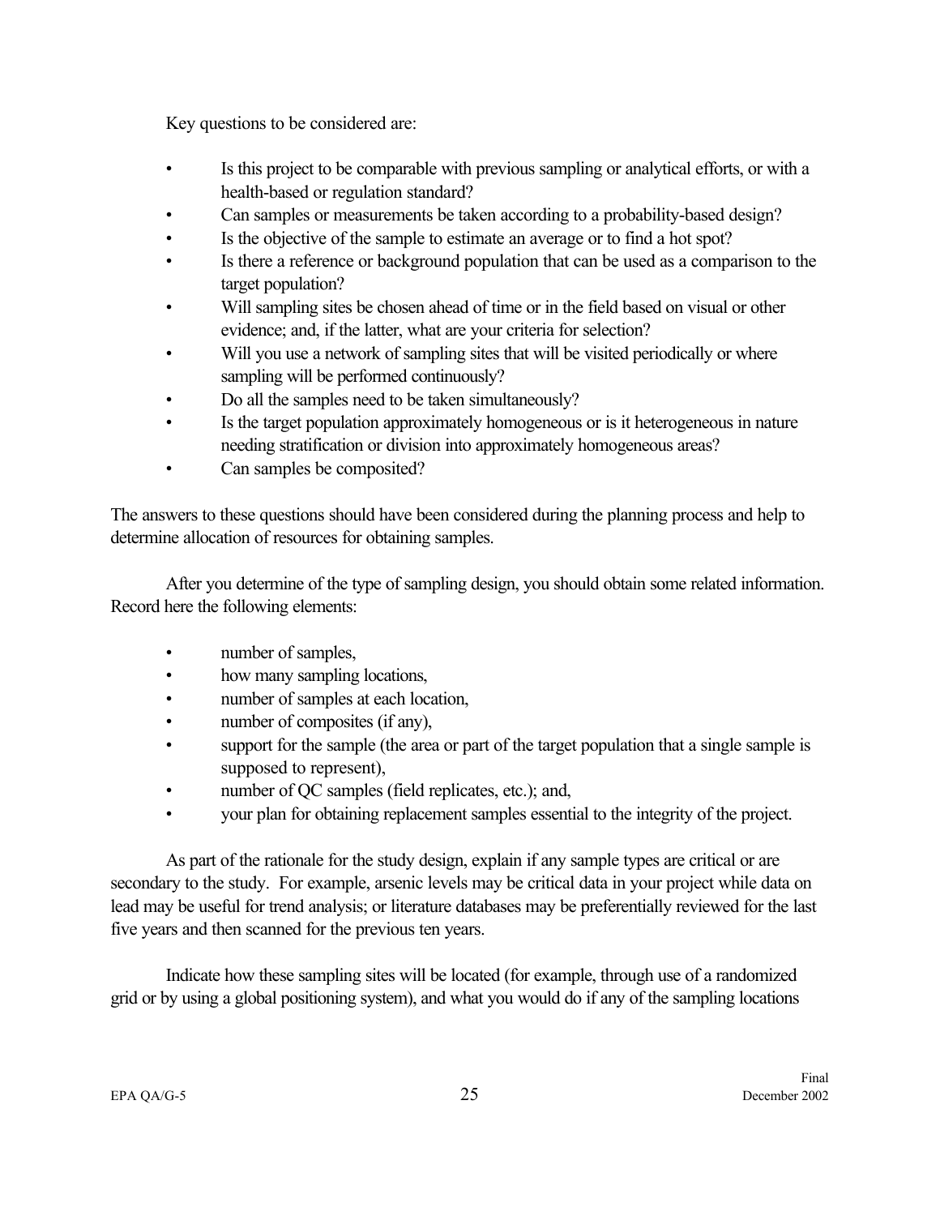Key questions to be considered are:

- Is this project to be comparable with previous sampling or analytical efforts, or with a health-based or regulation standard?
- Can samples or measurements be taken according to a probability-based design?
- Is the objective of the sample to estimate an average or to find a hot spot?
- Is there a reference or background population that can be used as a comparison to the target population?
- Will sampling sites be chosen ahead of time or in the field based on visual or other evidence; and, if the latter, what are your criteria for selection?
- Will you use a network of sampling sites that will be visited periodically or where sampling will be performed continuously?
- Do all the samples need to be taken simultaneously?
- Is the target population approximately homogeneous or is it heterogeneous in nature needing stratification or division into approximately homogeneous areas?
- Can samples be composited?

The answers to these questions should have been considered during the planning process and help to determine allocation of resources for obtaining samples.

After you determine of the type of sampling design, you should obtain some related information. Record here the following elements:

- number of samples,
- how many sampling locations,
- number of samples at each location,
- number of composites (if any),
- support for the sample (the area or part of the target population that a single sample is supposed to represent),
- number of QC samples (field replicates, etc.); and,
- your plan for obtaining replacement samples essential to the integrity of the project.

As part of the rationale for the study design, explain if any sample types are critical or are secondary to the study. For example, arsenic levels may be critical data in your project while data on lead may be useful for trend analysis; or literature databases may be preferentially reviewed for the last five years and then scanned for the previous ten years.

Indicate how these sampling sites will be located (for example, through use of a randomized grid or by using a global positioning system), and what you would do if any of the sampling locations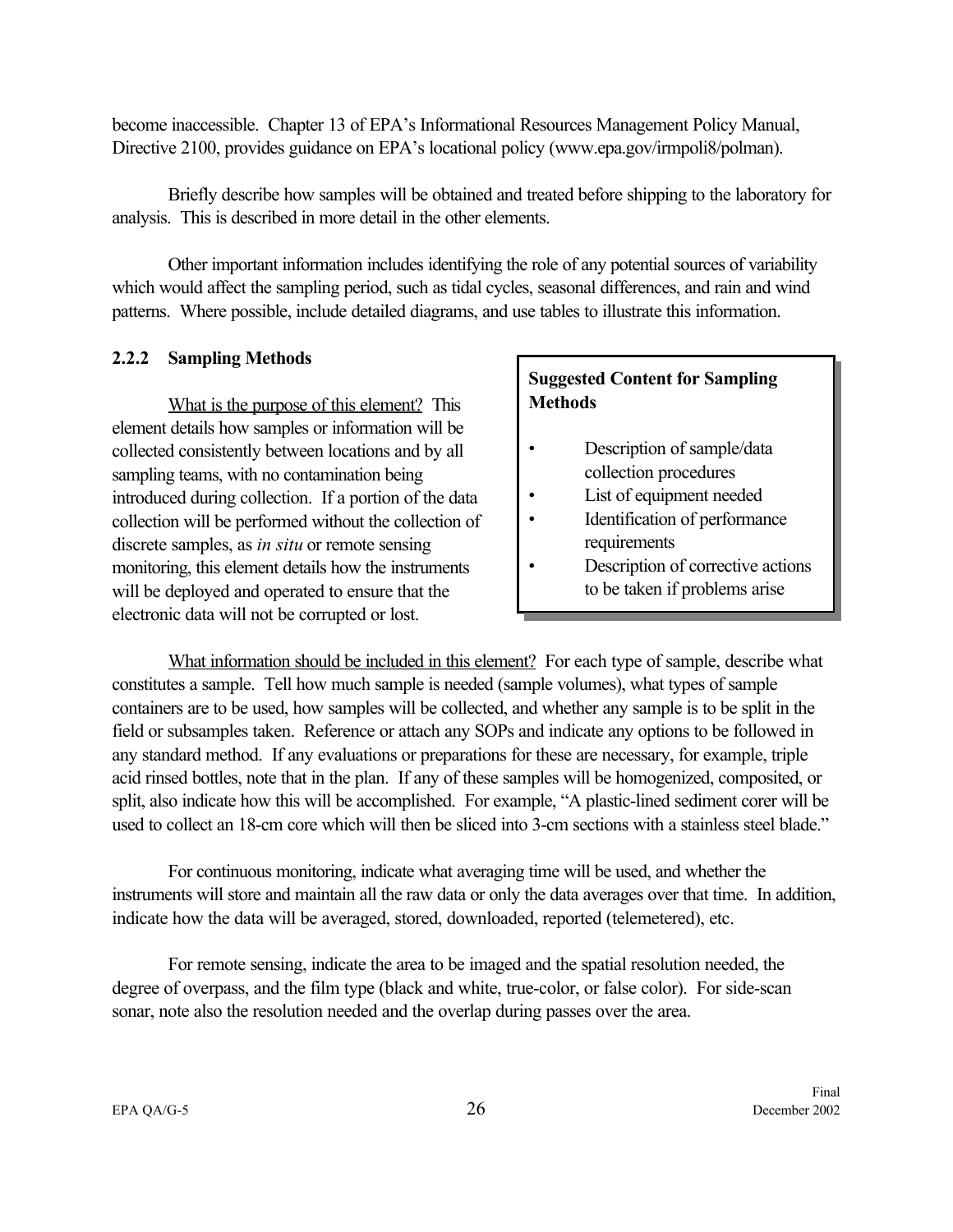become inaccessible. Chapter 13 of EPA's Informational Resources Management Policy Manual, Directive 2100, provides guidance on EPA's locational policy (www.epa.gov/irmpoli8/polman).

Briefly describe how samples will be obtained and treated before shipping to the laboratory for analysis. This is described in more detail in the other elements.

Other important information includes identifying the role of any potential sources of variability which would affect the sampling period, such as tidal cycles, seasonal differences, and rain and wind patterns. Where possible, include detailed diagrams, and use tables to illustrate this information.

### 2.2.2 Sampling Methods

> **Suggested Content for Sampling Methods**
>
> - Description of sample/data collection procedures
> - List of equipment needed
> - Identification of performance requirements
> - Description of corrective actions to be taken if problems arise

What is the purpose of this element? This element details how samples or information will be collected consistently between locations and by all sampling teams, with no contamination being introduced during collection. If a portion of the data collection will be performed without the collection of discrete samples, as *in situ* or remote sensing monitoring, this element details how the instruments will be deployed and operated to ensure that the electronic data will not be corrupted or lost.

What information should be included in this element? For each type of sample, describe what constitutes a sample. Tell how much sample is needed (sample volumes), what types of sample containers are to be used, how samples will be collected, and whether any sample is to be split in the field or subsamples taken. Reference or attach any SOPs and indicate any options to be followed in any standard method. If any evaluations or preparations for these are necessary, for example, triple acid rinsed bottles, note that in the plan. If any of these samples will be homogenized, composited, or split, also indicate how this will be accomplished. For example, "A plastic-lined sediment corer will be used to collect an 18-cm core which will then be sliced into 3-cm sections with a stainless steel blade."

For continuous monitoring, indicate what averaging time will be used, and whether the instruments will store and maintain all the raw data or only the data averages over that time. In addition, indicate how the data will be averaged, stored, downloaded, reported (telemetered), etc.

For remote sensing, indicate the area to be imaged and the spatial resolution needed, the degree of overpass, and the film type (black and white, true-color, or false color). For side-scan sonar, note also the resolution needed and the overlap during passes over the area.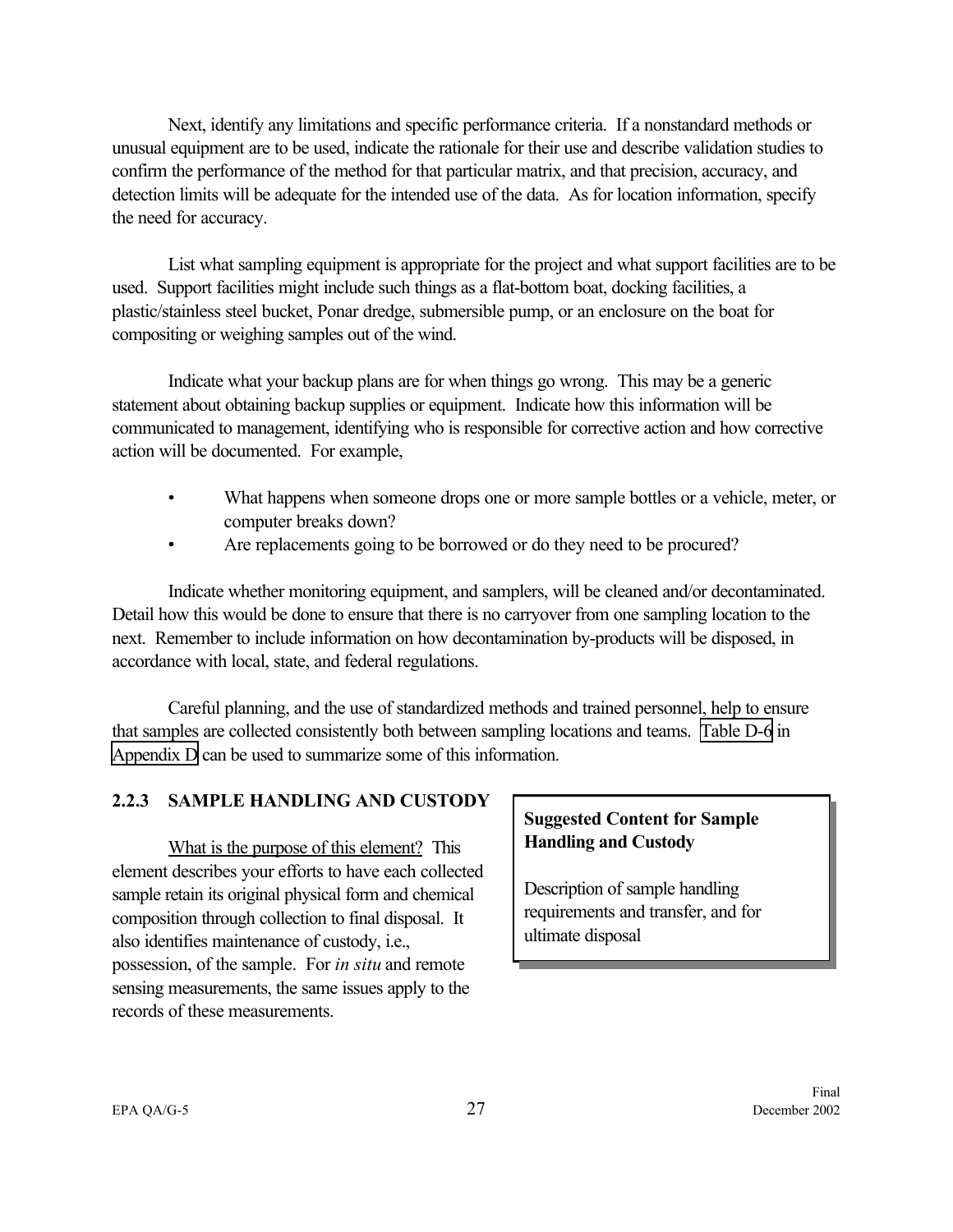Next, identify any limitations and specific performance criteria. If a nonstandard methods or unusual equipment are to be used, indicate the rationale for their use and describe validation studies to confirm the performance of the method for that particular matrix, and that precision, accuracy, and detection limits will be adequate for the intended use of the data. As for location information, specify the need for accuracy.

List what sampling equipment is appropriate for the project and what support facilities are to be used. Support facilities might include such things as a flat-bottom boat, docking facilities, a plastic/stainless steel bucket, Ponar dredge, submersible pump, or an enclosure on the boat for compositing or weighing samples out of the wind.

Indicate what your backup plans are for when things go wrong. This may be a generic statement about obtaining backup supplies or equipment. Indicate how this information will be communicated to management, identifying who is responsible for corrective action and how corrective action will be documented. For example,

- What happens when someone drops one or more sample bottles or a vehicle, meter, or computer breaks down?
- Are replacements going to be borrowed or do they need to be procured?

Indicate whether monitoring equipment, and samplers, will be cleaned and/or decontaminated. Detail how this would be done to ensure that there is no carryover from one sampling location to the next. Remember to include information on how decontamination by-products will be disposed, in accordance with local, state, and federal regulations.

Careful planning, and the use of standardized methods and trained personnel, help to ensure that samples are collected consistently both between sampling locations and teams. Table D-6 in Appendix D can be used to summarize some of this information.

### 2.2.3 SAMPLE HANDLING AND CUSTODY

> **Suggested Content for Sample Handling and Custody**
>
> Description of sample handling requirements and transfer, and for ultimate disposal

What is the purpose of this element? This element describes your efforts to have each collected sample retain its original physical form and chemical composition through collection to final disposal. It also identifies maintenance of custody, i.e., possession, of the sample. For *in situ* and remote sensing measurements, the same issues apply to the records of these measurements.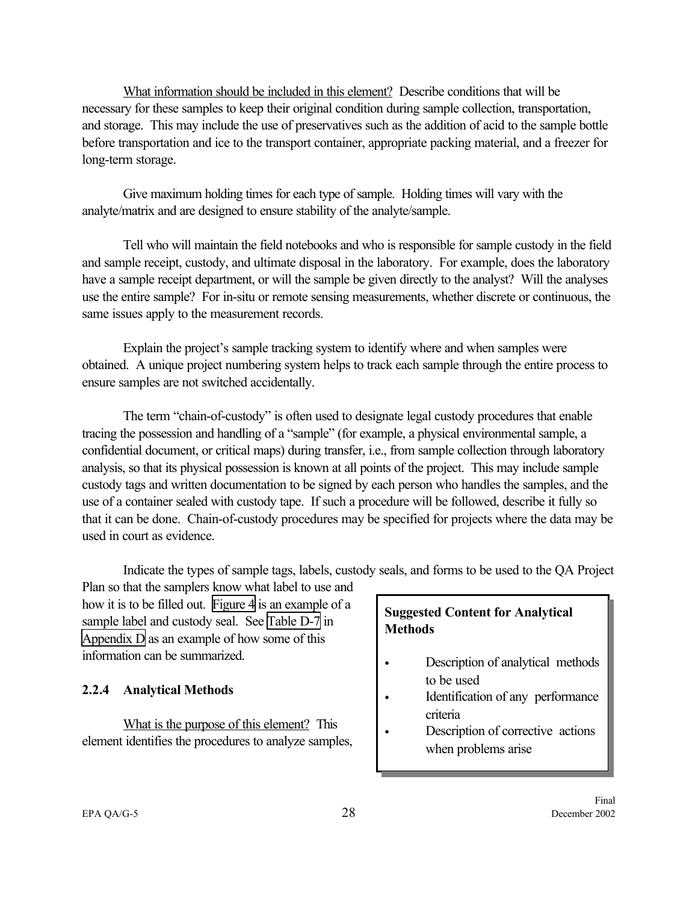What information should be included in this element? Describe conditions that will be necessary for these samples to keep their original condition during sample collection, transportation, and storage. This may include the use of preservatives such as the addition of acid to the sample bottle before transportation and ice to the transport container, appropriate packing material, and a freezer for long-term storage.

Give maximum holding times for each type of sample. Holding times will vary with the analyte/matrix and are designed to ensure stability of the analyte/sample.

Tell who will maintain the field notebooks and who is responsible for sample custody in the field and sample receipt, custody, and ultimate disposal in the laboratory. For example, does the laboratory have a sample receipt department, or will the sample be given directly to the analyst? Will the analyses use the entire sample? For in-situ or remote sensing measurements, whether discrete or continuous, the same issues apply to the measurement records.

Explain the project's sample tracking system to identify where and when samples were obtained. A unique project numbering system helps to track each sample through the entire process to ensure samples are not switched accidentally.

The term "chain-of-custody" is often used to designate legal custody procedures that enable tracing the possession and handling of a "sample" (for example, a physical environmental sample, a confidential document, or critical maps) during transfer, i.e., from sample collection through laboratory analysis, so that its physical possession is known at all points of the project. This may include sample custody tags and written documentation to be signed by each person who handles the samples, and the use of a container sealed with custody tape. If such a procedure will be followed, describe it fully so that it can be done. Chain-of-custody procedures may be specified for projects where the data may be used in court as evidence.

Indicate the types of sample tags, labels, custody seals, and forms to be used to the QA Project Plan so that the samplers know what label to use and how it is to be filled out. Figure 4 is an example of a sample label and custody seal. See Table D-7 in Appendix D as an example of how some of this information can be summarized.

### 2.2.4 Analytical Methods

> **Suggested Content for Analytical Methods**
>
> - Description of analytical methods to be used
> - Identification of any performance criteria
> - Description of corrective actions when problems arise

What is the purpose of this element? This element identifies the procedures to analyze samples,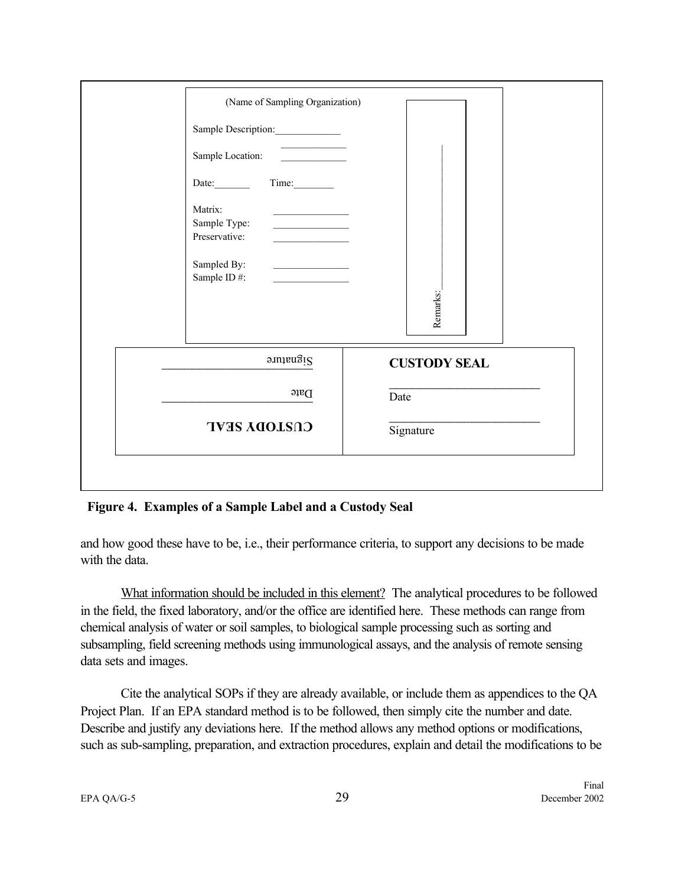(Name of Sampling Organization)

Sample Description:_____________

Sample Location: _____________

Date:_______ Time:________

Matrix: _______________
Sample Type: _______________
Preservative: _______________

Sampled By: _______________
Sample ID #: _______________

Remarks:_______________

| Signature | **CUSTODY SEAL** |
|---|---|
| Date | Date |
| **CUSTODY SEAL** | Signature |

**Figure 4. Examples of a Sample Label and a Custody Seal**

and how good these have to be, i.e., their performance criteria, to support any decisions to be made with the data.

What information should be included in this element? The analytical procedures to be followed in the field, the fixed laboratory, and/or the office are identified here. These methods can range from chemical analysis of water or soil samples, to biological sample processing such as sorting and subsampling, field screening methods using immunological assays, and the analysis of remote sensing data sets and images.

Cite the analytical SOPs if they are already available, or include them as appendices to the QA Project Plan. If an EPA standard method is to be followed, then simply cite the number and date. Describe and justify any deviations here. If the method allows any method options or modifications, such as sub-sampling, preparation, and extraction procedures, explain and detail the modifications to be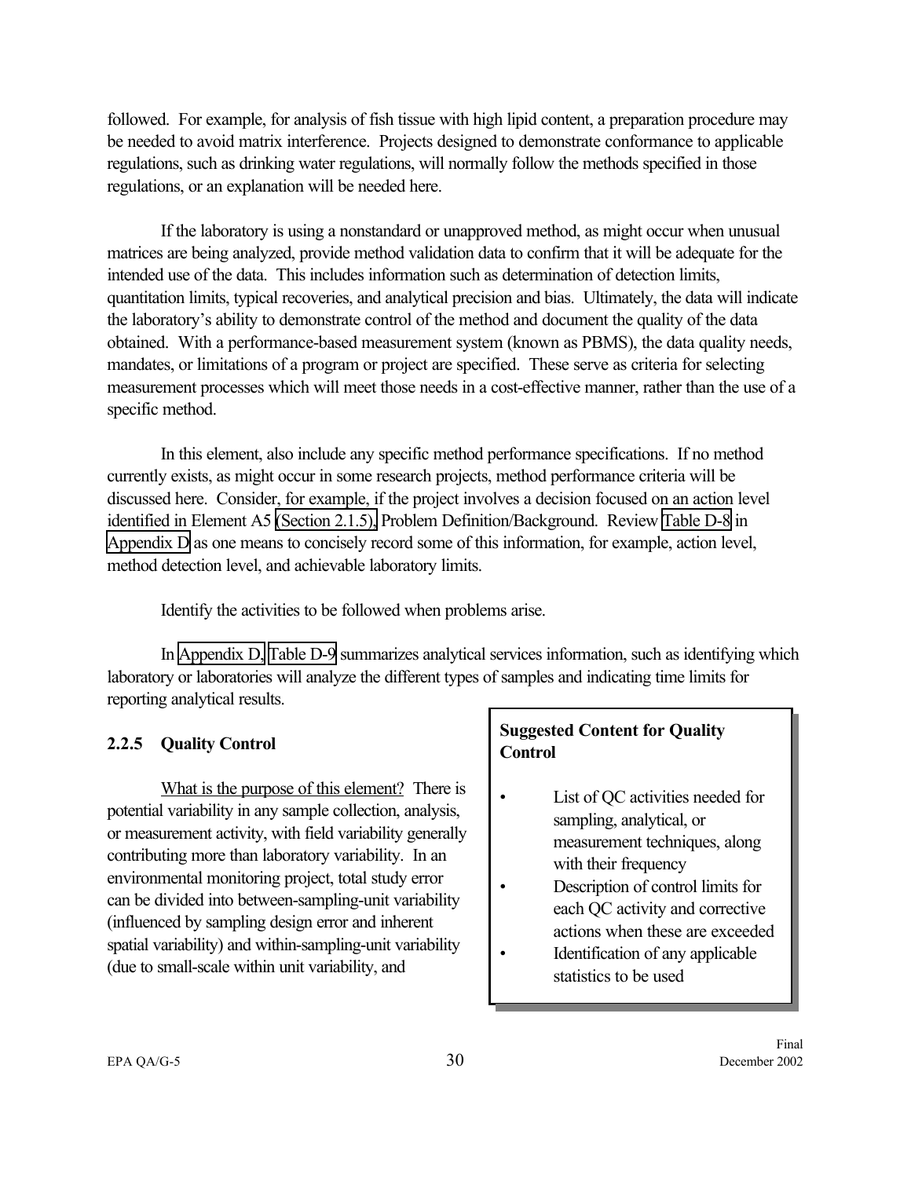followed. For example, for analysis of fish tissue with high lipid content, a preparation procedure may be needed to avoid matrix interference. Projects designed to demonstrate conformance to applicable regulations, such as drinking water regulations, will normally follow the methods specified in those regulations, or an explanation will be needed here.

If the laboratory is using a nonstandard or unapproved method, as might occur when unusual matrices are being analyzed, provide method validation data to confirm that it will be adequate for the intended use of the data. This includes information such as determination of detection limits, quantitation limits, typical recoveries, and analytical precision and bias. Ultimately, the data will indicate the laboratory's ability to demonstrate control of the method and document the quality of the data obtained. With a performance-based measurement system (known as PBMS), the data quality needs, mandates, or limitations of a program or project are specified. These serve as criteria for selecting measurement processes which will meet those needs in a cost-effective manner, rather than the use of a specific method.

In this element, also include any specific method performance specifications. If no method currently exists, as might occur in some research projects, method performance criteria will be discussed here. Consider, for example, if the project involves a decision focused on an action level identified in Element A5 (Section 2.1.5), Problem Definition/Background. Review Table D-8 in Appendix D as one means to concisely record some of this information, for example, action level, method detection level, and achievable laboratory limits.

Identify the activities to be followed when problems arise.

In Appendix D, Table D-9 summarizes analytical services information, such as identifying which laboratory or laboratories will analyze the different types of samples and indicating time limits for reporting analytical results.

### 2.2.5 Quality Control

> **Suggested Content for Quality Control**
>
> - List of QC activities needed for sampling, analytical, or measurement techniques, along with their frequency
> - Description of control limits for each QC activity and corrective actions when these are exceeded
> - Identification of any applicable statistics to be used

<u>What is the purpose of this element?</u> There is potential variability in any sample collection, analysis, or measurement activity, with field variability generally contributing more than laboratory variability. In an environmental monitoring project, total study error can be divided into between-sampling-unit variability (influenced by sampling design error and inherent spatial variability) and within-sampling-unit variability (due to small-scale within unit variability, and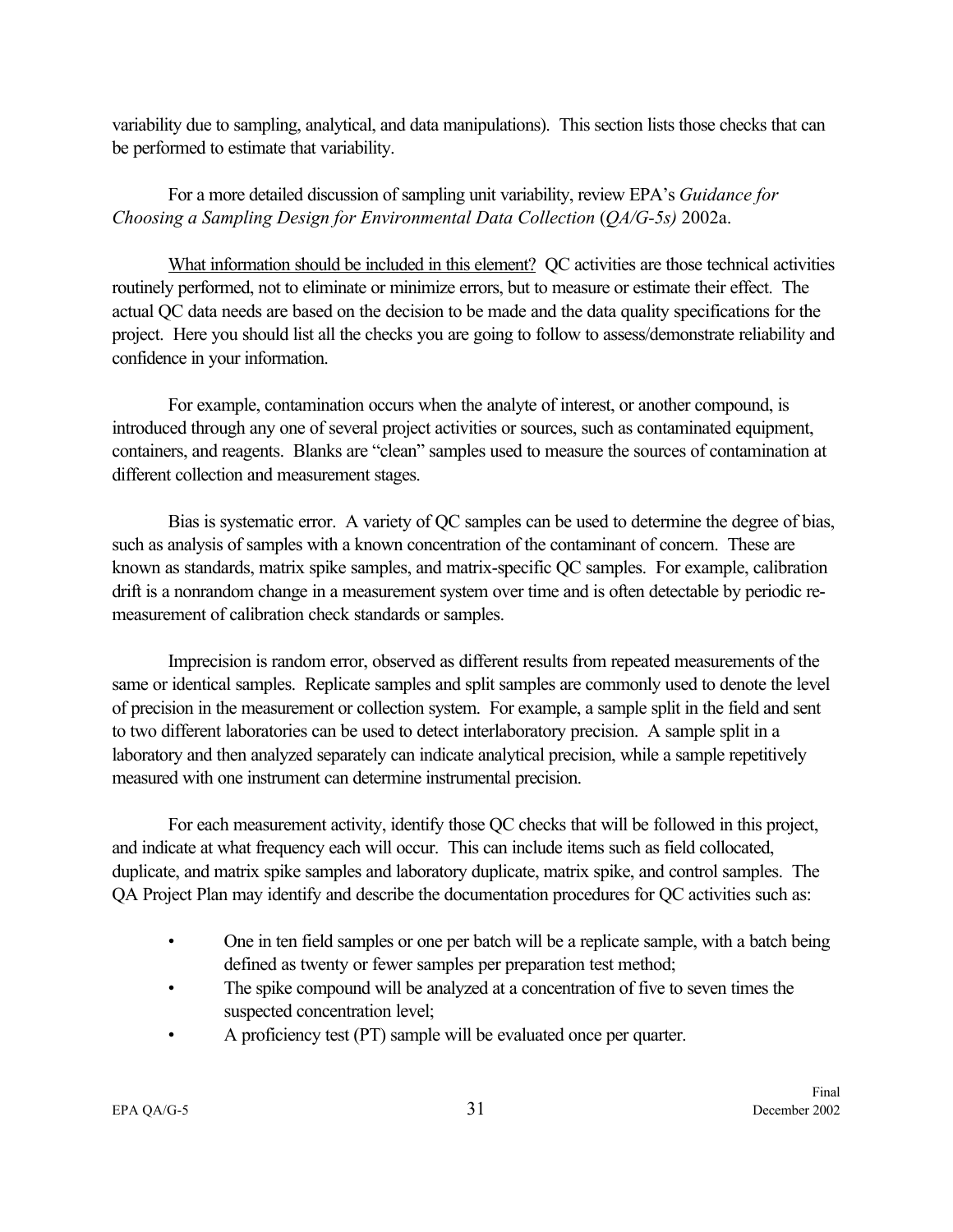variability due to sampling, analytical, and data manipulations). This section lists those checks that can be performed to estimate that variability.

For a more detailed discussion of sampling unit variability, review EPA's *Guidance for Choosing a Sampling Design for Environmental Data Collection* (*QA/G-5s)* 2002a.

What information should be included in this element? QC activities are those technical activities routinely performed, not to eliminate or minimize errors, but to measure or estimate their effect. The actual QC data needs are based on the decision to be made and the data quality specifications for the project. Here you should list all the checks you are going to follow to assess/demonstrate reliability and confidence in your information.

For example, contamination occurs when the analyte of interest, or another compound, is introduced through any one of several project activities or sources, such as contaminated equipment, containers, and reagents. Blanks are "clean" samples used to measure the sources of contamination at different collection and measurement stages.

Bias is systematic error. A variety of QC samples can be used to determine the degree of bias, such as analysis of samples with a known concentration of the contaminant of concern. These are known as standards, matrix spike samples, and matrix-specific QC samples. For example, calibration drift is a nonrandom change in a measurement system over time and is often detectable by periodic re-measurement of calibration check standards or samples.

Imprecision is random error, observed as different results from repeated measurements of the same or identical samples. Replicate samples and split samples are commonly used to denote the level of precision in the measurement or collection system. For example, a sample split in the field and sent to two different laboratories can be used to detect interlaboratory precision. A sample split in a laboratory and then analyzed separately can indicate analytical precision, while a sample repetitively measured with one instrument can determine instrumental precision.

For each measurement activity, identify those QC checks that will be followed in this project, and indicate at what frequency each will occur. This can include items such as field collocated, duplicate, and matrix spike samples and laboratory duplicate, matrix spike, and control samples. The QA Project Plan may identify and describe the documentation procedures for QC activities such as:

- One in ten field samples or one per batch will be a replicate sample, with a batch being defined as twenty or fewer samples per preparation test method;
- The spike compound will be analyzed at a concentration of five to seven times the suspected concentration level;
- A proficiency test (PT) sample will be evaluated once per quarter.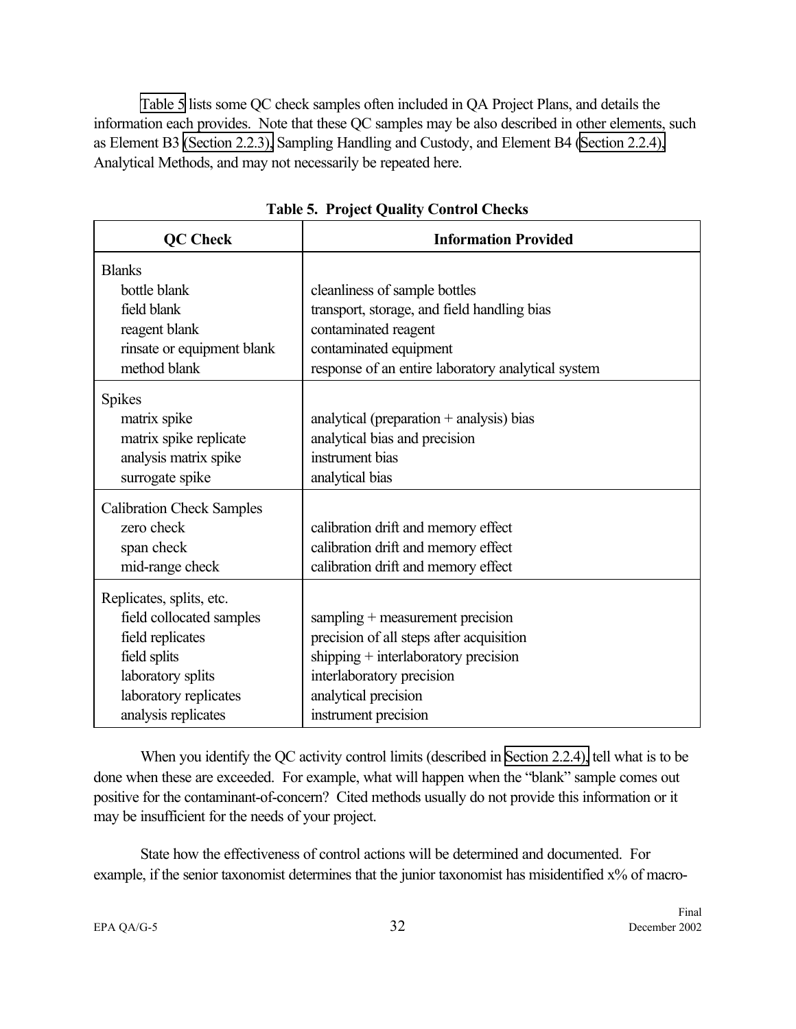Table 5 lists some QC check samples often included in QA Project Plans, and details the information each provides. Note that these QC samples may be also described in other elements, such as Element B3 (Section 2.2.3), Sampling Handling and Custody, and Element B4 (Section 2.2.4), Analytical Methods, and may not necessarily be repeated here.

**Table 5. Project Quality Control Checks**

| QC Check | Information Provided |
|---|---|
| **Blanks** | |
| bottle blank | cleanliness of sample bottles |
| field blank | transport, storage, and field handling bias |
| reagent blank | contaminated reagent |
| rinsate or equipment blank | contaminated equipment |
| method blank | response of an entire laboratory analytical system |
| **Spikes** | |
| matrix spike | analytical (preparation + analysis) bias |
| matrix spike replicate | analytical bias and precision |
| analysis matrix spike | instrument bias |
| surrogate spike | analytical bias |
| **Calibration Check Samples** | |
| zero check | calibration drift and memory effect |
| span check | calibration drift and memory effect |
| mid-range check | calibration drift and memory effect |
| **Replicates, splits, etc.** | |
| field collocated samples | sampling + measurement precision |
| field replicates | precision of all steps after acquisition |
| field splits | shipping + interlaboratory precision |
| laboratory splits | interlaboratory precision |
| laboratory replicates | analytical precision |
| analysis replicates | instrument precision |

When you identify the QC activity control limits (described in Section 2.2.4), tell what is to be done when these are exceeded. For example, what will happen when the "blank" sample comes out positive for the contaminant-of-concern? Cited methods usually do not provide this information or it may be insufficient for the needs of your project.

State how the effectiveness of control actions will be determined and documented. For example, if the senior taxonomist determines that the junior taxonomist has misidentified x% of macro-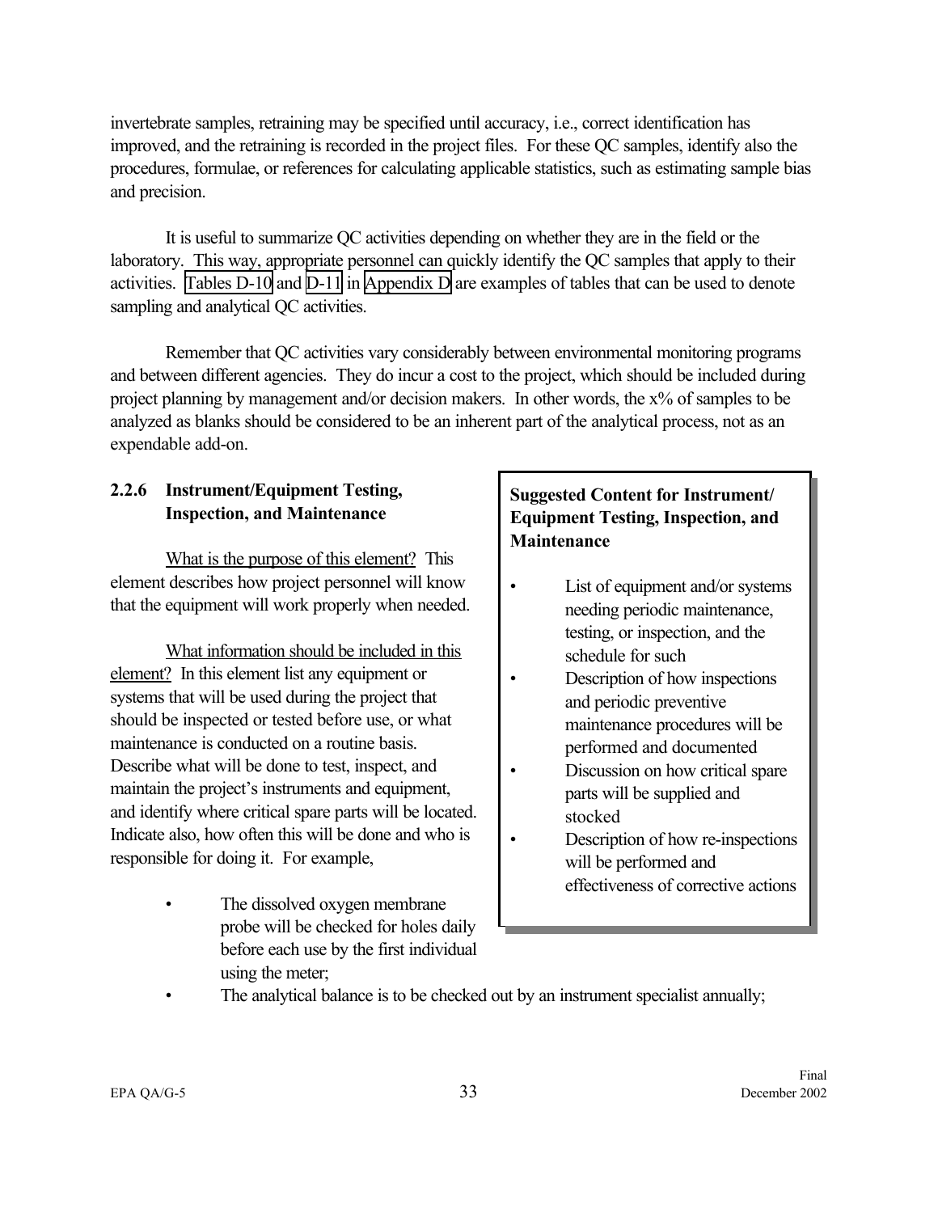invertebrate samples, retraining may be specified until accuracy, i.e., correct identification has improved, and the retraining is recorded in the project files. For these QC samples, identify also the procedures, formulae, or references for calculating applicable statistics, such as estimating sample bias and precision.

It is useful to summarize QC activities depending on whether they are in the field or the laboratory. This way, appropriate personnel can quickly identify the QC samples that apply to their activities. Tables D-10 and D-11 in Appendix D are examples of tables that can be used to denote sampling and analytical QC activities.

Remember that QC activities vary considerably between environmental monitoring programs and between different agencies. They do incur a cost to the project, which should be included during project planning by management and/or decision makers. In other words, the x% of samples to be analyzed as blanks should be considered to be an inherent part of the analytical process, not as an expendable add-on.

### 2.2.6 Instrument/Equipment Testing, Inspection, and Maintenance

**Suggested Content for Instrument/ Equipment Testing, Inspection, and Maintenance**

- List of equipment and/or systems needing periodic maintenance, testing, or inspection, and the schedule for such
- Description of how inspections and periodic preventive maintenance procedures will be performed and documented
- Discussion on how critical spare parts will be supplied and stocked
- Description of how re-inspections will be performed and effectiveness of corrective actions

What is the purpose of this element? This element describes how project personnel will know that the equipment will work properly when needed.

What information should be included in this element? In this element list any equipment or systems that will be used during the project that should be inspected or tested before use, or what maintenance is conducted on a routine basis. Describe what will be done to test, inspect, and maintain the project's instruments and equipment, and identify where critical spare parts will be located. Indicate also, how often this will be done and who is responsible for doing it. For example,

- The dissolved oxygen membrane probe will be checked for holes daily before each use by the first individual using the meter;
- The analytical balance is to be checked out by an instrument specialist annually;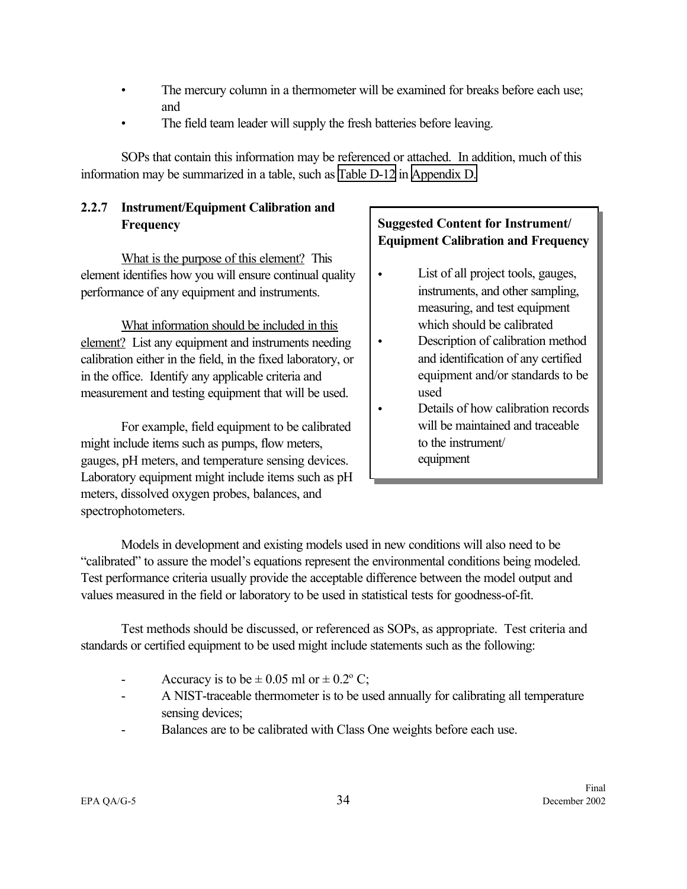- The mercury column in a thermometer will be examined for breaks before each use; and
- The field team leader will supply the fresh batteries before leaving.

SOPs that contain this information may be referenced or attached. In addition, much of this information may be summarized in a table, such as Table D-12 in Appendix D.

### 2.2.7 Instrument/Equipment Calibration and Frequency

> **Suggested Content for Instrument/ Equipment Calibration and Frequency**
>
> - List of all project tools, gauges, instruments, and other sampling, measuring, and test equipment which should be calibrated
> - Description of calibration method and identification of any certified equipment and/or standards to be used
> - Details of how calibration records will be maintained and traceable to the instrument/ equipment

What is the purpose of this element? This element identifies how you will ensure continual quality performance of any equipment and instruments.

What information should be included in this element? List any equipment and instruments needing calibration either in the field, in the fixed laboratory, or in the office. Identify any applicable criteria and measurement and testing equipment that will be used.

For example, field equipment to be calibrated might include items such as pumps, flow meters, gauges, pH meters, and temperature sensing devices. Laboratory equipment might include items such as pH meters, dissolved oxygen probes, balances, and spectrophotometers.

Models in development and existing models used in new conditions will also need to be "calibrated" to assure the model's equations represent the environmental conditions being modeled. Test performance criteria usually provide the acceptable difference between the model output and values measured in the field or laboratory to be used in statistical tests for goodness-of-fit.

Test methods should be discussed, or referenced as SOPs, as appropriate. Test criteria and standards or certified equipment to be used might include statements such as the following:

- Accuracy is to be $\pm$ 0.05 ml or $\pm$ 0.2º C;
- A NIST-traceable thermometer is to be used annually for calibrating all temperature sensing devices;
- Balances are to be calibrated with Class One weights before each use.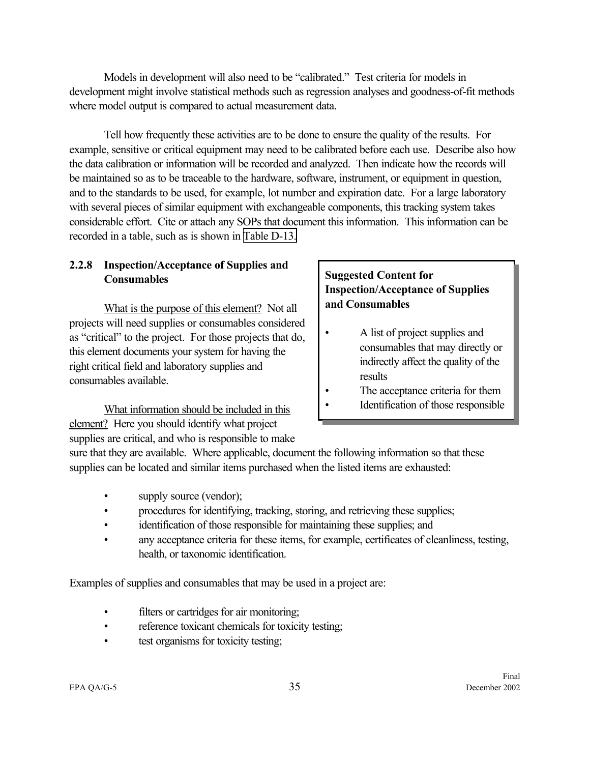Models in development will also need to be "calibrated." Test criteria for models in development might involve statistical methods such as regression analyses and goodness-of-fit methods where model output is compared to actual measurement data.

Tell how frequently these activities are to be done to ensure the quality of the results. For example, sensitive or critical equipment may need to be calibrated before each use. Describe also how the data calibration or information will be recorded and analyzed. Then indicate how the records will be maintained so as to be traceable to the hardware, software, instrument, or equipment in question, and to the standards to be used, for example, lot number and expiration date. For a large laboratory with several pieces of similar equipment with exchangeable components, this tracking system takes considerable effort. Cite or attach any SOPs that document this information. This information can be recorded in a table, such as is shown in Table D-13.

### 2.2.8 Inspection/Acceptance of Supplies and Consumables

> **Suggested Content for Inspection/Acceptance of Supplies and Consumables**
>
> - A list of project supplies and consumables that may directly or indirectly affect the quality of the results
> - The acceptance criteria for them
> - Identification of those responsible

What is the purpose of this element? Not all projects will need supplies or consumables considered as "critical" to the project. For those projects that do, this element documents your system for having the right critical field and laboratory supplies and consumables available.

What information should be included in this element? Here you should identify what project supplies are critical, and who is responsible to make sure that they are available. Where applicable, document the following information so that these supplies can be located and similar items purchased when the listed items are exhausted:

- supply source (vendor);
- procedures for identifying, tracking, storing, and retrieving these supplies;
- identification of those responsible for maintaining these supplies; and
- any acceptance criteria for these items, for example, certificates of cleanliness, testing, health, or taxonomic identification.

Examples of supplies and consumables that may be used in a project are:

- filters or cartridges for air monitoring;
- reference toxicant chemicals for toxicity testing;
- test organisms for toxicity testing;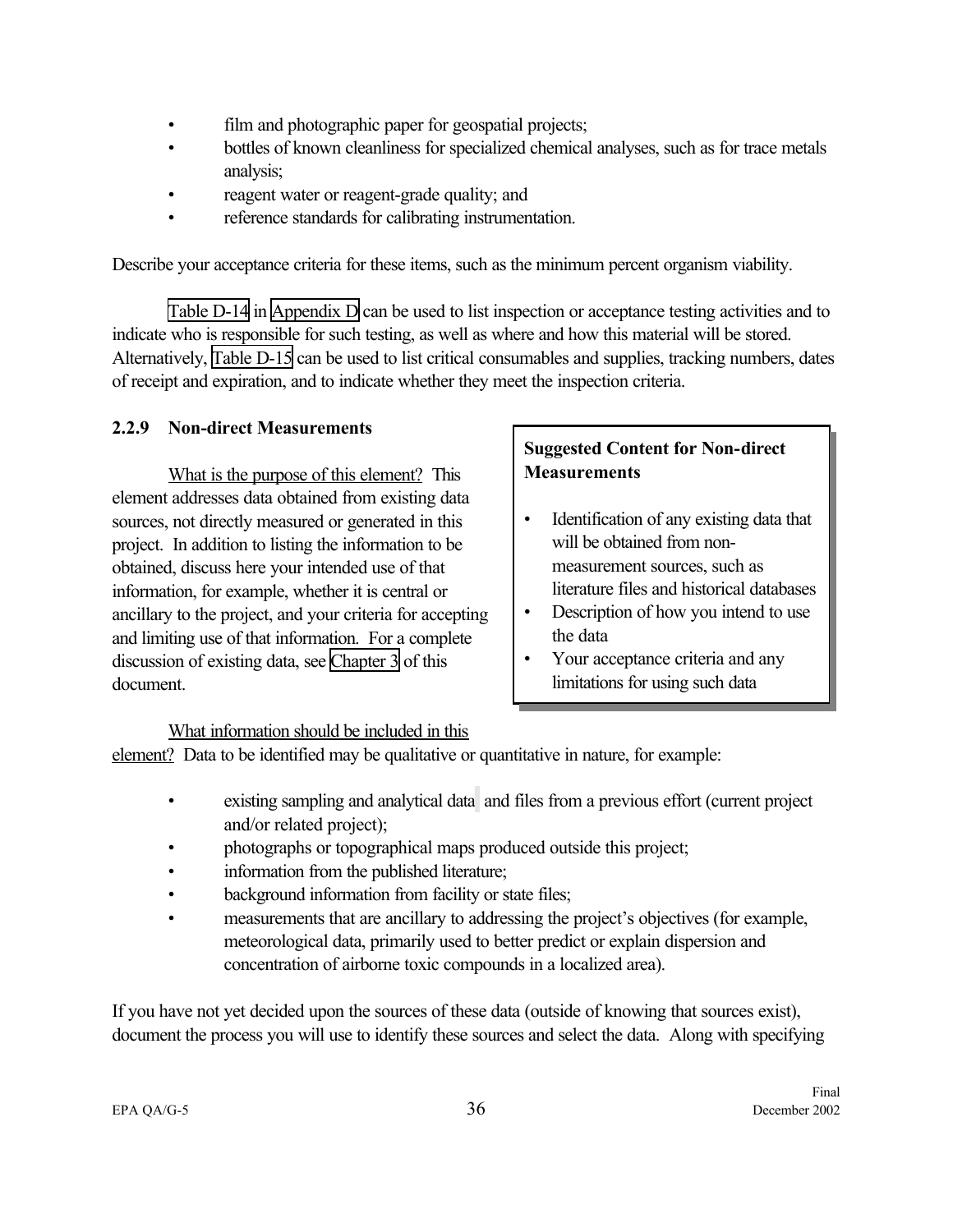- film and photographic paper for geospatial projects;
- bottles of known cleanliness for specialized chemical analyses, such as for trace metals analysis;
- reagent water or reagent-grade quality; and
- reference standards for calibrating instrumentation.

Describe your acceptance criteria for these items, such as the minimum percent organism viability.

Table D-14 in Appendix D can be used to list inspection or acceptance testing activities and to indicate who is responsible for such testing, as well as where and how this material will be stored. Alternatively, Table D-15 can be used to list critical consumables and supplies, tracking numbers, dates of receipt and expiration, and to indicate whether they meet the inspection criteria.

### 2.2.9 Non-direct Measurements

> **Suggested Content for Non-direct Measurements**
>
> - Identification of any existing data that will be obtained from non-measurement sources, such as literature files and historical databases
> - Description of how you intend to use the data
> - Your acceptance criteria and any limitations for using such data

What is the purpose of this element? This element addresses data obtained from existing data sources, not directly measured or generated in this project. In addition to listing the information to be obtained, discuss here your intended use of that information, for example, whether it is central or ancillary to the project, and your criteria for accepting and limiting use of that information. For a complete discussion of existing data, see Chapter 3 of this document.

What information should be included in this element? Data to be identified may be qualitative or quantitative in nature, for example:

- existing sampling and analytical data and files from a previous effort (current project and/or related project);
- photographs or topographical maps produced outside this project;
- information from the published literature;
- background information from facility or state files;
- measurements that are ancillary to addressing the project's objectives (for example, meteorological data, primarily used to better predict or explain dispersion and concentration of airborne toxic compounds in a localized area).

If you have not yet decided upon the sources of these data (outside of knowing that sources exist), document the process you will use to identify these sources and select the data. Along with specifying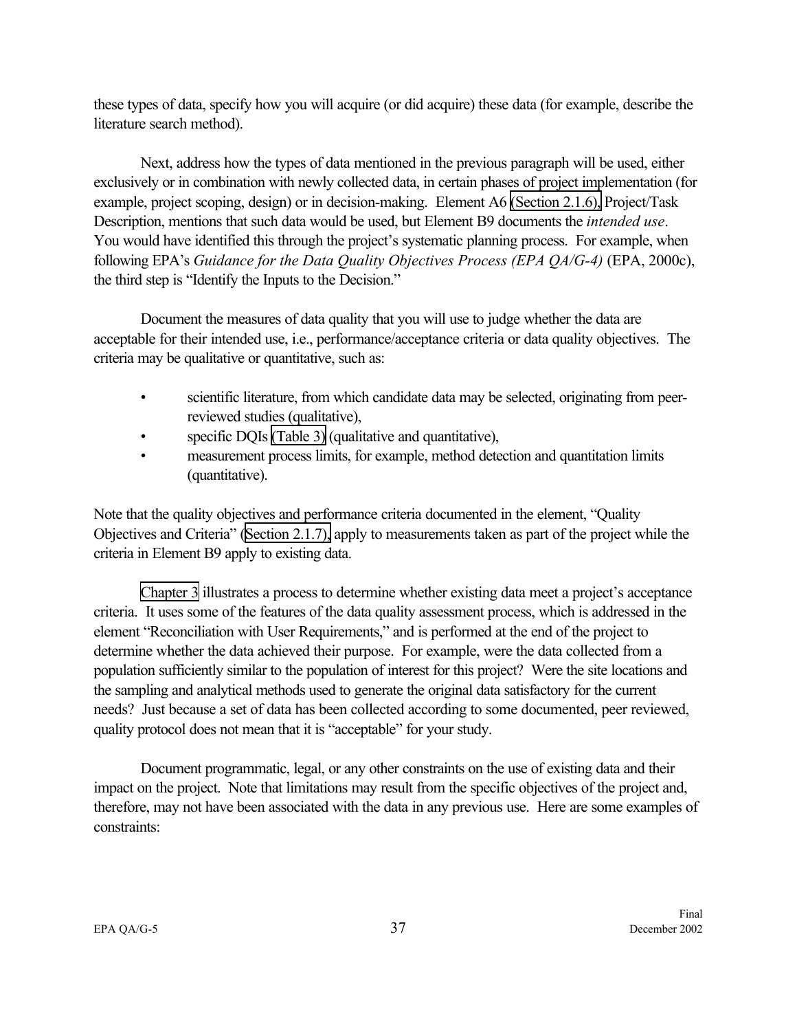these types of data, specify how you will acquire (or did acquire) these data (for example, describe the literature search method).

Next, address how the types of data mentioned in the previous paragraph will be used, either exclusively or in combination with newly collected data, in certain phases of project implementation (for example, project scoping, design) or in decision-making. Element A6 (Section 2.1.6), Project/Task Description, mentions that such data would be used, but Element B9 documents the *intended use*. You would have identified this through the project's systematic planning process. For example, when following EPA's *Guidance for the Data Quality Objectives Process (EPA QA/G-4)* (EPA, 2000c), the third step is "Identify the Inputs to the Decision."

Document the measures of data quality that you will use to judge whether the data are acceptable for their intended use, i.e., performance/acceptance criteria or data quality objectives. The criteria may be qualitative or quantitative, such as:

- scientific literature, from which candidate data may be selected, originating from peer-reviewed studies (qualitative),
- specific DQIs (Table 3) (qualitative and quantitative),
- measurement process limits, for example, method detection and quantitation limits (quantitative).

Note that the quality objectives and performance criteria documented in the element, "Quality Objectives and Criteria" (Section 2.1.7), apply to measurements taken as part of the project while the criteria in Element B9 apply to existing data.

Chapter 3 illustrates a process to determine whether existing data meet a project's acceptance criteria. It uses some of the features of the data quality assessment process, which is addressed in the element "Reconciliation with User Requirements," and is performed at the end of the project to determine whether the data achieved their purpose. For example, were the data collected from a population sufficiently similar to the population of interest for this project? Were the site locations and the sampling and analytical methods used to generate the original data satisfactory for the current needs? Just because a set of data has been collected according to some documented, peer reviewed, quality protocol does not mean that it is "acceptable" for your study.

Document programmatic, legal, or any other constraints on the use of existing data and their impact on the project. Note that limitations may result from the specific objectives of the project and, therefore, may not have been associated with the data in any previous use. Here are some examples of constraints: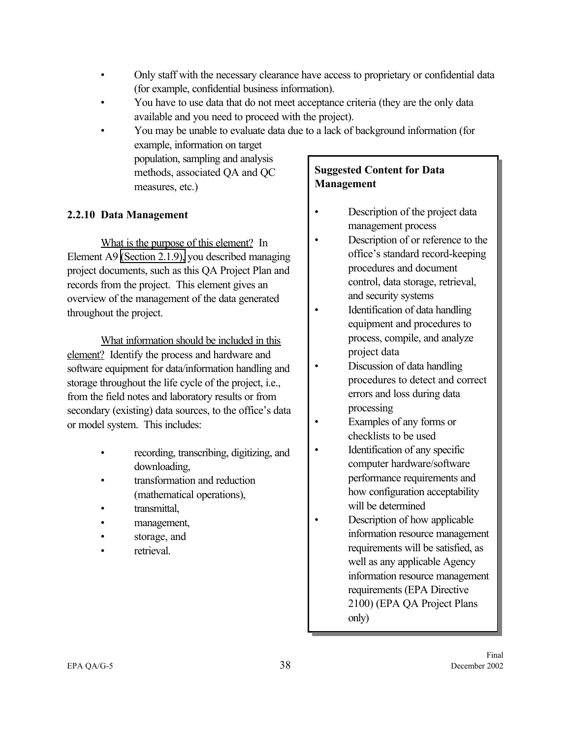- Only staff with the necessary clearance have access to proprietary or confidential data (for example, confidential business information).
- You have to use data that do not meet acceptance criteria (they are the only data available and you need to proceed with the project).
- You may be unable to evaluate data due to a lack of background information (for example, information on target population, sampling and analysis methods, associated QA and QC measures, etc.)

### 2.2.10 Data Management

What is the purpose of this element? In Element A9 (Section 2.1.9), you described managing project documents, such as this QA Project Plan and records from the project. This element gives an overview of the management of the data generated throughout the project.

What information should be included in this element? Identify the process and hardware and software equipment for data/information handling and storage throughout the life cycle of the project, i.e., from the field notes and laboratory results or from secondary (existing) data sources, to the office's data or model system. This includes:

- recording, transcribing, digitizing, and downloading,
- transformation and reduction (mathematical operations),
- transmittal,
- management,
- storage, and
- retrieval.

**Suggested Content for Data Management**

- Description of the project data management process
- Description of or reference to the office's standard record-keeping procedures and document control, data storage, retrieval, and security systems
- Identification of data handling equipment and procedures to process, compile, and analyze project data
- Discussion of data handling procedures to detect and correct errors and loss during data processing
- Examples of any forms or checklists to be used
- Identification of any specific computer hardware/software performance requirements and how configuration acceptability will be determined
- Description of how applicable information resource management requirements will be satisfied, as well as any applicable Agency information resource management requirements (EPA Directive 2100) (EPA QA Project Plans only)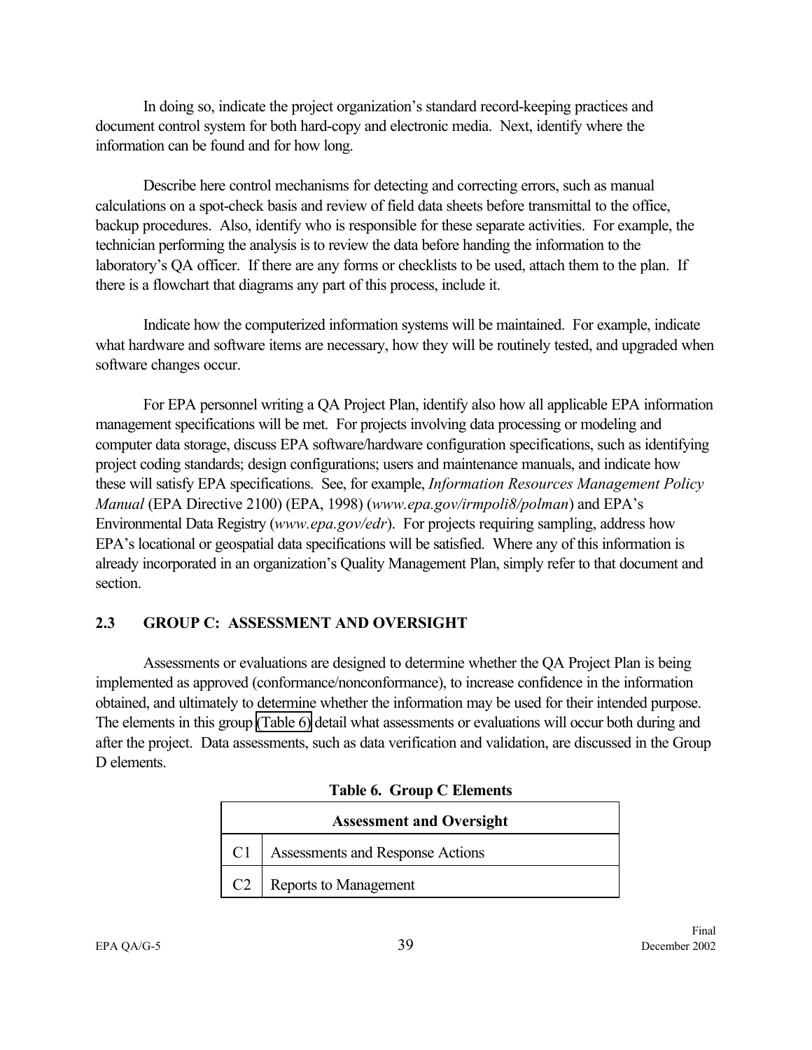In doing so, indicate the project organization's standard record-keeping practices and document control system for both hard-copy and electronic media. Next, identify where the information can be found and for how long.

Describe here control mechanisms for detecting and correcting errors, such as manual calculations on a spot-check basis and review of field data sheets before transmittal to the office, backup procedures. Also, identify who is responsible for these separate activities. For example, the technician performing the analysis is to review the data before handing the information to the laboratory's QA officer. If there are any forms or checklists to be used, attach them to the plan. If there is a flowchart that diagrams any part of this process, include it.

Indicate how the computerized information systems will be maintained. For example, indicate what hardware and software items are necessary, how they will be routinely tested, and upgraded when software changes occur.

For EPA personnel writing a QA Project Plan, identify also how all applicable EPA information management specifications will be met. For projects involving data processing or modeling and computer data storage, discuss EPA software/hardware configuration specifications, such as identifying project coding standards; design configurations; users and maintenance manuals, and indicate how these will satisfy EPA specifications. See, for example, *Information Resources Management Policy Manual* (EPA Directive 2100) (EPA, 1998) (*www.epa.gov/irmpoli8/polman*) and EPA's Environmental Data Registry (*www.epa.gov/edr*). For projects requiring sampling, address how EPA's locational or geospatial data specifications will be satisfied. Where any of this information is already incorporated in an organization's Quality Management Plan, simply refer to that document and section.

## 2.3 GROUP C: ASSESSMENT AND OVERSIGHT

Assessments or evaluations are designed to determine whether the QA Project Plan is being implemented as approved (conformance/nonconformance), to increase confidence in the information obtained, and ultimately to determine whether the information may be used for their intended purpose. The elements in this group (Table 6) detail what assessments or evaluations will occur both during and after the project. Data assessments, such as data verification and validation, are discussed in the Group D elements.

**Table 6. Group C Elements**

| Assessment and Oversight | |
|---|---|
| C1 | Assessments and Response Actions |
| C2 | Reports to Management |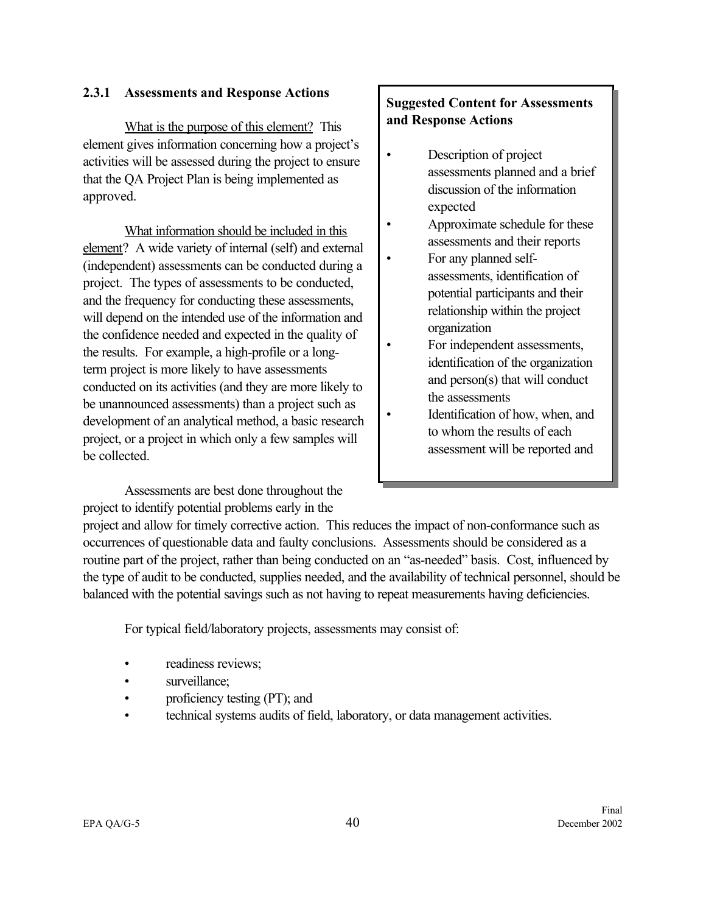### 2.3.1 Assessments and Response Actions

> **Suggested Content for Assessments and Response Actions**
>
> - Description of project assessments planned and a brief discussion of the information expected
> - Approximate schedule for these assessments and their reports
> - For any planned self-assessments, identification of potential participants and their relationship within the project organization
> - For independent assessments, identification of the organization and person(s) that will conduct the assessments
> - Identification of how, when, and to whom the results of each assessment will be reported and

What is the purpose of this element? This element gives information concerning how a project's activities will be assessed during the project to ensure that the QA Project Plan is being implemented as approved.

What information should be included in this element? A wide variety of internal (self) and external (independent) assessments can be conducted during a project. The types of assessments to be conducted, and the frequency for conducting these assessments, will depend on the intended use of the information and the confidence needed and expected in the quality of the results. For example, a high-profile or a long-term project is more likely to have assessments conducted on its activities (and they are more likely to be unannounced assessments) than a project such as development of an analytical method, a basic research project, or a project in which only a few samples will be collected.

Assessments are best done throughout the project to identify potential problems early in the project and allow for timely corrective action. This reduces the impact of non-conformance such as occurrences of questionable data and faulty conclusions. Assessments should be considered as a routine part of the project, rather than being conducted on an "as-needed" basis. Cost, influenced by the type of audit to be conducted, supplies needed, and the availability of technical personnel, should be balanced with the potential savings such as not having to repeat measurements having deficiencies.

For typical field/laboratory projects, assessments may consist of:

- readiness reviews;
- surveillance;
- proficiency testing (PT); and
- technical systems audits of field, laboratory, or data management activities.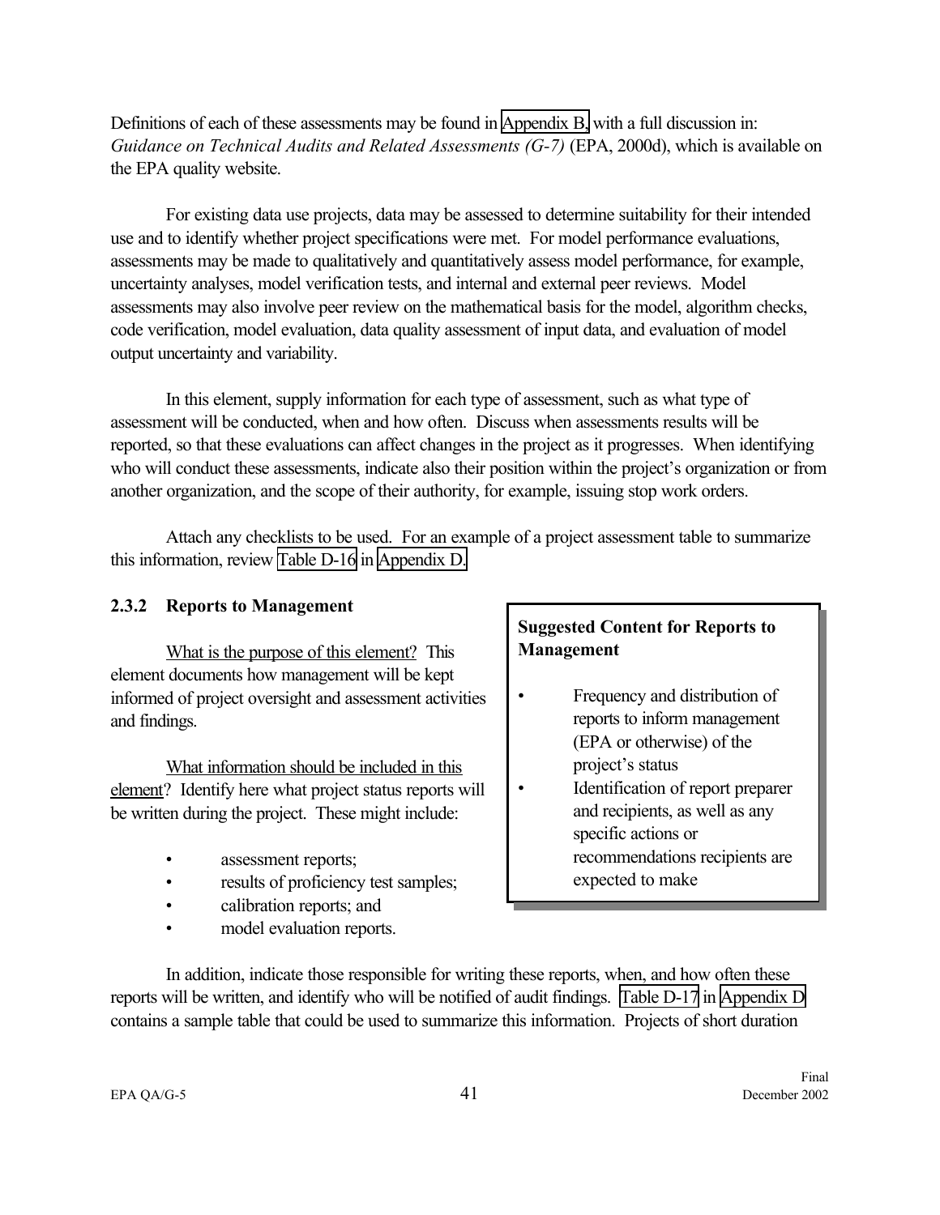Definitions of each of these assessments may be found in Appendix B, with a full discussion in: *Guidance on Technical Audits and Related Assessments (G-7)* (EPA, 2000d), which is available on the EPA quality website.

For existing data use projects, data may be assessed to determine suitability for their intended use and to identify whether project specifications were met. For model performance evaluations, assessments may be made to qualitatively and quantitatively assess model performance, for example, uncertainty analyses, model verification tests, and internal and external peer reviews. Model assessments may also involve peer review on the mathematical basis for the model, algorithm checks, code verification, model evaluation, data quality assessment of input data, and evaluation of model output uncertainty and variability.

In this element, supply information for each type of assessment, such as what type of assessment will be conducted, when and how often. Discuss when assessments results will be reported, so that these evaluations can affect changes in the project as it progresses. When identifying who will conduct these assessments, indicate also their position within the project's organization or from another organization, and the scope of their authority, for example, issuing stop work orders.

Attach any checklists to be used. For an example of a project assessment table to summarize this information, review Table D-16 in Appendix D.

### 2.3.2 Reports to Management

> **Suggested Content for Reports to Management**
>
> - Frequency and distribution of reports to inform management (EPA or otherwise) of the project's status
> - Identification of report preparer and recipients, as well as any specific actions or recommendations recipients are expected to make

What is the purpose of this element? This element documents how management will be kept informed of project oversight and assessment activities and findings.

What information should be included in this element? Identify here what project status reports will be written during the project. These might include:

- assessment reports;
- results of proficiency test samples;
- calibration reports; and
- model evaluation reports.

In addition, indicate those responsible for writing these reports, when, and how often these reports will be written, and identify who will be notified of audit findings. Table D-17 in Appendix D contains a sample table that could be used to summarize this information. Projects of short duration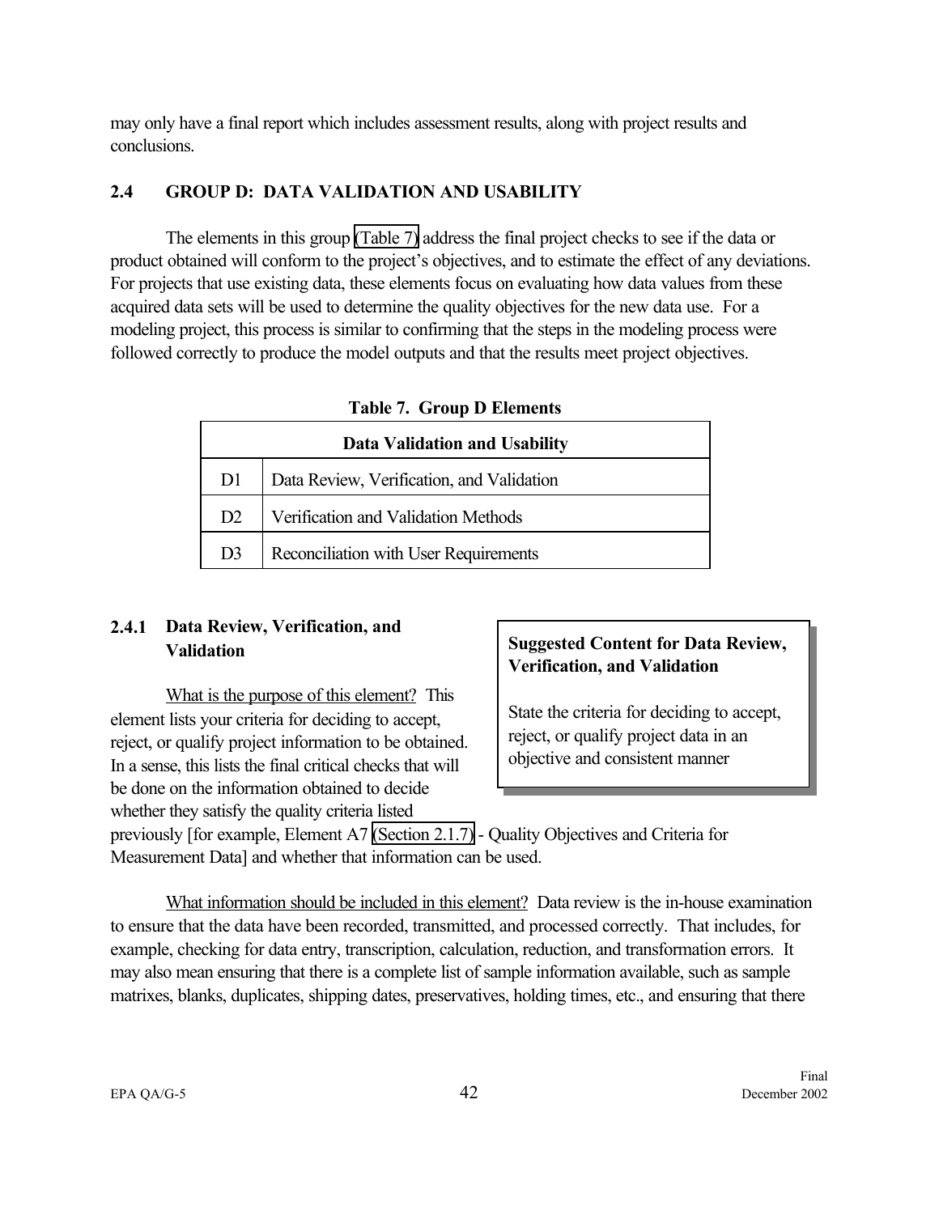may only have a final report which includes assessment results, along with project results and conclusions.

## 2.4 GROUP D: DATA VALIDATION AND USABILITY

The elements in this group (Table 7) address the final project checks to see if the data or product obtained will conform to the project's objectives, and to estimate the effect of any deviations. For projects that use existing data, these elements focus on evaluating how data values from these acquired data sets will be used to determine the quality objectives for the new data use. For a modeling project, this process is similar to confirming that the steps in the modeling process were followed correctly to produce the model outputs and that the results meet project objectives.

**Table 7. Group D Elements**

| Data Validation and Usability | |
|---|---|
| D1 | Data Review, Verification, and Validation |
| D2 | Verification and Validation Methods |
| D3 | Reconciliation with User Requirements |

### 2.4.1 Data Review, Verification, and Validation

> **Suggested Content for Data Review, Verification, and Validation**
>
> State the criteria for deciding to accept, reject, or qualify project data in an objective and consistent manner

What is the purpose of this element? This element lists your criteria for deciding to accept, reject, or qualify project information to be obtained. In a sense, this lists the final critical checks that will be done on the information obtained to decide whether they satisfy the quality criteria listed previously [for example, Element A7 (Section 2.1.7) - Quality Objectives and Criteria for Measurement Data] and whether that information can be used.

What information should be included in this element? Data review is the in-house examination to ensure that the data have been recorded, transmitted, and processed correctly. That includes, for example, checking for data entry, transcription, calculation, reduction, and transformation errors. It may also mean ensuring that there is a complete list of sample information available, such as sample matrixes, blanks, duplicates, shipping dates, preservatives, holding times, etc., and ensuring that there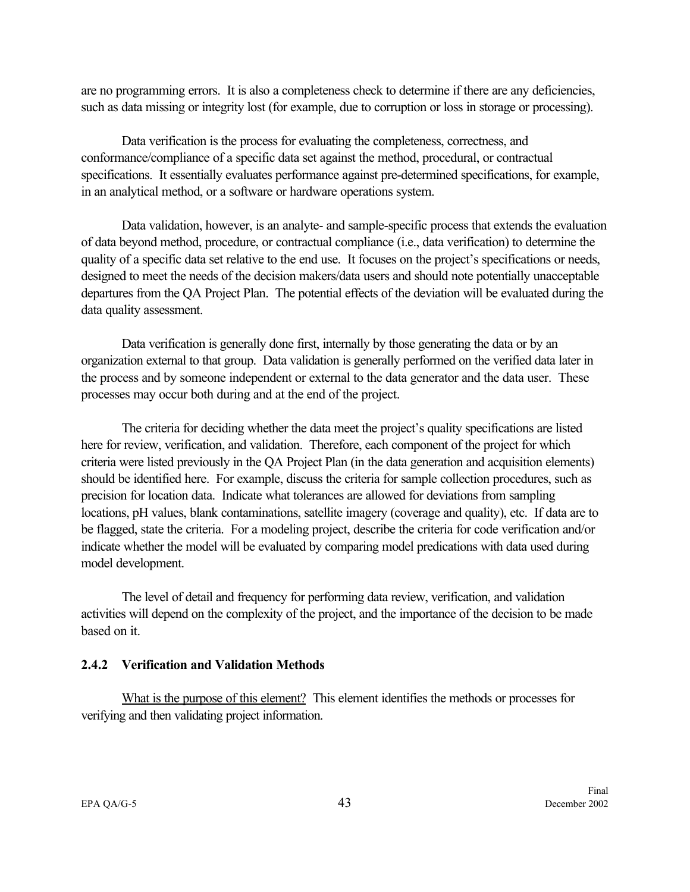are no programming errors. It is also a completeness check to determine if there are any deficiencies, such as data missing or integrity lost (for example, due to corruption or loss in storage or processing).

Data verification is the process for evaluating the completeness, correctness, and conformance/compliance of a specific data set against the method, procedural, or contractual specifications. It essentially evaluates performance against pre-determined specifications, for example, in an analytical method, or a software or hardware operations system.

Data validation, however, is an analyte- and sample-specific process that extends the evaluation of data beyond method, procedure, or contractual compliance (i.e., data verification) to determine the quality of a specific data set relative to the end use. It focuses on the project's specifications or needs, designed to meet the needs of the decision makers/data users and should note potentially unacceptable departures from the QA Project Plan. The potential effects of the deviation will be evaluated during the data quality assessment.

Data verification is generally done first, internally by those generating the data or by an organization external to that group. Data validation is generally performed on the verified data later in the process and by someone independent or external to the data generator and the data user. These processes may occur both during and at the end of the project.

The criteria for deciding whether the data meet the project's quality specifications are listed here for review, verification, and validation. Therefore, each component of the project for which criteria were listed previously in the QA Project Plan (in the data generation and acquisition elements) should be identified here. For example, discuss the criteria for sample collection procedures, such as precision for location data. Indicate what tolerances are allowed for deviations from sampling locations, pH values, blank contaminations, satellite imagery (coverage and quality), etc. If data are to be flagged, state the criteria. For a modeling project, describe the criteria for code verification and/or indicate whether the model will be evaluated by comparing model predications with data used during model development.

The level of detail and frequency for performing data review, verification, and validation activities will depend on the complexity of the project, and the importance of the decision to be made based on it.

### 2.4.2 Verification and Validation Methods

What is the purpose of this element? This element identifies the methods or processes for verifying and then validating project information.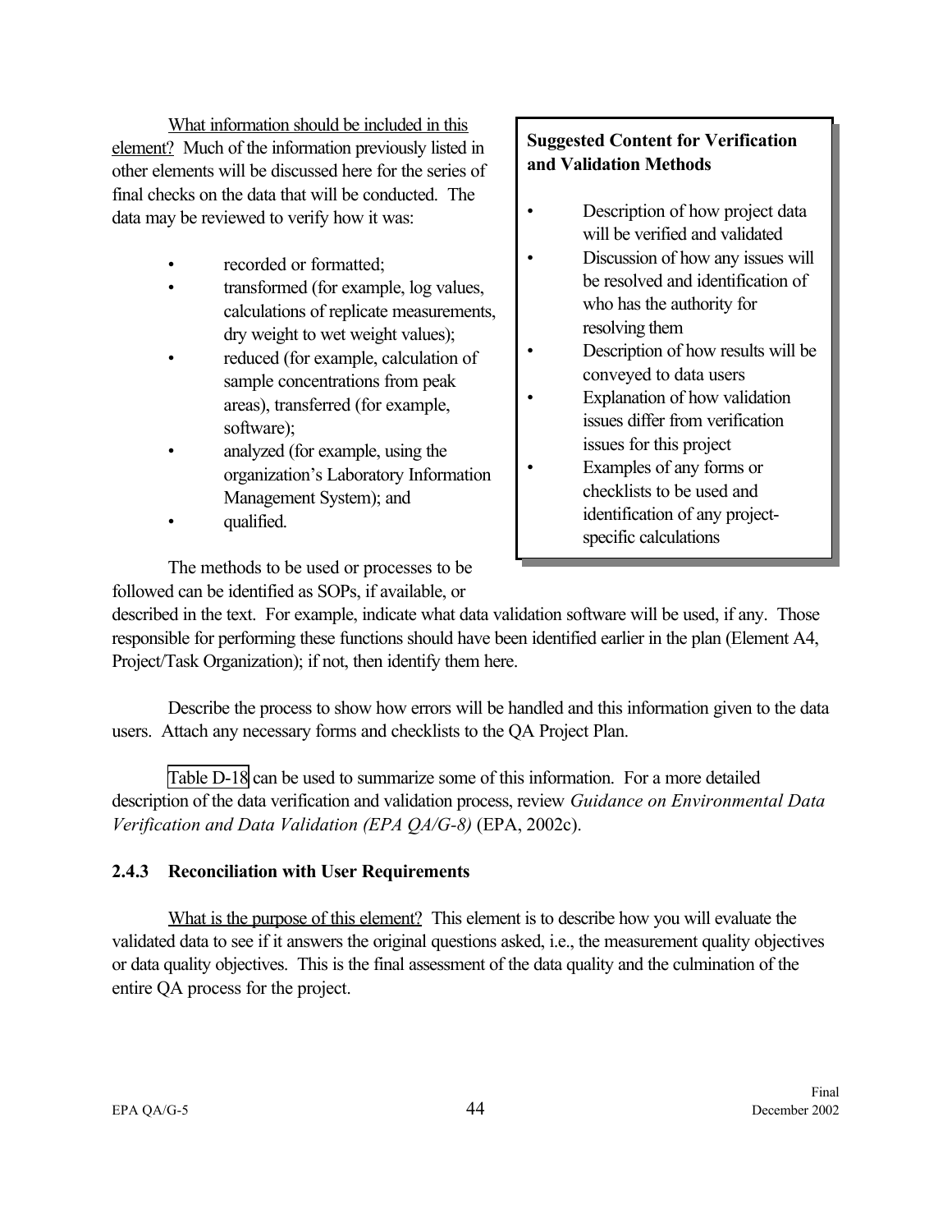What information should be included in this element? Much of the information previously listed in other elements will be discussed here for the series of final checks on the data that will be conducted. The data may be reviewed to verify how it was:

- recorded or formatted;
- transformed (for example, log values, calculations of replicate measurements, dry weight to wet weight values);
- reduced (for example, calculation of sample concentrations from peak areas), transferred (for example, software);
- analyzed (for example, using the organization's Laboratory Information Management System); and
- qualified.

> **Suggested Content for Verification and Validation Methods**
>
> - Description of how project data will be verified and validated
> - Discussion of how any issues will be resolved and identification of who has the authority for resolving them
> - Description of how results will be conveyed to data users
> - Explanation of how validation issues differ from verification issues for this project
> - Examples of any forms or checklists to be used and identification of any project-specific calculations

The methods to be used or processes to be followed can be identified as SOPs, if available, or described in the text. For example, indicate what data validation software will be used, if any. Those responsible for performing these functions should have been identified earlier in the plan (Element A4, Project/Task Organization); if not, then identify them here.

Describe the process to show how errors will be handled and this information given to the data users. Attach any necessary forms and checklists to the QA Project Plan.

Table D-18 can be used to summarize some of this information. For a more detailed description of the data verification and validation process, review *Guidance on Environmental Data Verification and Data Validation (EPA QA/G-8)* (EPA, 2002c).

### 2.4.3 Reconciliation with User Requirements

What is the purpose of this element? This element is to describe how you will evaluate the validated data to see if it answers the original questions asked, i.e., the measurement quality objectives or data quality objectives. This is the final assessment of the data quality and the culmination of the entire QA process for the project.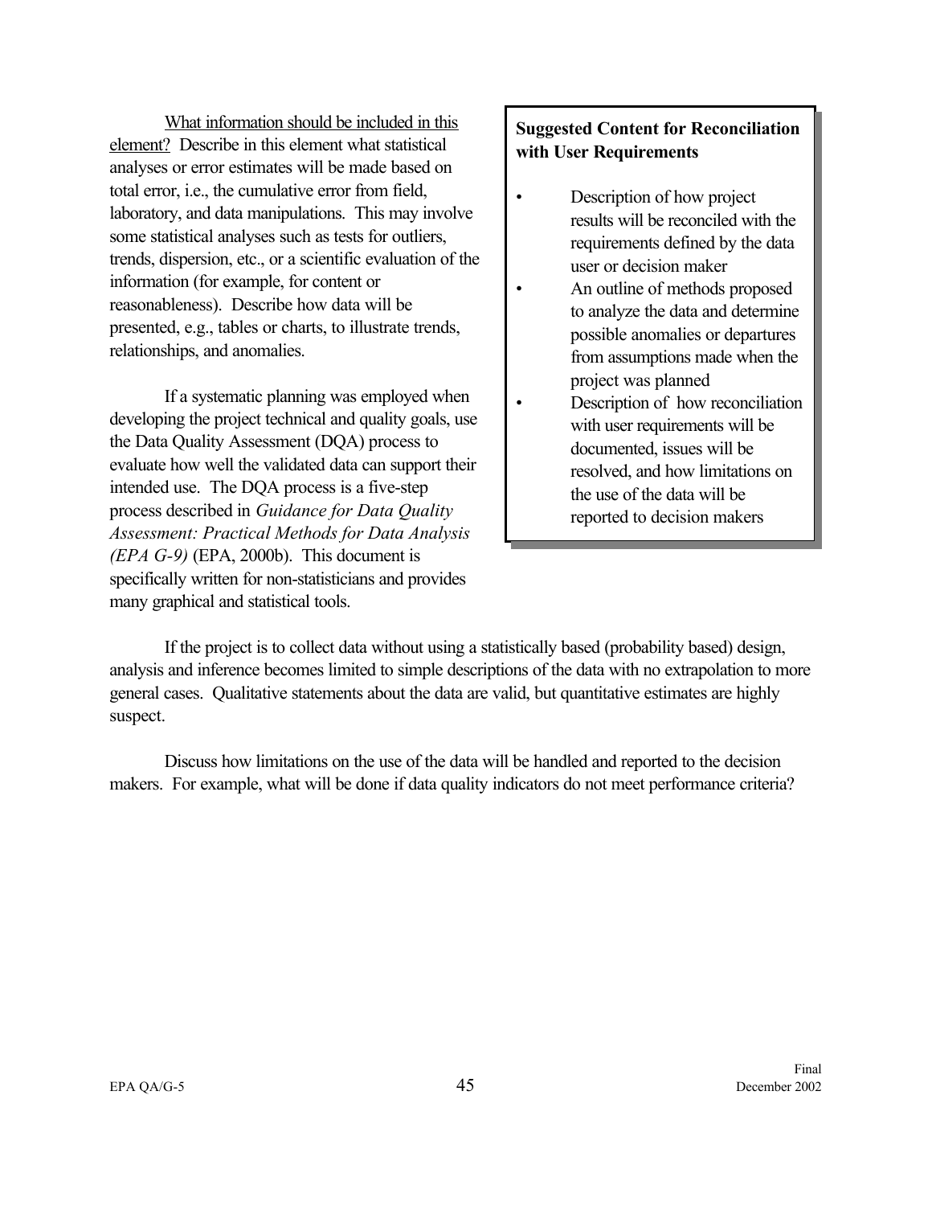What information should be included in this element? Describe in this element what statistical analyses or error estimates will be made based on total error, i.e., the cumulative error from field, laboratory, and data manipulations. This may involve some statistical analyses such as tests for outliers, trends, dispersion, etc., or a scientific evaluation of the information (for example, for content or reasonableness). Describe how data will be presented, e.g., tables or charts, to illustrate trends, relationships, and anomalies.

> **Suggested Content for Reconciliation with User Requirements**
>
> - Description of how project results will be reconciled with the requirements defined by the data user or decision maker
> - An outline of methods proposed to analyze the data and determine possible anomalies or departures from assumptions made when the project was planned
> - Description of how reconciliation with user requirements will be documented, issues will be resolved, and how limitations on the use of the data will be reported to decision makers

If a systematic planning was employed when developing the project technical and quality goals, use the Data Quality Assessment (DQA) process to evaluate how well the validated data can support their intended use. The DQA process is a five-step process described in *Guidance for Data Quality Assessment: Practical Methods for Data Analysis (EPA G-9)* (EPA, 2000b). This document is specifically written for non-statisticians and provides many graphical and statistical tools.

If the project is to collect data without using a statistically based (probability based) design, analysis and inference becomes limited to simple descriptions of the data with no extrapolation to more general cases. Qualitative statements about the data are valid, but quantitative estimates are highly suspect.

Discuss how limitations on the use of the data will be handled and reported to the decision makers. For example, what will be done if data quality indicators do not meet performance criteria?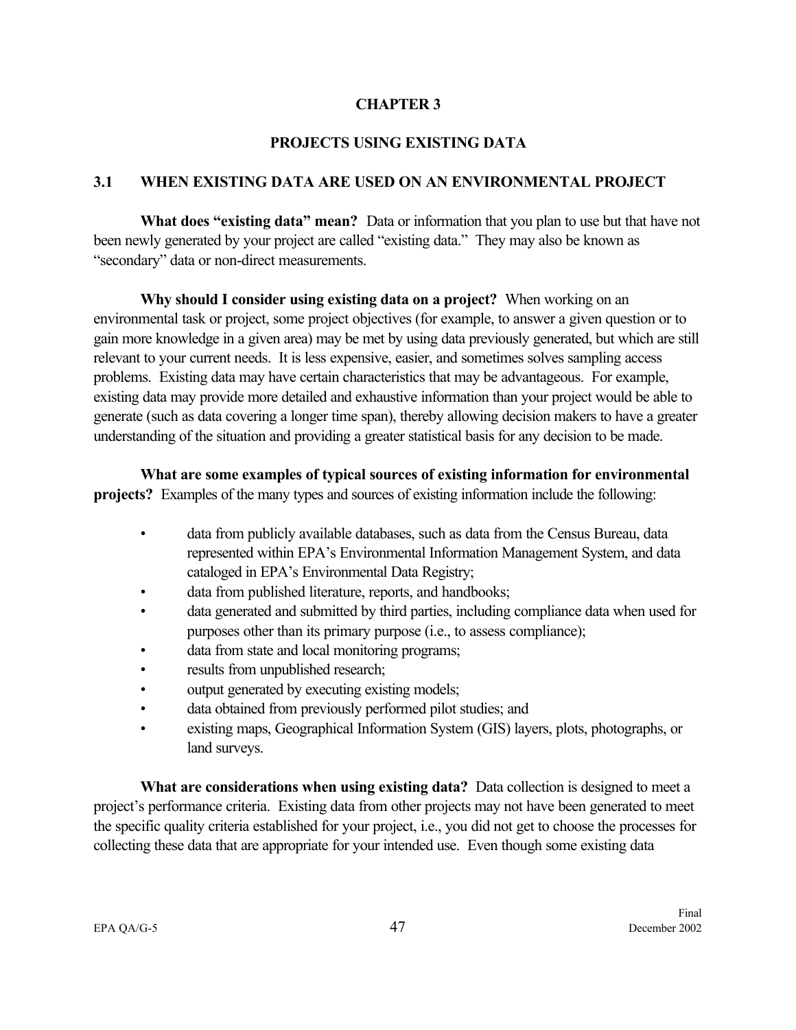# CHAPTER 3

# PROJECTS USING EXISTING DATA

## 3.1 WHEN EXISTING DATA ARE USED ON AN ENVIRONMENTAL PROJECT

**What does "existing data" mean?** Data or information that you plan to use but that have not been newly generated by your project are called "existing data." They may also be known as "secondary" data or non-direct measurements.

**Why should I consider using existing data on a project?** When working on an environmental task or project, some project objectives (for example, to answer a given question or to gain more knowledge in a given area) may be met by using data previously generated, but which are still relevant to your current needs. It is less expensive, easier, and sometimes solves sampling access problems. Existing data may have certain characteristics that may be advantageous. For example, existing data may provide more detailed and exhaustive information than your project would be able to generate (such as data covering a longer time span), thereby allowing decision makers to have a greater understanding of the situation and providing a greater statistical basis for any decision to be made.

**What are some examples of typical sources of existing information for environmental projects?** Examples of the many types and sources of existing information include the following:

- data from publicly available databases, such as data from the Census Bureau, data represented within EPA's Environmental Information Management System, and data cataloged in EPA's Environmental Data Registry;
- data from published literature, reports, and handbooks;
- data generated and submitted by third parties, including compliance data when used for purposes other than its primary purpose (i.e., to assess compliance);
- data from state and local monitoring programs;
- results from unpublished research;
- output generated by executing existing models;
- data obtained from previously performed pilot studies; and
- existing maps, Geographical Information System (GIS) layers, plots, photographs, or land surveys.

**What are considerations when using existing data?** Data collection is designed to meet a project's performance criteria. Existing data from other projects may not have been generated to meet the specific quality criteria established for your project, i.e., you did not get to choose the processes for collecting these data that are appropriate for your intended use. Even though some existing data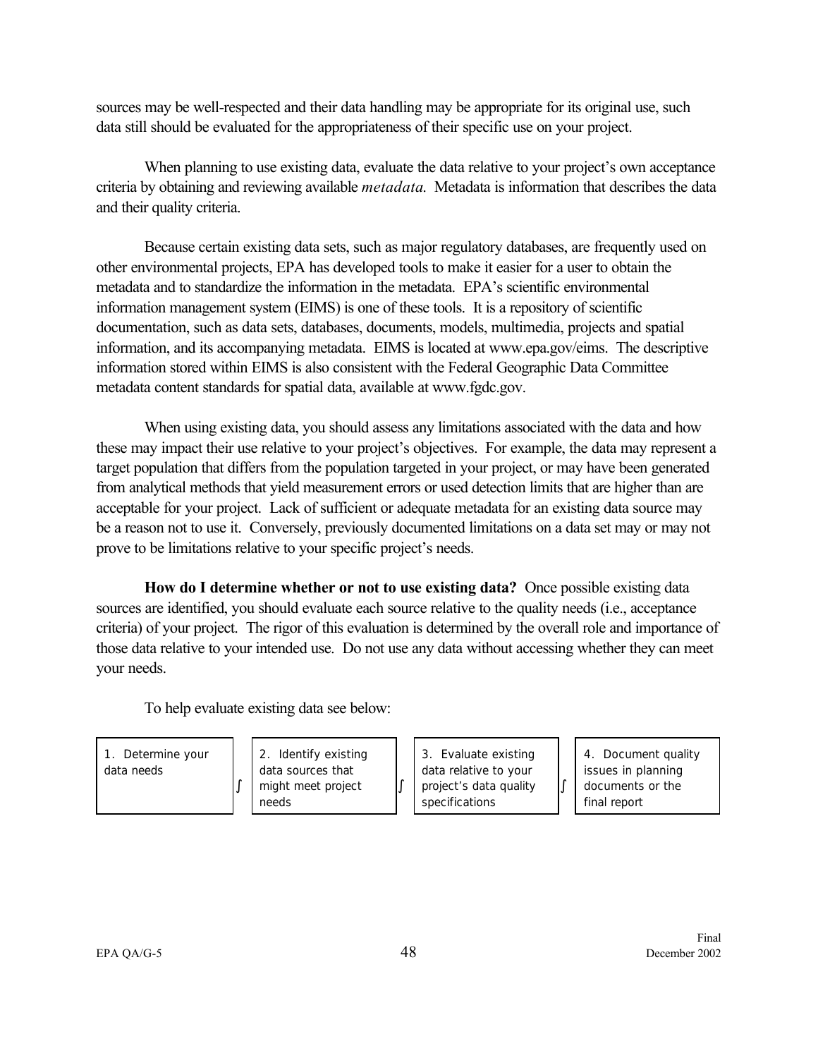sources may be well-respected and their data handling may be appropriate for its original use, such data still should be evaluated for the appropriateness of their specific use on your project.

When planning to use existing data, evaluate the data relative to your project's own acceptance criteria by obtaining and reviewing available *metadata.* Metadata is information that describes the data and their quality criteria.

Because certain existing data sets, such as major regulatory databases, are frequently used on other environmental projects, EPA has developed tools to make it easier for a user to obtain the metadata and to standardize the information in the metadata. EPA's scientific environmental information management system (EIMS) is one of these tools. It is a repository of scientific documentation, such as data sets, databases, documents, models, multimedia, projects and spatial information, and its accompanying metadata. EIMS is located at www.epa.gov/eims. The descriptive information stored within EIMS is also consistent with the Federal Geographic Data Committee metadata content standards for spatial data, available at www.fgdc.gov.

When using existing data, you should assess any limitations associated with the data and how these may impact their use relative to your project's objectives. For example, the data may represent a target population that differs from the population targeted in your project, or may have been generated from analytical methods that yield measurement errors or used detection limits that are higher than are acceptable for your project. Lack of sufficient or adequate metadata for an existing data source may be a reason not to use it. Conversely, previously documented limitations on a data set may or may not prove to be limitations relative to your specific project's needs.

**How do I determine whether or not to use existing data?** Once possible existing data sources are identified, you should evaluate each source relative to the quality needs (i.e., acceptance criteria) of your project. The rigor of this evaluation is determined by the overall role and importance of those data relative to your intended use. Do not use any data without accessing whether they can meet your needs.

To help evaluate existing data see below:

| 1. Determine your data needs | → | 2. Identify existing data sources that might meet project needs | → | 3. Evaluate existing data relative to your project's data quality specifications | → | 4. Document quality issues in planning documents or the final report |
|---|---|---|---|---|---|---|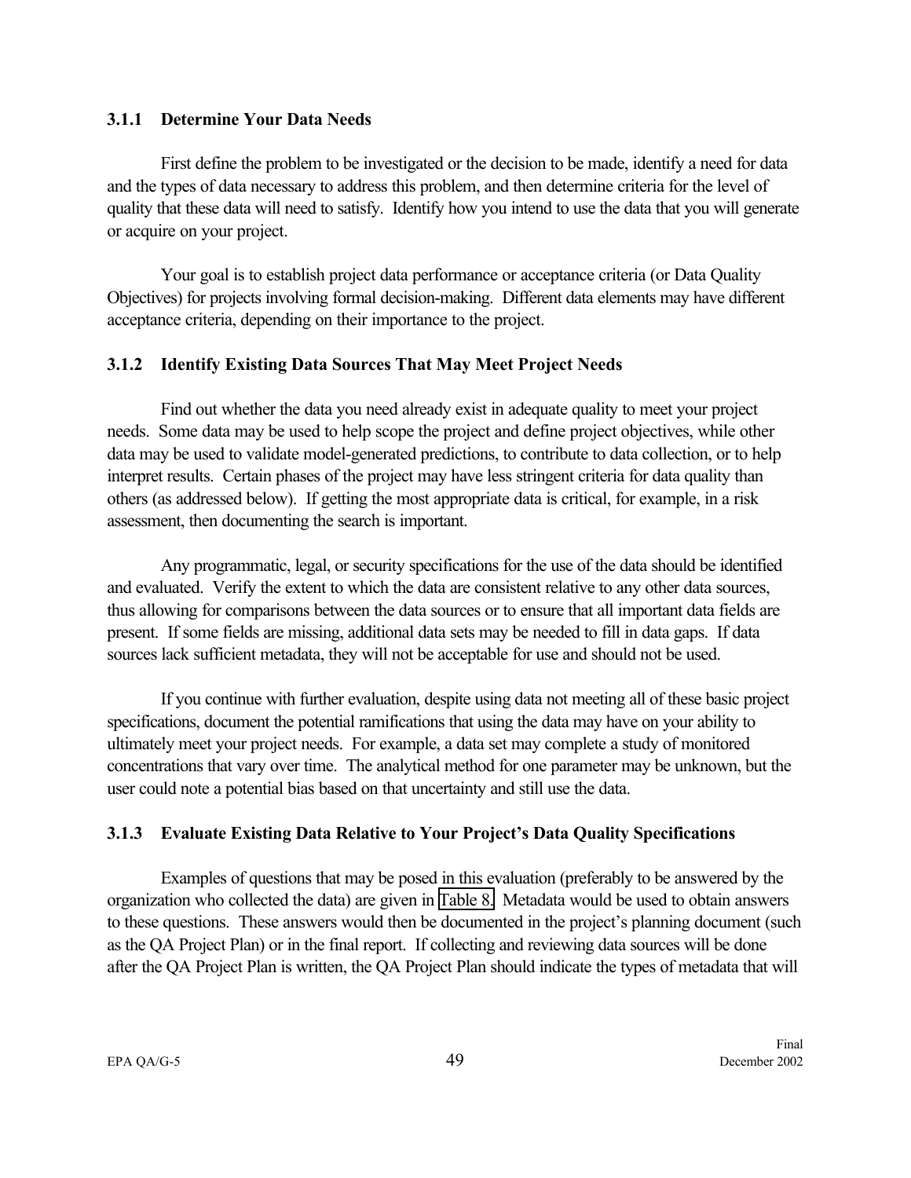### 3.1.1 Determine Your Data Needs

First define the problem to be investigated or the decision to be made, identify a need for data and the types of data necessary to address this problem, and then determine criteria for the level of quality that these data will need to satisfy. Identify how you intend to use the data that you will generate or acquire on your project.

Your goal is to establish project data performance or acceptance criteria (or Data Quality Objectives) for projects involving formal decision-making. Different data elements may have different acceptance criteria, depending on their importance to the project.

### 3.1.2 Identify Existing Data Sources That May Meet Project Needs

Find out whether the data you need already exist in adequate quality to meet your project needs. Some data may be used to help scope the project and define project objectives, while other data may be used to validate model-generated predictions, to contribute to data collection, or to help interpret results. Certain phases of the project may have less stringent criteria for data quality than others (as addressed below). If getting the most appropriate data is critical, for example, in a risk assessment, then documenting the search is important.

Any programmatic, legal, or security specifications for the use of the data should be identified and evaluated. Verify the extent to which the data are consistent relative to any other data sources, thus allowing for comparisons between the data sources or to ensure that all important data fields are present. If some fields are missing, additional data sets may be needed to fill in data gaps. If data sources lack sufficient metadata, they will not be acceptable for use and should not be used.

If you continue with further evaluation, despite using data not meeting all of these basic project specifications, document the potential ramifications that using the data may have on your ability to ultimately meet your project needs. For example, a data set may complete a study of monitored concentrations that vary over time. The analytical method for one parameter may be unknown, but the user could note a potential bias based on that uncertainty and still use the data.

### 3.1.3 Evaluate Existing Data Relative to Your Project's Data Quality Specifications

Examples of questions that may be posed in this evaluation (preferably to be answered by the organization who collected the data) are given in Table 8. Metadata would be used to obtain answers to these questions. These answers would then be documented in the project's planning document (such as the QA Project Plan) or in the final report. If collecting and reviewing data sources will be done after the QA Project Plan is written, the QA Project Plan should indicate the types of metadata that will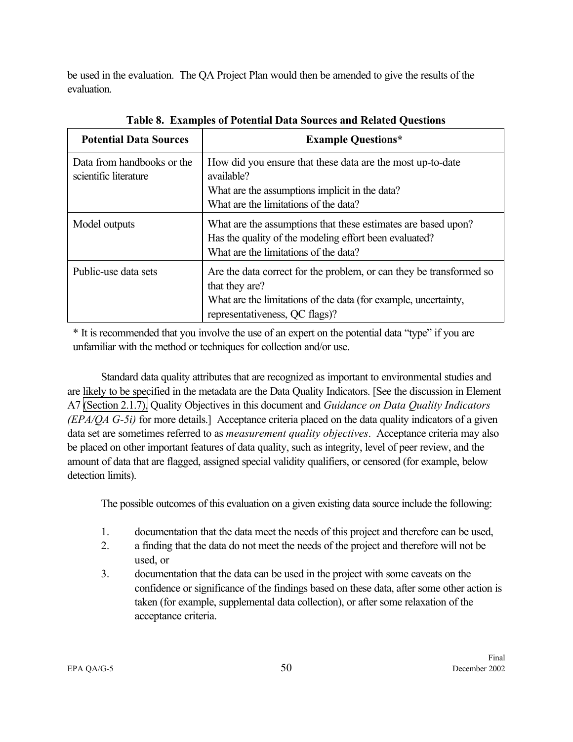be used in the evaluation. The QA Project Plan would then be amended to give the results of the evaluation.

**Table 8. Examples of Potential Data Sources and Related Questions**

| Potential Data Sources | Example Questions* |
|---|---|
| Data from handbooks or the scientific literature | How did you ensure that these data are the most up-to-date available?<br>What are the assumptions implicit in the data?<br>What are the limitations of the data? |
| Model outputs | What are the assumptions that these estimates are based upon?<br>Has the quality of the modeling effort been evaluated?<br>What are the limitations of the data? |
| Public-use data sets | Are the data correct for the problem, or can they be transformed so that they are?<br>What are the limitations of the data (for example, uncertainty, representativeness, QC flags)? |

* It is recommended that you involve the use of an expert on the potential data "type" if you are unfamiliar with the method or techniques for collection and/or use.

Standard data quality attributes that are recognized as important to environmental studies and are likely to be specified in the metadata are the Data Quality Indicators. [See the discussion in Element A7 (Section 2.1.7), Quality Objectives in this document and *Guidance on Data Quality Indicators (EPA/QA G-5i)* for more details.] Acceptance criteria placed on the data quality indicators of a given data set are sometimes referred to as *measurement quality objectives*. Acceptance criteria may also be placed on other important features of data quality, such as integrity, level of peer review, and the amount of data that are flagged, assigned special validity qualifiers, or censored (for example, below detection limits).

The possible outcomes of this evaluation on a given existing data source include the following:

1. documentation that the data meet the needs of this project and therefore can be used,
2. a finding that the data do not meet the needs of the project and therefore will not be used, or
3. documentation that the data can be used in the project with some caveats on the confidence or significance of the findings based on these data, after some other action is taken (for example, supplemental data collection), or after some relaxation of the acceptance criteria.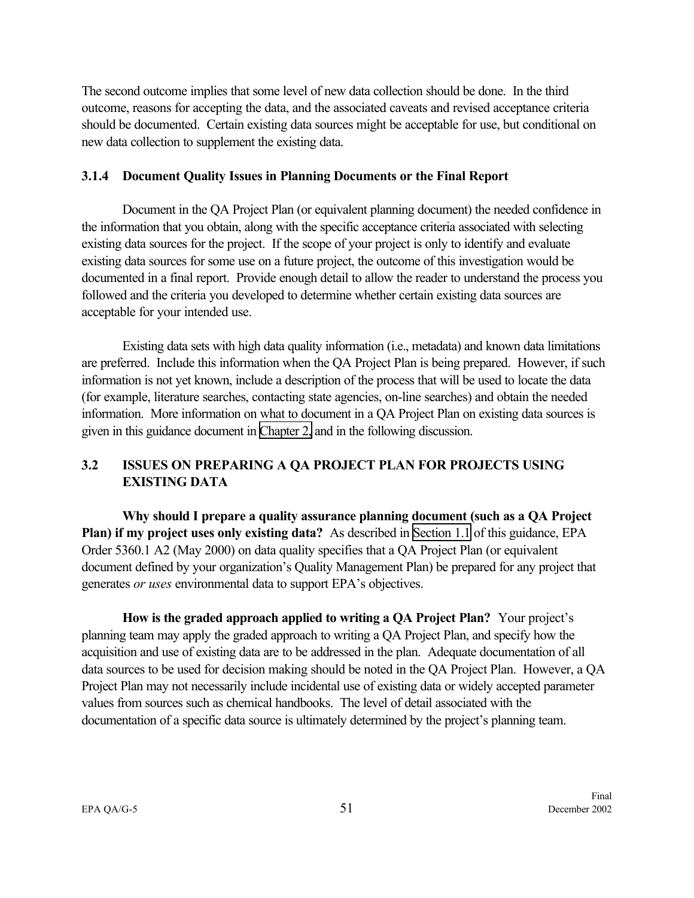The second outcome implies that some level of new data collection should be done. In the third outcome, reasons for accepting the data, and the associated caveats and revised acceptance criteria should be documented. Certain existing data sources might be acceptable for use, but conditional on new data collection to supplement the existing data.

### 3.1.4 Document Quality Issues in Planning Documents or the Final Report

Document in the QA Project Plan (or equivalent planning document) the needed confidence in the information that you obtain, along with the specific acceptance criteria associated with selecting existing data sources for the project. If the scope of your project is only to identify and evaluate existing data sources for some use on a future project, the outcome of this investigation would be documented in a final report. Provide enough detail to allow the reader to understand the process you followed and the criteria you developed to determine whether certain existing data sources are acceptable for your intended use.

Existing data sets with high data quality information (i.e., metadata) and known data limitations are preferred. Include this information when the QA Project Plan is being prepared. However, if such information is not yet known, include a description of the process that will be used to locate the data (for example, literature searches, contacting state agencies, on-line searches) and obtain the needed information. More information on what to document in a QA Project Plan on existing data sources is given in this guidance document in Chapter 2, and in the following discussion.

## 3.2 ISSUES ON PREPARING A QA PROJECT PLAN FOR PROJECTS USING EXISTING DATA

**Why should I prepare a quality assurance planning document (such as a QA Project Plan) if my project uses only existing data?** As described in Section 1.1 of this guidance, EPA Order 5360.1 A2 (May 2000) on data quality specifies that a QA Project Plan (or equivalent document defined by your organization's Quality Management Plan) be prepared for any project that generates *or uses* environmental data to support EPA's objectives.

**How is the graded approach applied to writing a QA Project Plan?** Your project's planning team may apply the graded approach to writing a QA Project Plan, and specify how the acquisition and use of existing data are to be addressed in the plan. Adequate documentation of all data sources to be used for decision making should be noted in the QA Project Plan. However, a QA Project Plan may not necessarily include incidental use of existing data or widely accepted parameter values from sources such as chemical handbooks. The level of detail associated with the documentation of a specific data source is ultimately determined by the project's planning team.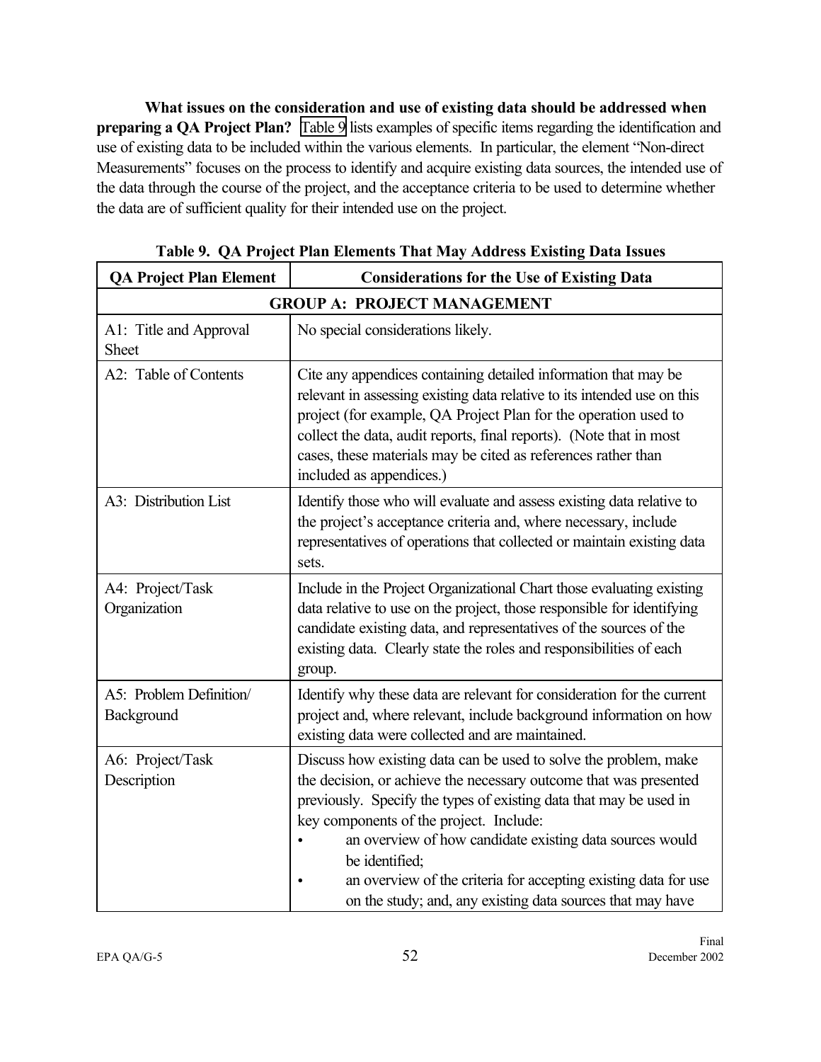**What issues on the consideration and use of existing data should be addressed when preparing a QA Project Plan?** Table 9 lists examples of specific items regarding the identification and use of existing data to be included within the various elements. In particular, the element "Non-direct Measurements" focuses on the process to identify and acquire existing data sources, the intended use of the data through the course of the project, and the acceptance criteria to be used to determine whether the data are of sufficient quality for their intended use on the project.

**Table 9. QA Project Plan Elements That May Address Existing Data Issues**

| QA Project Plan Element | Considerations for the Use of Existing Data |
|---|---|
| **GROUP A: PROJECT MANAGEMENT** | |
| A1: Title and Approval Sheet | No special considerations likely. |
| A2: Table of Contents | Cite any appendices containing detailed information that may be relevant in assessing existing data relative to its intended use on this project (for example, QA Project Plan for the operation used to collect the data, audit reports, final reports). (Note that in most cases, these materials may be cited as references rather than included as appendices.) |
| A3: Distribution List | Identify those who will evaluate and assess existing data relative to the project's acceptance criteria and, where necessary, include representatives of operations that collected or maintain existing data sets. |
| A4: Project/Task Organization | Include in the Project Organizational Chart those evaluating existing data relative to use on the project, those responsible for identifying candidate existing data, and representatives of the sources of the existing data. Clearly state the roles and responsibilities of each group. |
| A5: Problem Definition/ Background | Identify why these data are relevant for consideration for the current project and, where relevant, include background information on how existing data were collected and are maintained. |
| A6: Project/Task Description | Discuss how existing data can be used to solve the problem, make the decision, or achieve the necessary outcome that was presented previously. Specify the types of existing data that may be used in key components of the project. Include:<br>• an overview of how candidate existing data sources would be identified;<br>• an overview of the criteria for accepting existing data for use on the study; and, any existing data sources that may have |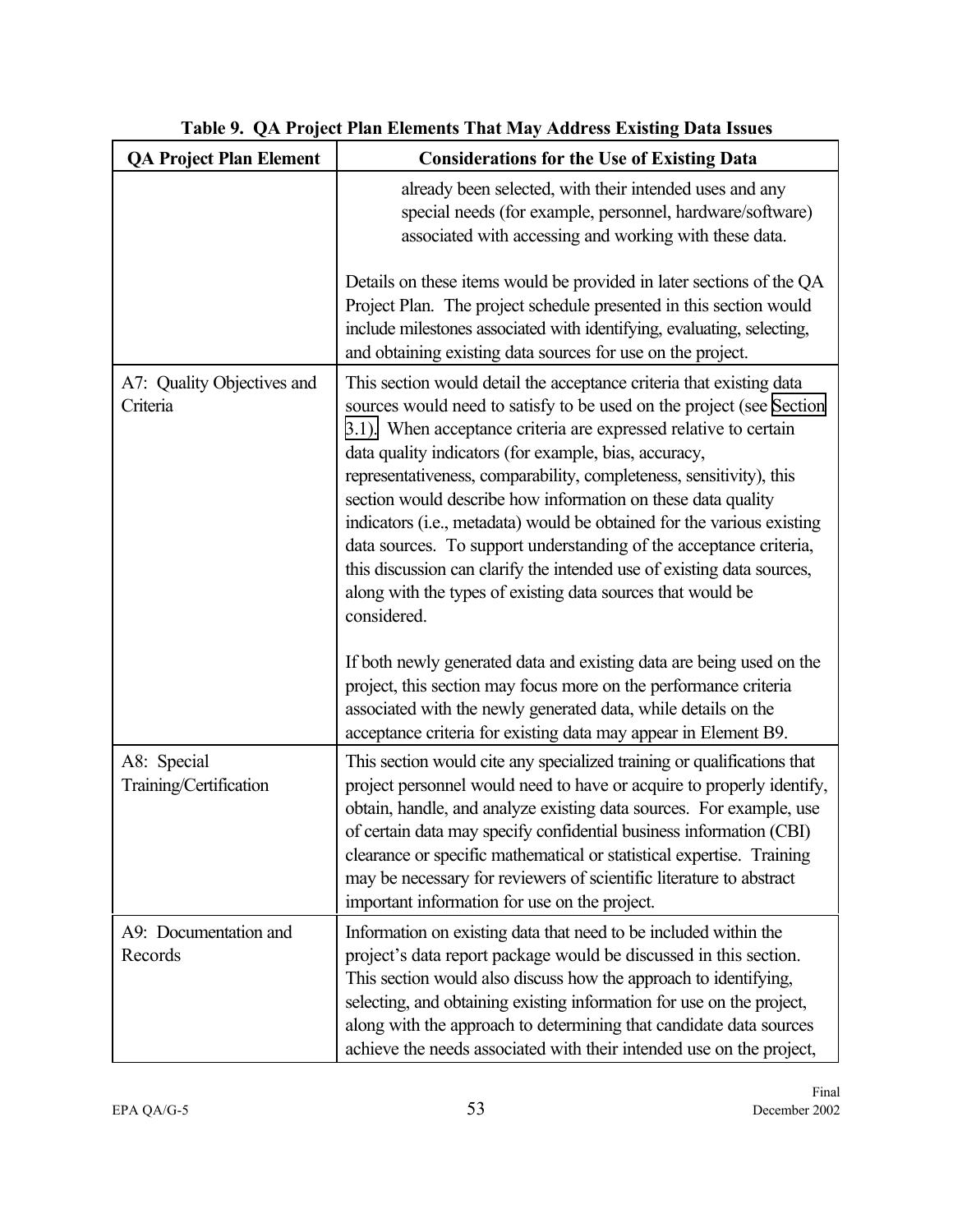**Table 9. QA Project Plan Elements That May Address Existing Data Issues**

| QA Project Plan Element | Considerations for the Use of Existing Data |
| --- | --- |
| | already been selected, with their intended uses and any special needs (for example, personnel, hardware/software) associated with accessing and working with these data.<br><br>Details on these items would be provided in later sections of the QA Project Plan. The project schedule presented in this section would include milestones associated with identifying, evaluating, selecting, and obtaining existing data sources for use on the project. |
| A7: Quality Objectives and Criteria | This section would detail the acceptance criteria that existing data sources would need to satisfy to be used on the project (see Section 3.1). When acceptance criteria are expressed relative to certain data quality indicators (for example, bias, accuracy, representativeness, comparability, completeness, sensitivity), this section would describe how information on these data quality indicators (i.e., metadata) would be obtained for the various existing data sources. To support understanding of the acceptance criteria, this discussion can clarify the intended use of existing data sources, along with the types of existing data sources that would be considered.<br><br>If both newly generated data and existing data are being used on the project, this section may focus more on the performance criteria associated with the newly generated data, while details on the acceptance criteria for existing data may appear in Element B9. |
| A8: Special Training/Certification | This section would cite any specialized training or qualifications that project personnel would need to have or acquire to properly identify, obtain, handle, and analyze existing data sources. For example, use of certain data may specify confidential business information (CBI) clearance or specific mathematical or statistical expertise. Training may be necessary for reviewers of scientific literature to abstract important information for use on the project. |
| A9: Documentation and Records | Information on existing data that need to be included within the project's data report package would be discussed in this section. This section would also discuss how the approach to identifying, selecting, and obtaining existing information for use on the project, along with the approach to determining that candidate data sources achieve the needs associated with their intended use on the project, |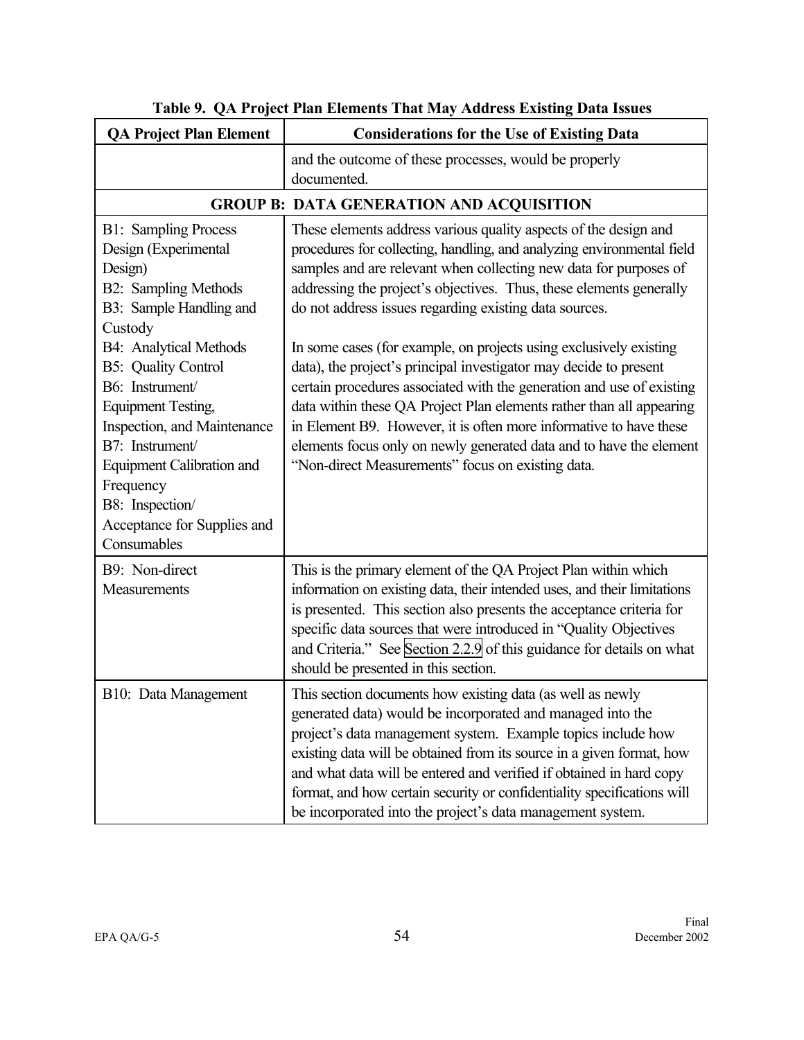**Table 9. QA Project Plan Elements That May Address Existing Data Issues**

| QA Project Plan Element | Considerations for the Use of Existing Data |
|---|---|
| | and the outcome of these processes, would be properly documented. |
| **GROUP B: DATA GENERATION AND ACQUISITION** | |
| B1: Sampling Process Design (Experimental Design)<br>B2: Sampling Methods<br>B3: Sample Handling and Custody<br>B4: Analytical Methods<br>B5: Quality Control<br>B6: Instrument/ Equipment Testing, Inspection, and Maintenance<br>B7: Instrument/ Equipment Calibration and Frequency<br>B8: Inspection/ Acceptance for Supplies and Consumables | These elements address various quality aspects of the design and procedures for collecting, handling, and analyzing environmental field samples and are relevant when collecting new data for purposes of addressing the project's objectives. Thus, these elements generally do not address issues regarding existing data sources.<br><br>In some cases (for example, on projects using exclusively existing data), the project's principal investigator may decide to present certain procedures associated with the generation and use of existing data within these QA Project Plan elements rather than all appearing in Element B9. However, it is often more informative to have these elements focus only on newly generated data and to have the element "Non-direct Measurements" focus on existing data. |
| B9: Non-direct Measurements | This is the primary element of the QA Project Plan within which information on existing data, their intended uses, and their limitations is presented. This section also presents the acceptance criteria for specific data sources that were introduced in "Quality Objectives and Criteria." See Section 2.2.9 of this guidance for details on what should be presented in this section. |
| B10: Data Management | This section documents how existing data (as well as newly generated data) would be incorporated and managed into the project's data management system. Example topics include how existing data will be obtained from its source in a given format, how and what data will be entered and verified if obtained in hard copy format, and how certain security or confidentiality specifications will be incorporated into the project's data management system. |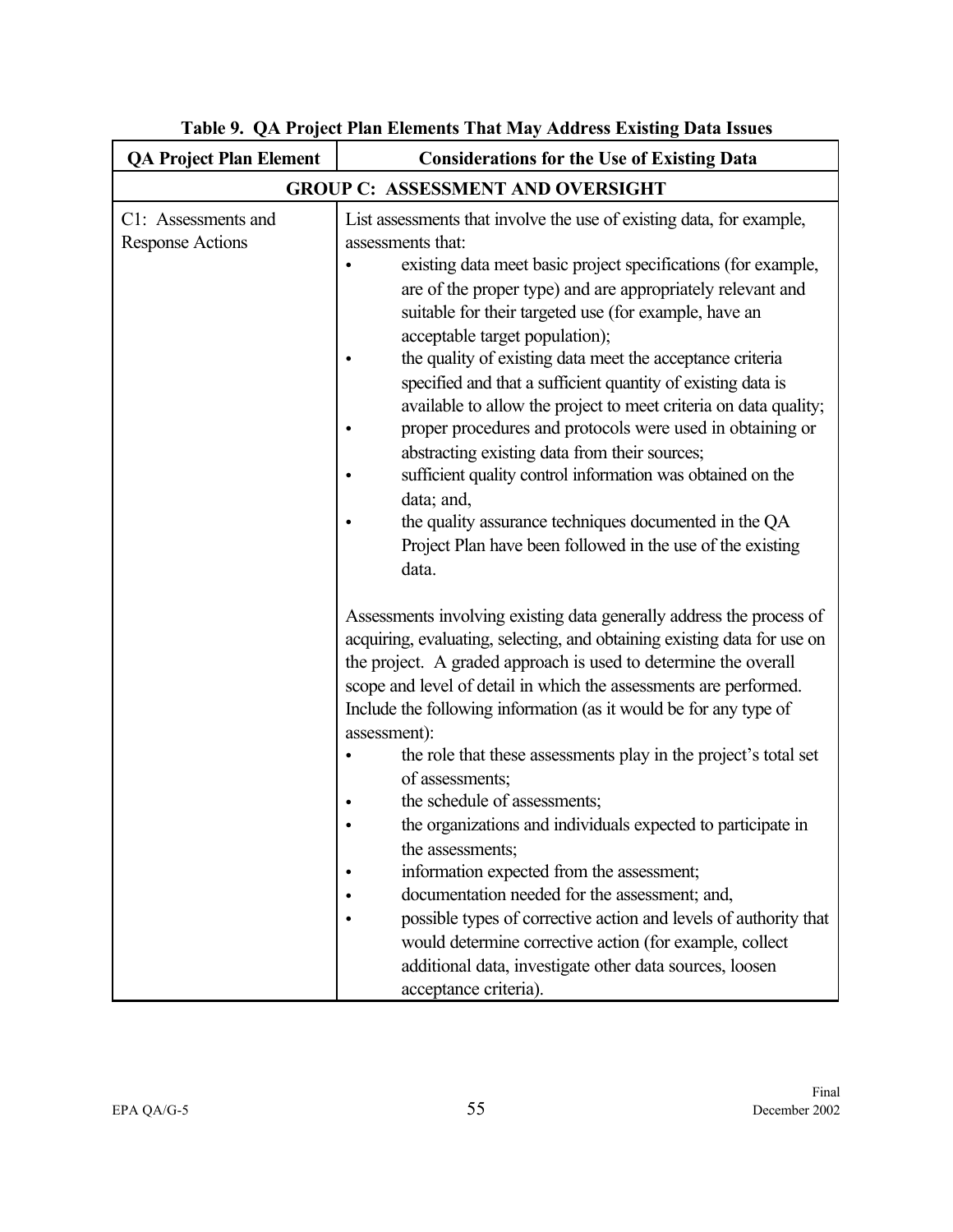**Table 9. QA Project Plan Elements That May Address Existing Data Issues**

| QA Project Plan Element | Considerations for the Use of Existing Data |
|---|---|
| **GROUP C: ASSESSMENT AND OVERSIGHT** | |
| C1: Assessments and Response Actions | List assessments that involve the use of existing data, for example, assessments that:<br>• existing data meet basic project specifications (for example, are of the proper type) and are appropriately relevant and suitable for their targeted use (for example, have an acceptable target population);<br>• the quality of existing data meet the acceptance criteria specified and that a sufficient quantity of existing data is available to allow the project to meet criteria on data quality;<br>• proper procedures and protocols were used in obtaining or abstracting existing data from their sources;<br>• sufficient quality control information was obtained on the data; and,<br>• the quality assurance techniques documented in the QA Project Plan have been followed in the use of the existing data.<br><br>Assessments involving existing data generally address the process of acquiring, evaluating, selecting, and obtaining existing data for use on the project. A graded approach is used to determine the overall scope and level of detail in which the assessments are performed. Include the following information (as it would be for any type of assessment):<br>• the role that these assessments play in the project's total set of assessments;<br>• the schedule of assessments;<br>• the organizations and individuals expected to participate in the assessments;<br>• information expected from the assessment;<br>• documentation needed for the assessment; and,<br>• possible types of corrective action and levels of authority that would determine corrective action (for example, collect additional data, investigate other data sources, loosen acceptance criteria). |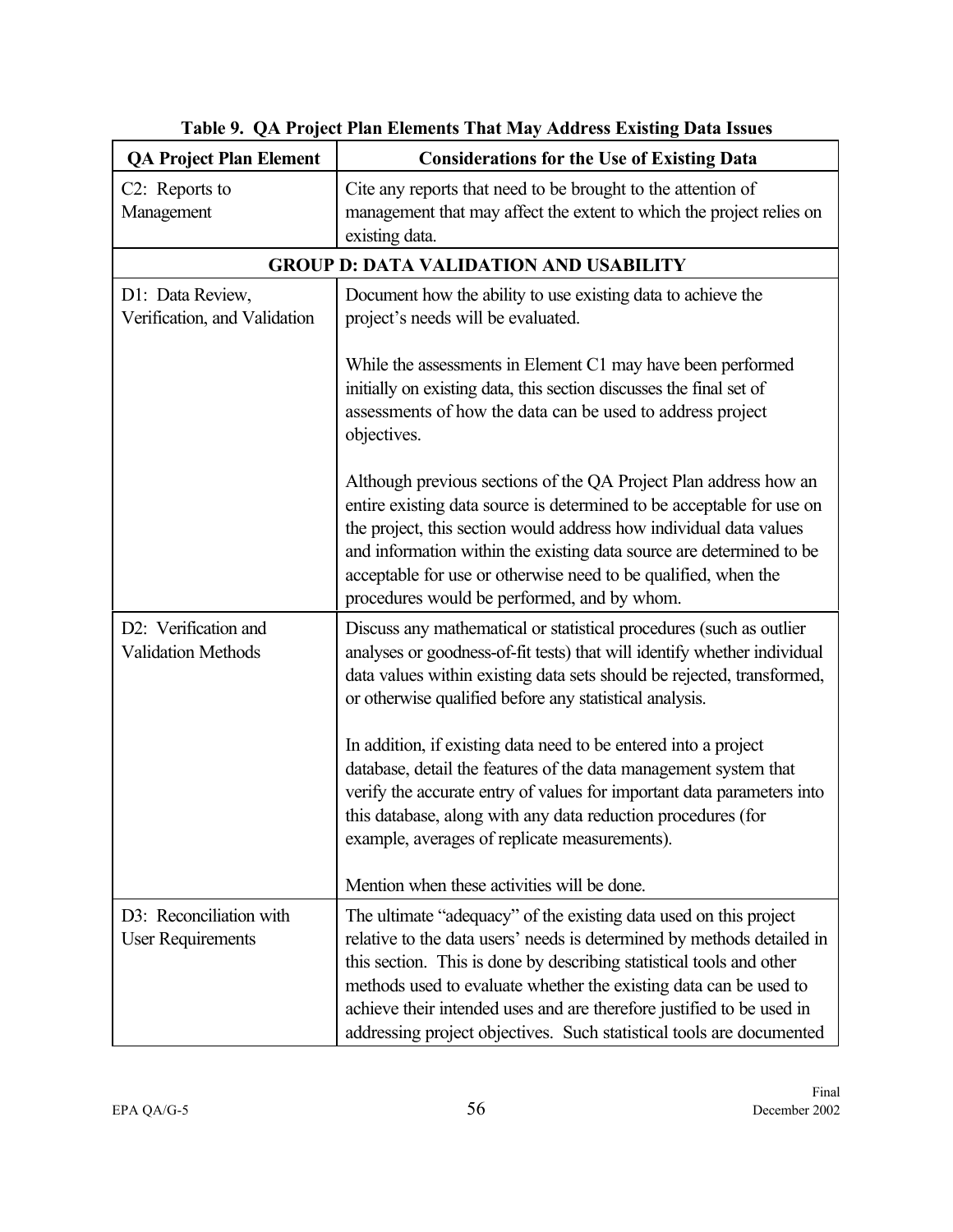**Table 9. QA Project Plan Elements That May Address Existing Data Issues**

| QA Project Plan Element | Considerations for the Use of Existing Data |
|---|---|
| C2: Reports to Management | Cite any reports that need to be brought to the attention of management that may affect the extent to which the project relies on existing data. |
| **GROUP D: DATA VALIDATION AND USABILITY** | |
| D1: Data Review, Verification, and Validation | Document how the ability to use existing data to achieve the project's needs will be evaluated.<br><br>While the assessments in Element C1 may have been performed initially on existing data, this section discusses the final set of assessments of how the data can be used to address project objectives.<br><br>Although previous sections of the QA Project Plan address how an entire existing data source is determined to be acceptable for use on the project, this section would address how individual data values and information within the existing data source are determined to be acceptable for use or otherwise need to be qualified, when the procedures would be performed, and by whom. |
| D2: Verification and Validation Methods | Discuss any mathematical or statistical procedures (such as outlier analyses or goodness-of-fit tests) that will identify whether individual data values within existing data sets should be rejected, transformed, or otherwise qualified before any statistical analysis.<br><br>In addition, if existing data need to be entered into a project database, detail the features of the data management system that verify the accurate entry of values for important data parameters into this database, along with any data reduction procedures (for example, averages of replicate measurements).<br><br>Mention when these activities will be done. |
| D3: Reconciliation with User Requirements | The ultimate "adequacy" of the existing data used on this project relative to the data users' needs is determined by methods detailed in this section. This is done by describing statistical tools and other methods used to evaluate whether the existing data can be used to achieve their intended uses and are therefore justified to be used in addressing project objectives. Such statistical tools are documented |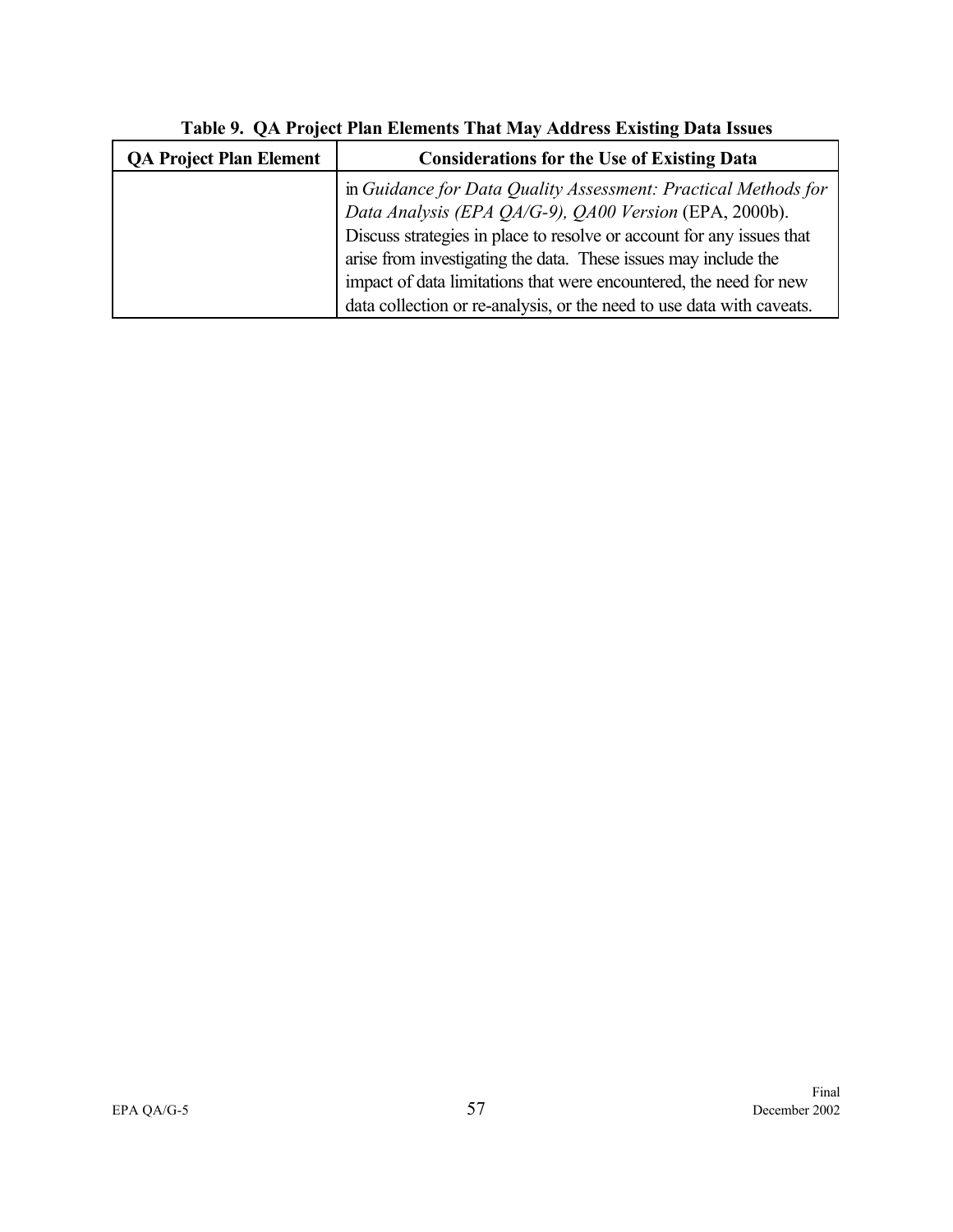**Table 9. QA Project Plan Elements That May Address Existing Data Issues**

| QA Project Plan Element | Considerations for the Use of Existing Data |
|---|---|
| | in *Guidance for Data Quality Assessment: Practical Methods for Data Analysis (EPA QA/G-9), QA00 Version* (EPA, 2000b). Discuss strategies in place to resolve or account for any issues that arise from investigating the data. These issues may include the impact of data limitations that were encountered, the need for new data collection or re-analysis, or the need to use data with caveats. |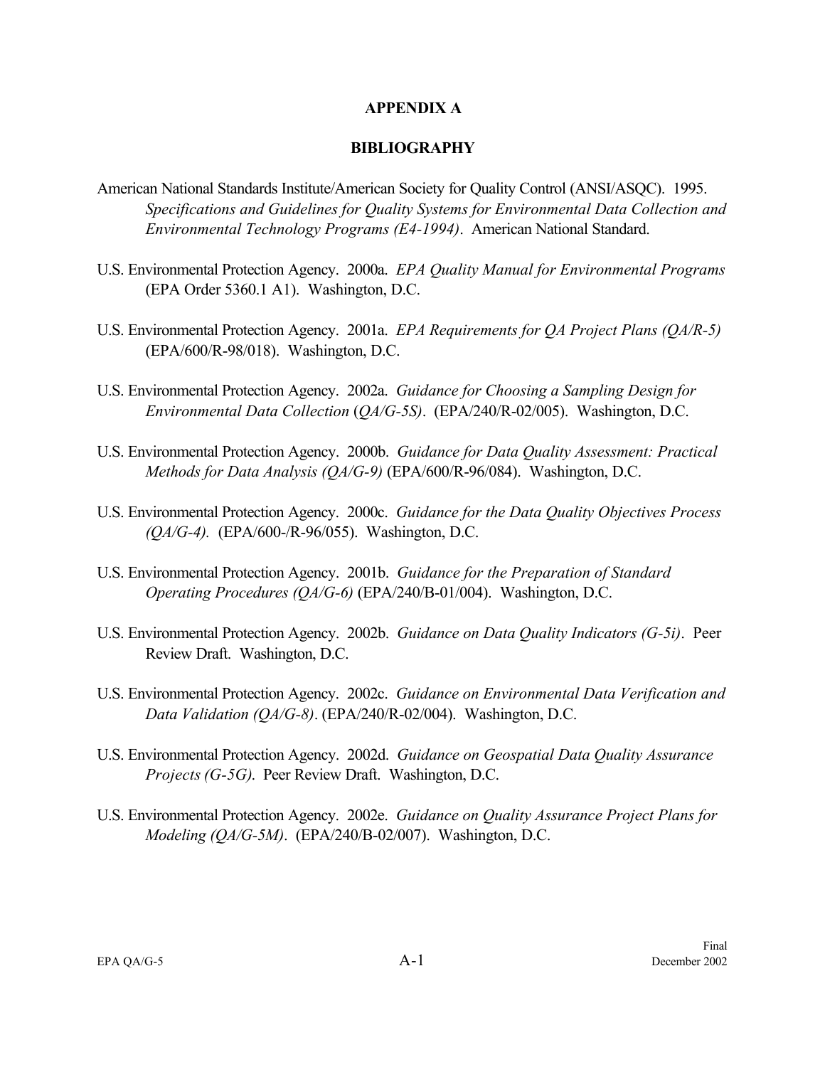# APPENDIX A

## BIBLIOGRAPHY

American National Standards Institute/American Society for Quality Control (ANSI/ASQC). 1995. *Specifications and Guidelines for Quality Systems for Environmental Data Collection and Environmental Technology Programs (E4-1994)*. American National Standard.

U.S. Environmental Protection Agency. 2000a. *EPA Quality Manual for Environmental Programs* (EPA Order 5360.1 A1). Washington, D.C.

U.S. Environmental Protection Agency. 2001a. *EPA Requirements for QA Project Plans (QA/R-5)* (EPA/600/R-98/018). Washington, D.C.

U.S. Environmental Protection Agency. 2002a. *Guidance for Choosing a Sampling Design for Environmental Data Collection* (*QA/G-5S)*. (EPA/240/R-02/005). Washington, D.C.

U.S. Environmental Protection Agency. 2000b. *Guidance for Data Quality Assessment: Practical Methods for Data Analysis (QA/G-9)* (EPA/600/R-96/084). Washington, D.C.

U.S. Environmental Protection Agency. 2000c. *Guidance for the Data Quality Objectives Process (QA/G-4).* (EPA/600-/R-96/055). Washington, D.C.

U.S. Environmental Protection Agency. 2001b. *Guidance for the Preparation of Standard Operating Procedures (QA/G-6)* (EPA/240/B-01/004). Washington, D.C.

U.S. Environmental Protection Agency. 2002b. *Guidance on Data Quality Indicators (G-5i)*. Peer Review Draft. Washington, D.C.

U.S. Environmental Protection Agency. 2002c. *Guidance on Environmental Data Verification and Data Validation (QA/G-8)*. (EPA/240/R-02/004). Washington, D.C.

U.S. Environmental Protection Agency. 2002d. *Guidance on Geospatial Data Quality Assurance Projects (G-5G)*. Peer Review Draft. Washington, D.C.

U.S. Environmental Protection Agency. 2002e. *Guidance on Quality Assurance Project Plans for Modeling (QA/G-5M)*. (EPA/240/B-02/007). Washington, D.C.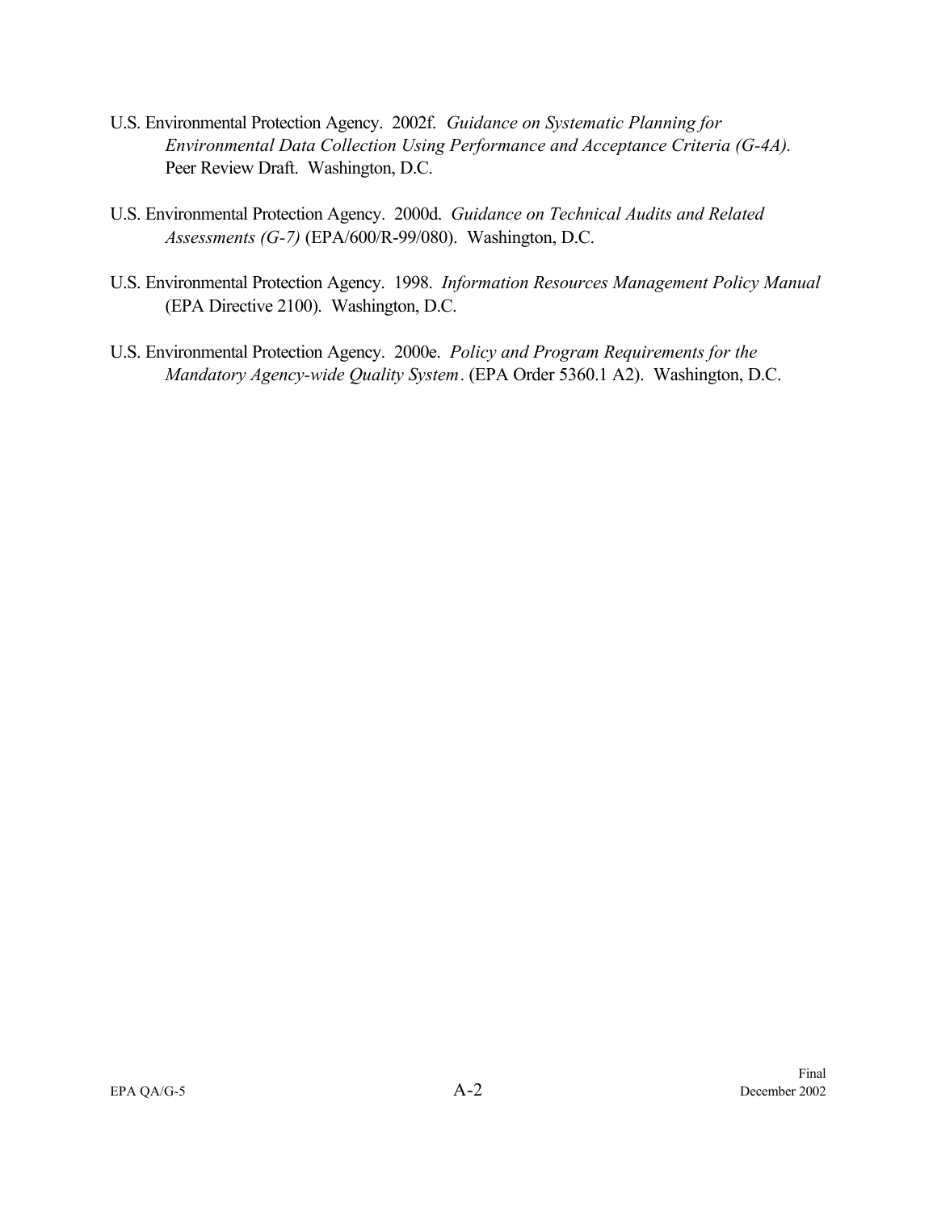U.S. Environmental Protection Agency. 2002f. *Guidance on Systematic Planning for Environmental Data Collection Using Performance and Acceptance Criteria (G-4A).* Peer Review Draft. Washington, D.C.

U.S. Environmental Protection Agency. 2000d. *Guidance on Technical Audits and Related Assessments (G-7)* (EPA/600/R-99/080). Washington, D.C.

U.S. Environmental Protection Agency. 1998. *Information Resources Management Policy Manual* (EPA Directive 2100). Washington, D.C.

U.S. Environmental Protection Agency. 2000e. *Policy and Program Requirements for the Mandatory Agency-wide Quality System*. (EPA Order 5360.1 A2). Washington, D.C.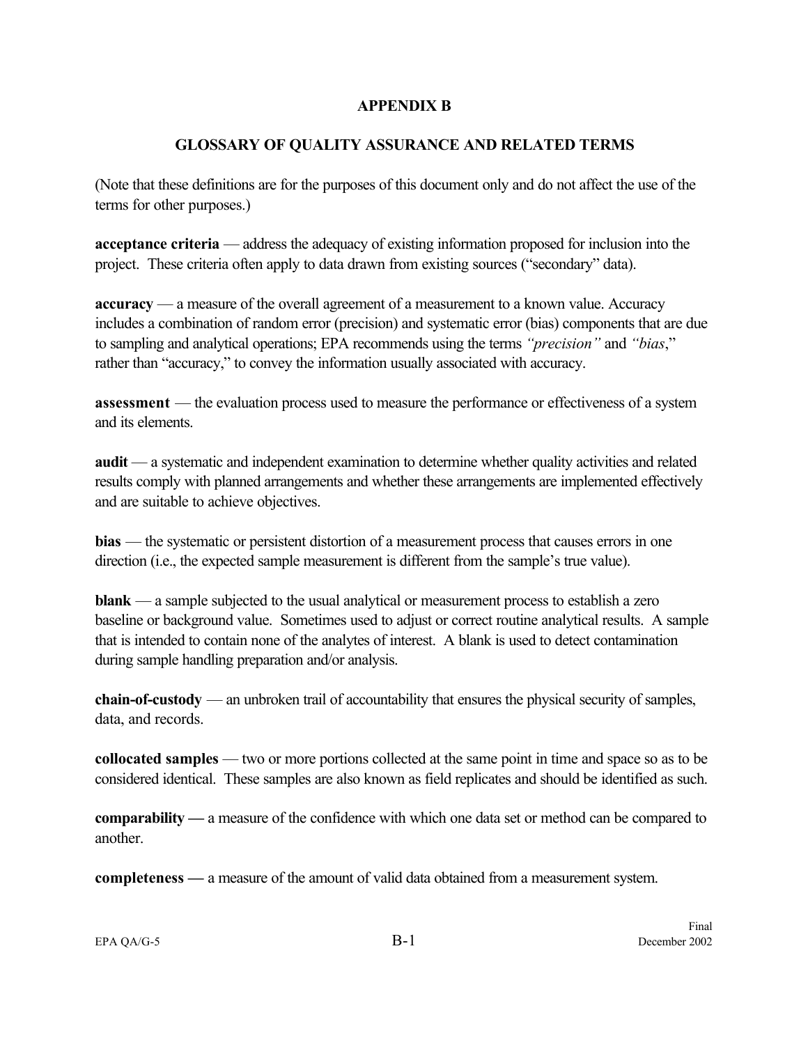# APPENDIX B

## GLOSSARY OF QUALITY ASSURANCE AND RELATED TERMS

(Note that these definitions are for the purposes of this document only and do not affect the use of the terms for other purposes.)

**acceptance criteria** — address the adequacy of existing information proposed for inclusion into the project. These criteria often apply to data drawn from existing sources ("secondary" data).

**accuracy** — a measure of the overall agreement of a measurement to a known value. Accuracy includes a combination of random error (precision) and systematic error (bias) components that are due to sampling and analytical operations; EPA recommends using the terms *"precision"* and *"bias*," rather than "accuracy," to convey the information usually associated with accuracy.

**assessment** — the evaluation process used to measure the performance or effectiveness of a system and its elements.

**audit** — a systematic and independent examination to determine whether quality activities and related results comply with planned arrangements and whether these arrangements are implemented effectively and are suitable to achieve objectives.

**bias** — the systematic or persistent distortion of a measurement process that causes errors in one direction (i.e., the expected sample measurement is different from the sample's true value).

**blank** — a sample subjected to the usual analytical or measurement process to establish a zero baseline or background value. Sometimes used to adjust or correct routine analytical results. A sample that is intended to contain none of the analytes of interest. A blank is used to detect contamination during sample handling preparation and/or analysis.

**chain-of-custody** — an unbroken trail of accountability that ensures the physical security of samples, data, and records.

**collocated samples** — two or more portions collected at the same point in time and space so as to be considered identical. These samples are also known as field replicates and should be identified as such.

**comparability —** a measure of the confidence with which one data set or method can be compared to another.

**completeness —** a measure of the amount of valid data obtained from a measurement system.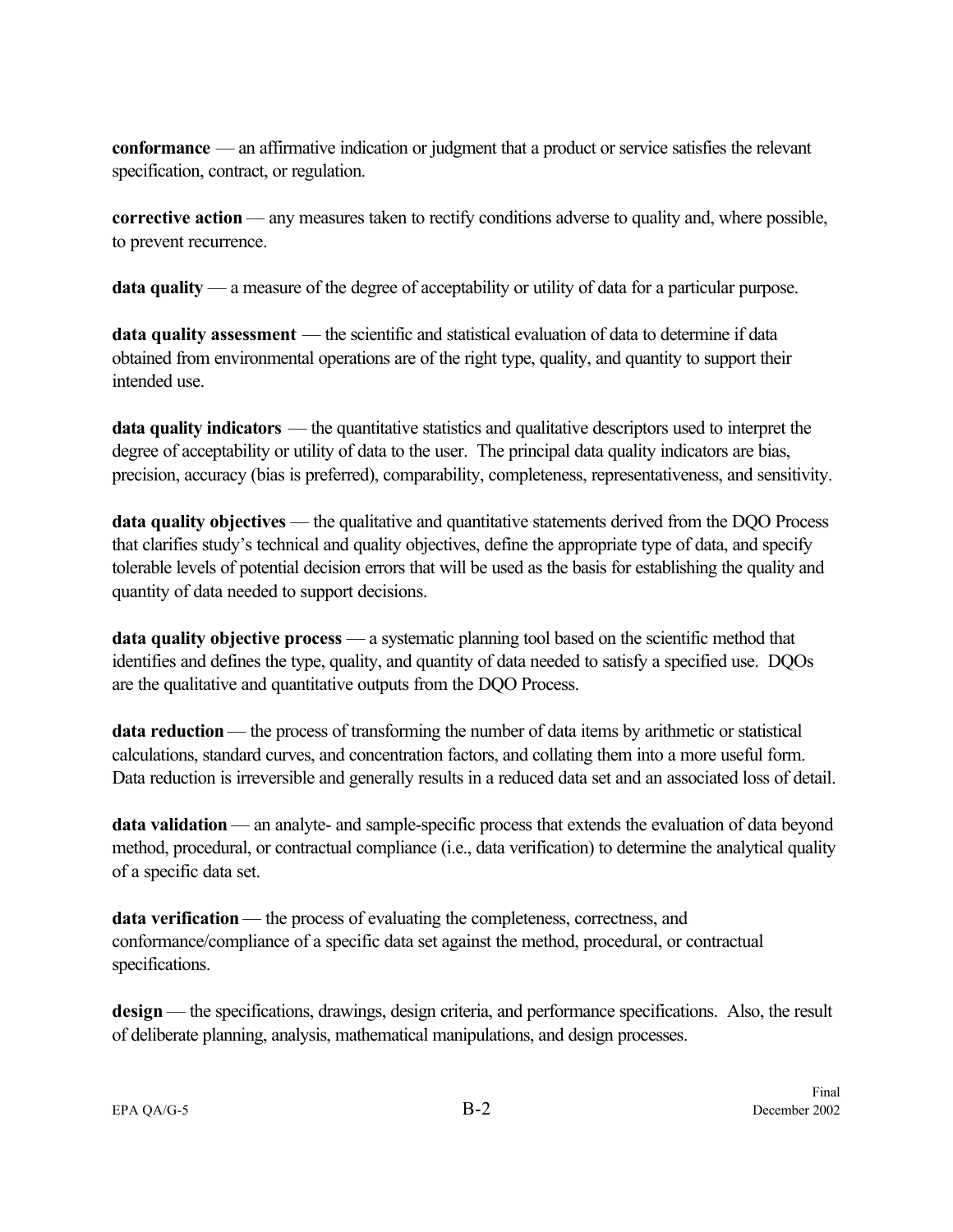**conformance** — an affirmative indication or judgment that a product or service satisfies the relevant specification, contract, or regulation.

**corrective action** — any measures taken to rectify conditions adverse to quality and, where possible, to prevent recurrence.

**data quality** — a measure of the degree of acceptability or utility of data for a particular purpose.

**data quality assessment** — the scientific and statistical evaluation of data to determine if data obtained from environmental operations are of the right type, quality, and quantity to support their intended use.

**data quality indicators** — the quantitative statistics and qualitative descriptors used to interpret the degree of acceptability or utility of data to the user. The principal data quality indicators are bias, precision, accuracy (bias is preferred), comparability, completeness, representativeness, and sensitivity.

**data quality objectives** — the qualitative and quantitative statements derived from the DQO Process that clarifies study's technical and quality objectives, define the appropriate type of data, and specify tolerable levels of potential decision errors that will be used as the basis for establishing the quality and quantity of data needed to support decisions.

**data quality objective process** — a systematic planning tool based on the scientific method that identifies and defines the type, quality, and quantity of data needed to satisfy a specified use. DQOs are the qualitative and quantitative outputs from the DQO Process.

**data reduction** — the process of transforming the number of data items by arithmetic or statistical calculations, standard curves, and concentration factors, and collating them into a more useful form. Data reduction is irreversible and generally results in a reduced data set and an associated loss of detail.

**data validation** — an analyte- and sample-specific process that extends the evaluation of data beyond method, procedural, or contractual compliance (i.e., data verification) to determine the analytical quality of a specific data set.

**data verification** — the process of evaluating the completeness, correctness, and conformance/compliance of a specific data set against the method, procedural, or contractual specifications.

**design** — the specifications, drawings, design criteria, and performance specifications. Also, the result of deliberate planning, analysis, mathematical manipulations, and design processes.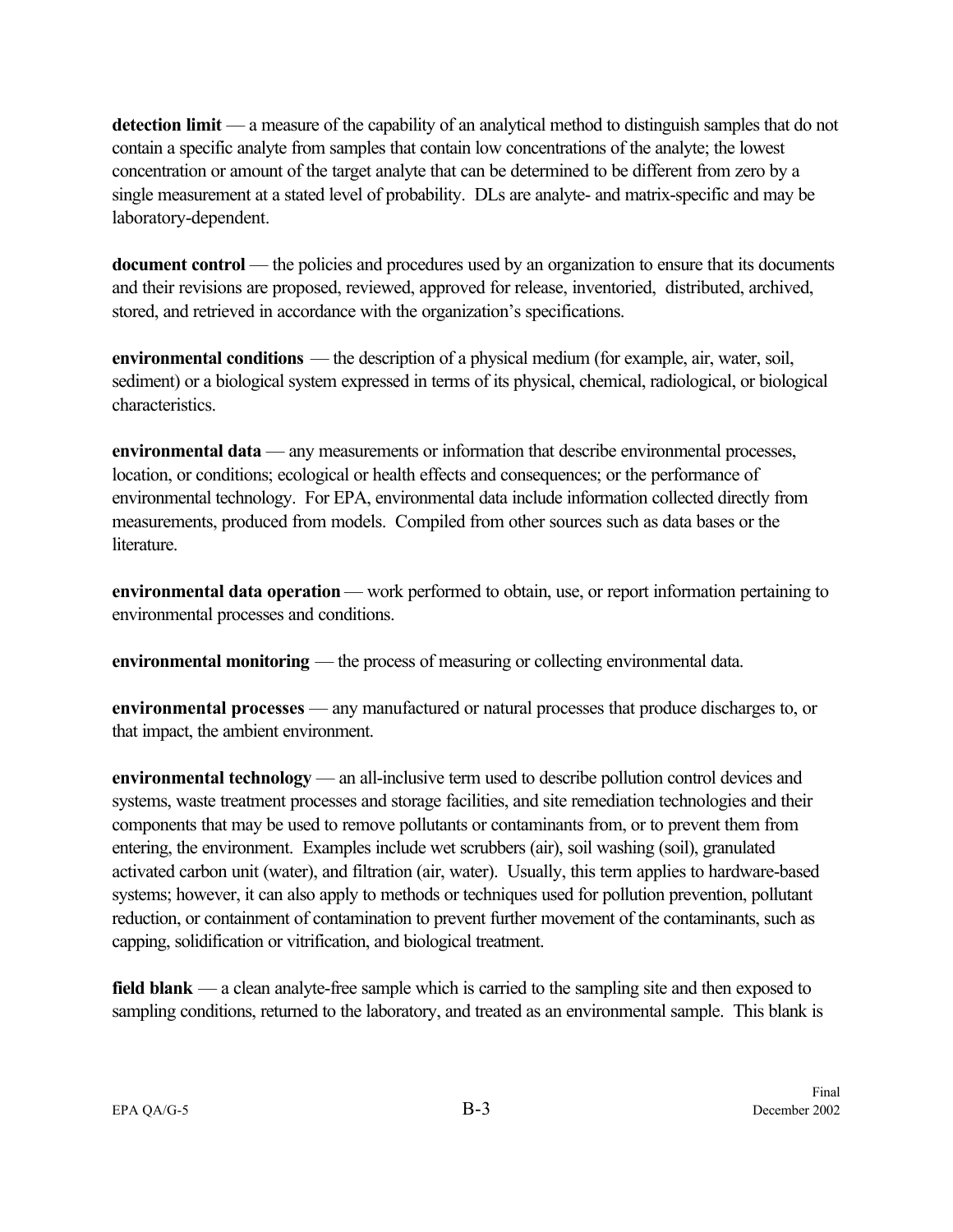**detection limit** — a measure of the capability of an analytical method to distinguish samples that do not contain a specific analyte from samples that contain low concentrations of the analyte; the lowest concentration or amount of the target analyte that can be determined to be different from zero by a single measurement at a stated level of probability. DLs are analyte- and matrix-specific and may be laboratory-dependent.

**document control** — the policies and procedures used by an organization to ensure that its documents and their revisions are proposed, reviewed, approved for release, inventoried, distributed, archived, stored, and retrieved in accordance with the organization's specifications.

**environmental conditions** — the description of a physical medium (for example, air, water, soil, sediment) or a biological system expressed in terms of its physical, chemical, radiological, or biological characteristics.

**environmental data** — any measurements or information that describe environmental processes, location, or conditions; ecological or health effects and consequences; or the performance of environmental technology. For EPA, environmental data include information collected directly from measurements, produced from models. Compiled from other sources such as data bases or the literature.

**environmental data operation** — work performed to obtain, use, or report information pertaining to environmental processes and conditions.

**environmental monitoring** — the process of measuring or collecting environmental data.

**environmental processes** — any manufactured or natural processes that produce discharges to, or that impact, the ambient environment.

**environmental technology** — an all-inclusive term used to describe pollution control devices and systems, waste treatment processes and storage facilities, and site remediation technologies and their components that may be used to remove pollutants or contaminants from, or to prevent them from entering, the environment. Examples include wet scrubbers (air), soil washing (soil), granulated activated carbon unit (water), and filtration (air, water). Usually, this term applies to hardware-based systems; however, it can also apply to methods or techniques used for pollution prevention, pollutant reduction, or containment of contamination to prevent further movement of the contaminants, such as capping, solidification or vitrification, and biological treatment.

**field blank** — a clean analyte-free sample which is carried to the sampling site and then exposed to sampling conditions, returned to the laboratory, and treated as an environmental sample. This blank is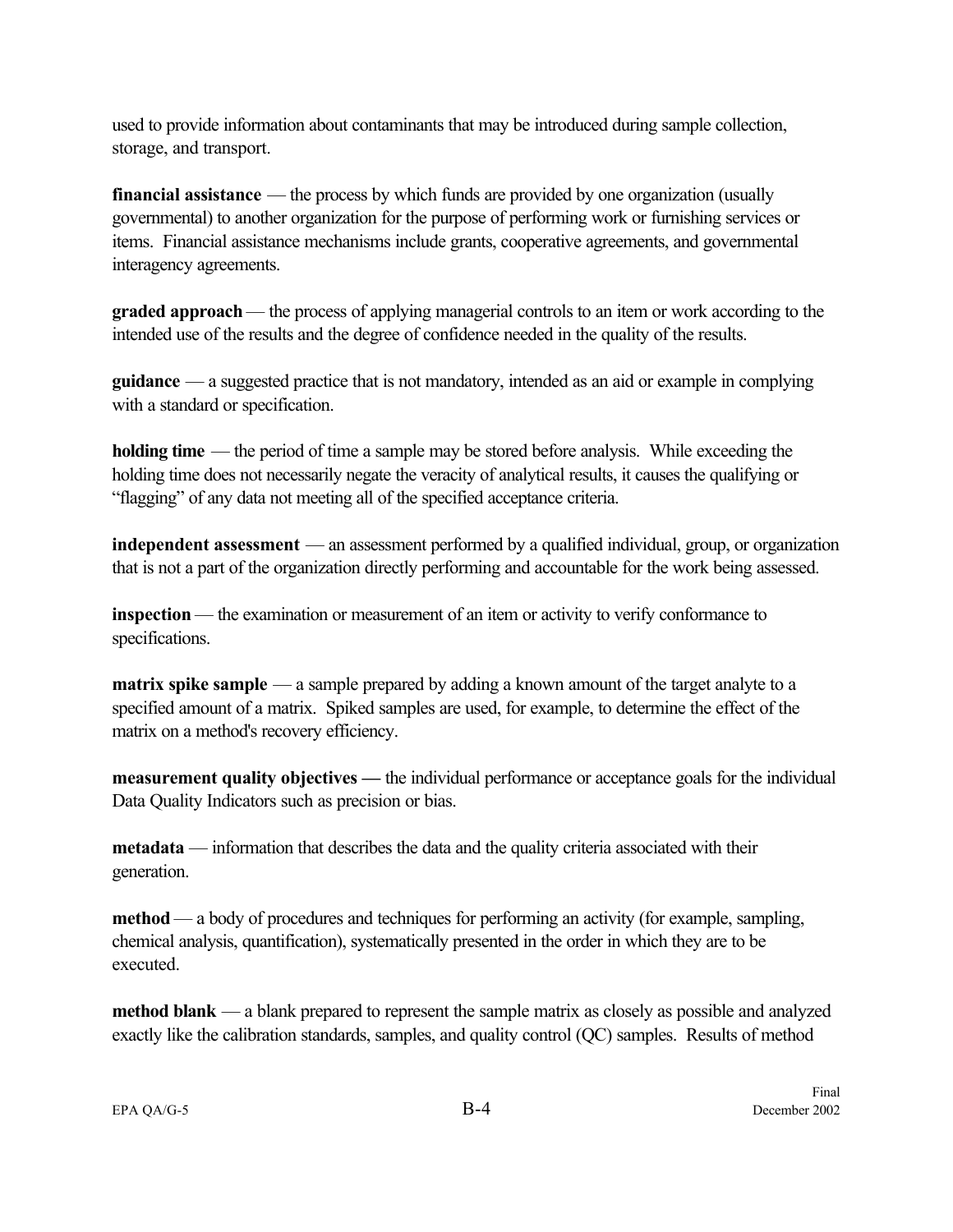used to provide information about contaminants that may be introduced during sample collection, storage, and transport.

**financial assistance** — the process by which funds are provided by one organization (usually governmental) to another organization for the purpose of performing work or furnishing services or items. Financial assistance mechanisms include grants, cooperative agreements, and governmental interagency agreements.

**graded approach** — the process of applying managerial controls to an item or work according to the intended use of the results and the degree of confidence needed in the quality of the results.

**guidance** — a suggested practice that is not mandatory, intended as an aid or example in complying with a standard or specification.

**holding time** — the period of time a sample may be stored before analysis. While exceeding the holding time does not necessarily negate the veracity of analytical results, it causes the qualifying or "flagging" of any data not meeting all of the specified acceptance criteria.

**independent assessment** — an assessment performed by a qualified individual, group, or organization that is not a part of the organization directly performing and accountable for the work being assessed.

**inspection** — the examination or measurement of an item or activity to verify conformance to specifications.

**matrix spike sample** — a sample prepared by adding a known amount of the target analyte to a specified amount of a matrix. Spiked samples are used, for example, to determine the effect of the matrix on a method's recovery efficiency.

**measurement quality objectives —** the individual performance or acceptance goals for the individual Data Quality Indicators such as precision or bias.

**metadata** — information that describes the data and the quality criteria associated with their generation.

**method** — a body of procedures and techniques for performing an activity (for example, sampling, chemical analysis, quantification), systematically presented in the order in which they are to be executed.

**method blank** — a blank prepared to represent the sample matrix as closely as possible and analyzed exactly like the calibration standards, samples, and quality control (QC) samples. Results of method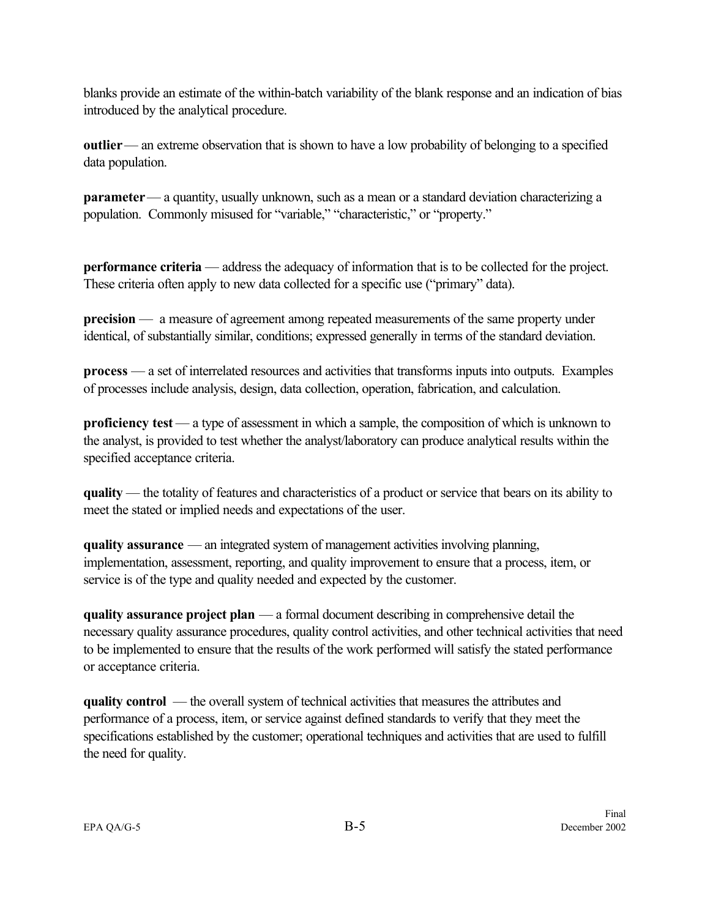blanks provide an estimate of the within-batch variability of the blank response and an indication of bias introduced by the analytical procedure.

**outlier** — an extreme observation that is shown to have a low probability of belonging to a specified data population.

**parameter** — a quantity, usually unknown, such as a mean or a standard deviation characterizing a population. Commonly misused for "variable," "characteristic," or "property."

**performance criteria** — address the adequacy of information that is to be collected for the project. These criteria often apply to new data collected for a specific use ("primary" data).

**precision** — a measure of agreement among repeated measurements of the same property under identical, of substantially similar, conditions; expressed generally in terms of the standard deviation.

**process** — a set of interrelated resources and activities that transforms inputs into outputs. Examples of processes include analysis, design, data collection, operation, fabrication, and calculation.

**proficiency test** — a type of assessment in which a sample, the composition of which is unknown to the analyst, is provided to test whether the analyst/laboratory can produce analytical results within the specified acceptance criteria.

**quality** — the totality of features and characteristics of a product or service that bears on its ability to meet the stated or implied needs and expectations of the user.

**quality assurance** — an integrated system of management activities involving planning, implementation, assessment, reporting, and quality improvement to ensure that a process, item, or service is of the type and quality needed and expected by the customer.

**quality assurance project plan** — a formal document describing in comprehensive detail the necessary quality assurance procedures, quality control activities, and other technical activities that need to be implemented to ensure that the results of the work performed will satisfy the stated performance or acceptance criteria.

**quality control** — the overall system of technical activities that measures the attributes and performance of a process, item, or service against defined standards to verify that they meet the specifications established by the customer; operational techniques and activities that are used to fulfill the need for quality.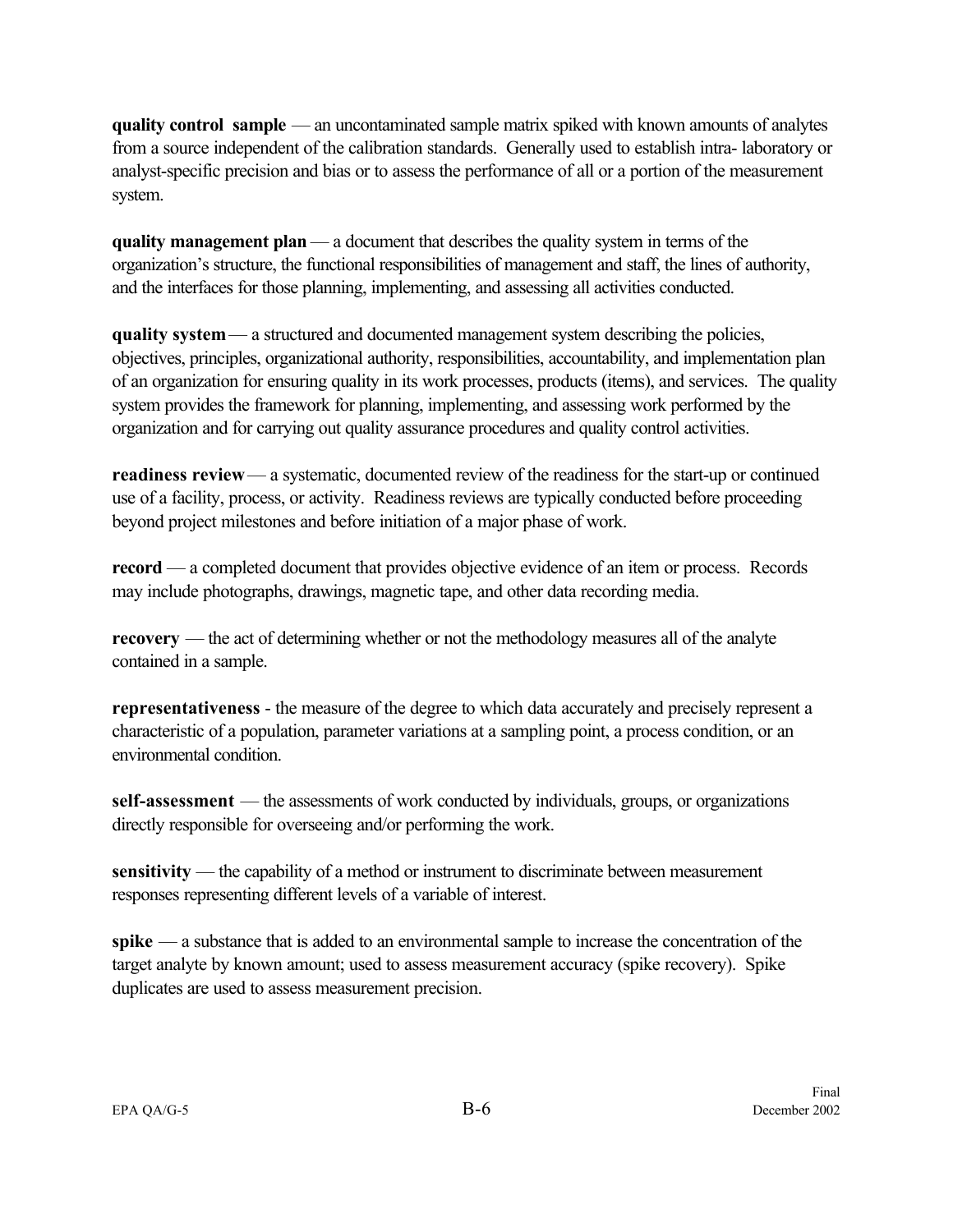**quality control sample** — an uncontaminated sample matrix spiked with known amounts of analytes from a source independent of the calibration standards. Generally used to establish intra- laboratory or analyst-specific precision and bias or to assess the performance of all or a portion of the measurement system.

**quality management plan** — a document that describes the quality system in terms of the organization's structure, the functional responsibilities of management and staff, the lines of authority, and the interfaces for those planning, implementing, and assessing all activities conducted.

**quality system** — a structured and documented management system describing the policies, objectives, principles, organizational authority, responsibilities, accountability, and implementation plan of an organization for ensuring quality in its work processes, products (items), and services. The quality system provides the framework for planning, implementing, and assessing work performed by the organization and for carrying out quality assurance procedures and quality control activities.

**readiness review** — a systematic, documented review of the readiness for the start-up or continued use of a facility, process, or activity. Readiness reviews are typically conducted before proceeding beyond project milestones and before initiation of a major phase of work.

**record** — a completed document that provides objective evidence of an item or process. Records may include photographs, drawings, magnetic tape, and other data recording media.

**recovery** — the act of determining whether or not the methodology measures all of the analyte contained in a sample.

**representativeness** - the measure of the degree to which data accurately and precisely represent a characteristic of a population, parameter variations at a sampling point, a process condition, or an environmental condition.

**self-assessment** — the assessments of work conducted by individuals, groups, or organizations directly responsible for overseeing and/or performing the work.

**sensitivity** — the capability of a method or instrument to discriminate between measurement responses representing different levels of a variable of interest.

**spike** — a substance that is added to an environmental sample to increase the concentration of the target analyte by known amount; used to assess measurement accuracy (spike recovery). Spike duplicates are used to assess measurement precision.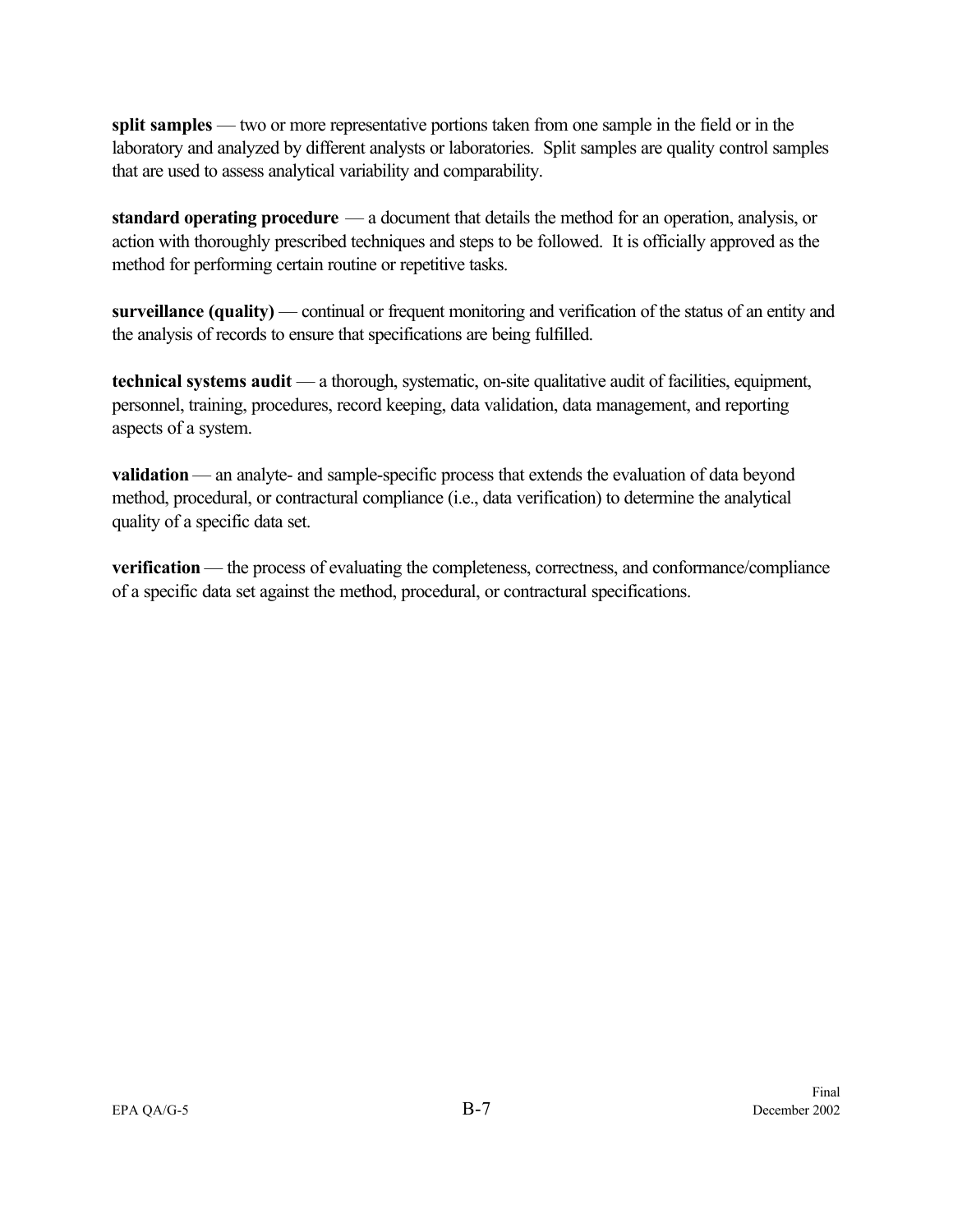**split samples** — two or more representative portions taken from one sample in the field or in the laboratory and analyzed by different analysts or laboratories. Split samples are quality control samples that are used to assess analytical variability and comparability.

**standard operating procedure** — a document that details the method for an operation, analysis, or action with thoroughly prescribed techniques and steps to be followed. It is officially approved as the method for performing certain routine or repetitive tasks.

**surveillance (quality)** — continual or frequent monitoring and verification of the status of an entity and the analysis of records to ensure that specifications are being fulfilled.

**technical systems audit** — a thorough, systematic, on-site qualitative audit of facilities, equipment, personnel, training, procedures, record keeping, data validation, data management, and reporting aspects of a system.

**validation** — an analyte- and sample-specific process that extends the evaluation of data beyond method, procedural, or contractural compliance (i.e., data verification) to determine the analytical quality of a specific data set.

**verification** — the process of evaluating the completeness, correctness, and conformance/compliance of a specific data set against the method, procedural, or contractural specifications.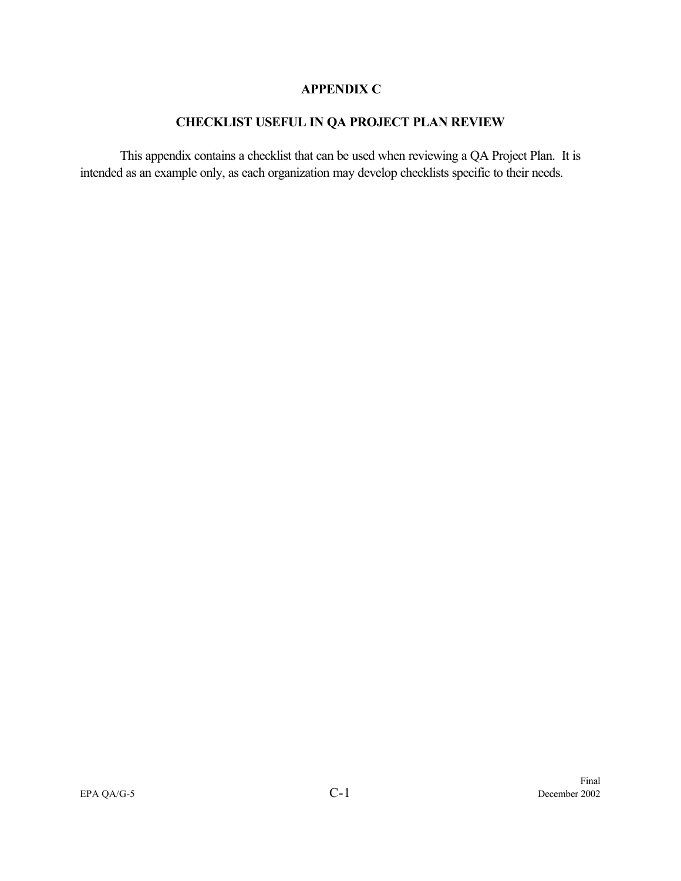# APPENDIX C

## CHECKLIST USEFUL IN QA PROJECT PLAN REVIEW

This appendix contains a checklist that can be used when reviewing a QA Project Plan. It is intended as an example only, as each organization may develop checklists specific to their needs.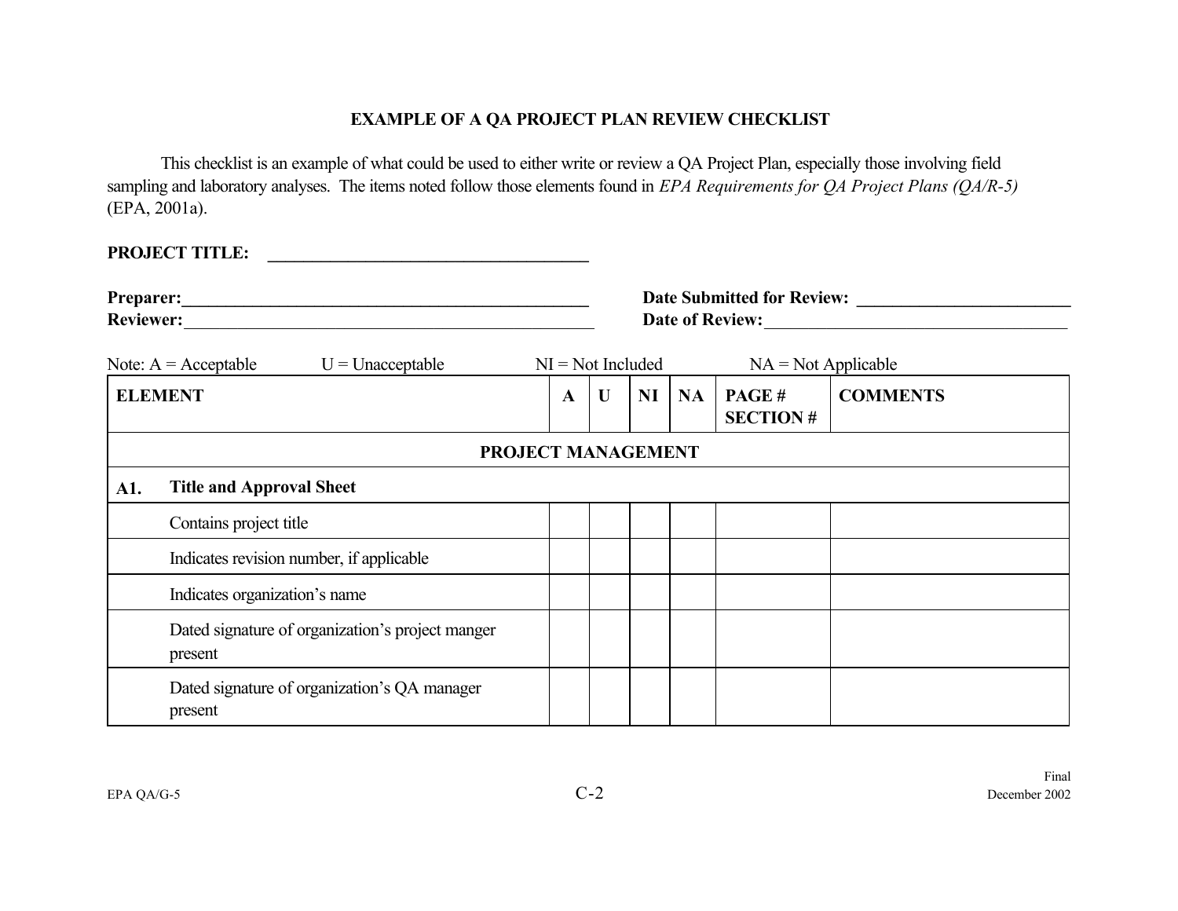## EXAMPLE OF A QA PROJECT PLAN REVIEW CHECKLIST

This checklist is an example of what could be used to either write or review a QA Project Plan, especially those involving field sampling and laboratory analyses. The items noted follow those elements found in *EPA Requirements for QA Project Plans (QA/R-5)* (EPA, 2001a).

**PROJECT TITLE:** ____________________________________

**Preparer:**_______________________________________________ **Date Submitted for Review:** ________________________

**Reviewer:**_______________________________________________ **Date of Review:**__________________________________

Note: A = Acceptable U = Unacceptable NI = Not Included NA = Not Applicable

| ELEMENT | A | U | NI | NA | PAGE # SECTION # | COMMENTS |
|---|---|---|---|---|---|---|
| **PROJECT MANAGEMENT** | | | | | | |
| **A1. Title and Approval Sheet** | | | | | | |
| Contains project title | | | | | | |
| Indicates revision number, if applicable | | | | | | |
| Indicates organization's name | | | | | | |
| Dated signature of organization's project manger present | | | | | | |
| Dated signature of organization's QA manager present | | | | | | |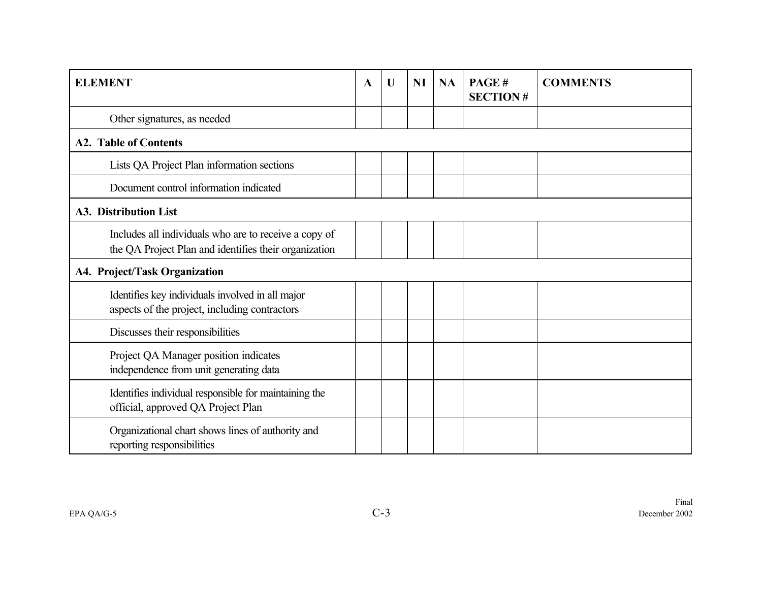| ELEMENT | A | U | NI | NA | PAGE # SECTION # | COMMENTS |
|---|---|---|---|---|---|---|
| Other signatures, as needed | | | | | | |
| **A2. Table of Contents** | | | | | | |
| Lists QA Project Plan information sections | | | | | | |
| Document control information indicated | | | | | | |
| **A3. Distribution List** | | | | | | |
| Includes all individuals who are to receive a copy of the QA Project Plan and identifies their organization | | | | | | |
| **A4. Project/Task Organization** | | | | | | |
| Identifies key individuals involved in all major aspects of the project, including contractors | | | | | | |
| Discusses their responsibilities | | | | | | |
| Project QA Manager position indicates independence from unit generating data | | | | | | |
| Identifies individual responsible for maintaining the official, approved QA Project Plan | | | | | | |
| Organizational chart shows lines of authority and reporting responsibilities | | | | | | |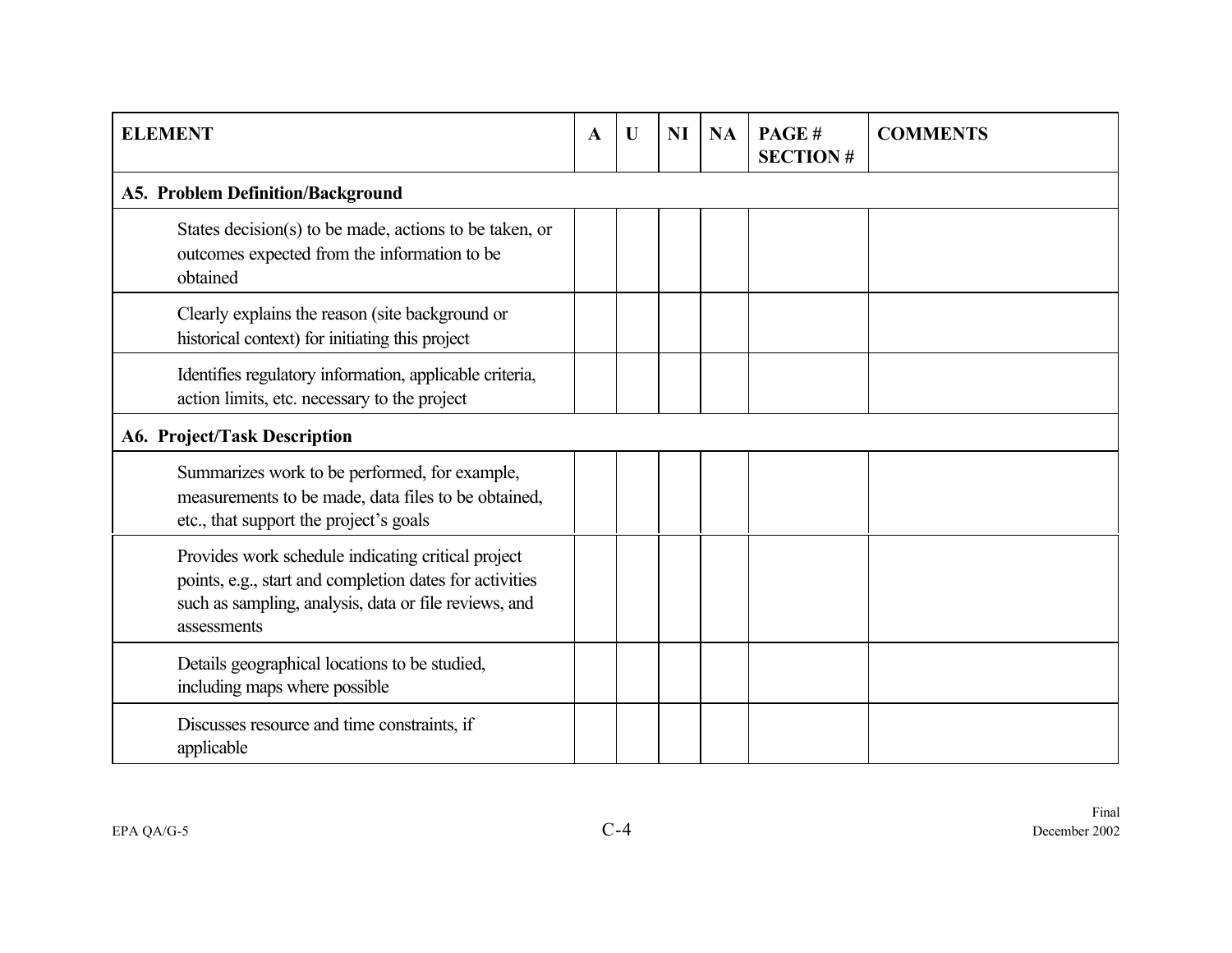| ELEMENT | A | U | NI | NA | PAGE # SECTION # | COMMENTS |
|---|---|---|---|---|---|---|
| **A5. Problem Definition/Background** | | | | | | |
| States decision(s) to be made, actions to be taken, or outcomes expected from the information to be obtained | | | | | | |
| Clearly explains the reason (site background or historical context) for initiating this project | | | | | | |
| Identifies regulatory information, applicable criteria, action limits, etc. necessary to the project | | | | | | |
| **A6. Project/Task Description** | | | | | | |
| Summarizes work to be performed, for example, measurements to be made, data files to be obtained, etc., that support the project's goals | | | | | | |
| Provides work schedule indicating critical project points, e.g., start and completion dates for activities such as sampling, analysis, data or file reviews, and assessments | | | | | | |
| Details geographical locations to be studied, including maps where possible | | | | | | |
| Discusses resource and time constraints, if applicable | | | | | | |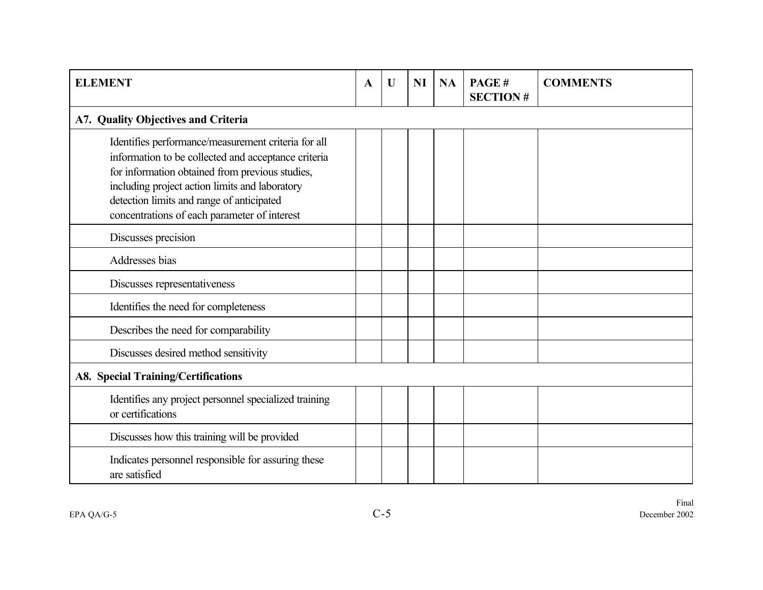| ELEMENT | A | U | NI | NA | PAGE # SECTION # | COMMENTS |
|---|---|---|---|---|---|---|
| **A7. Quality Objectives and Criteria** | | | | | | |
| Identifies performance/measurement criteria for all information to be collected and acceptance criteria for information obtained from previous studies, including project action limits and laboratory detection limits and range of anticipated concentrations of each parameter of interest | | | | | | |
| Discusses precision | | | | | | |
| Addresses bias | | | | | | |
| Discusses representativeness | | | | | | |
| Identifies the need for completeness | | | | | | |
| Describes the need for comparability | | | | | | |
| Discusses desired method sensitivity | | | | | | |
| **A8. Special Training/Certifications** | | | | | | |
| Identifies any project personnel specialized training or certifications | | | | | | |
| Discusses how this training will be provided | | | | | | |
| Indicates personnel responsible for assuring these are satisfied | | | | | | |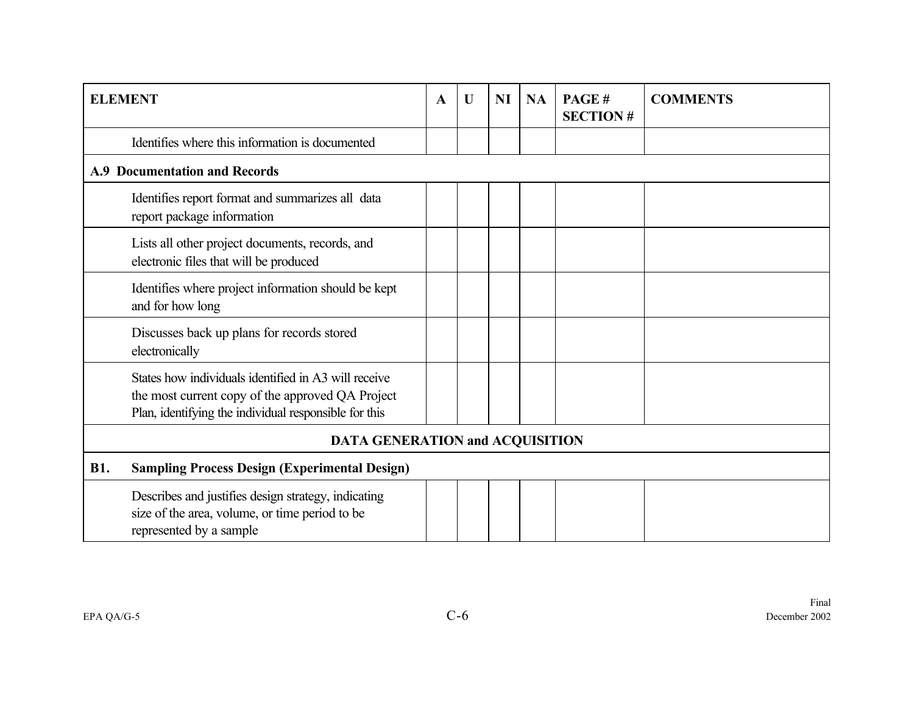| ELEMENT | A | U | NI | NA | PAGE # SECTION # | COMMENTS |
|---|---|---|---|---|---|---|
| Identifies where this information is documented | | | | | | |
| **A.9 Documentation and Records** | | | | | | |
| Identifies report format and summarizes all data report package information | | | | | | |
| Lists all other project documents, records, and electronic files that will be produced | | | | | | |
| Identifies where project information should be kept and for how long | | | | | | |
| Discusses back up plans for records stored electronically | | | | | | |
| States how individuals identified in A3 will receive the most current copy of the approved QA Project Plan, identifying the individual responsible for this | | | | | | |
| **DATA GENERATION and ACQUISITION** | | | | | | |
| **B1. Sampling Process Design (Experimental Design)** | | | | | | |
| Describes and justifies design strategy, indicating size of the area, volume, or time period to be represented by a sample | | | | | | |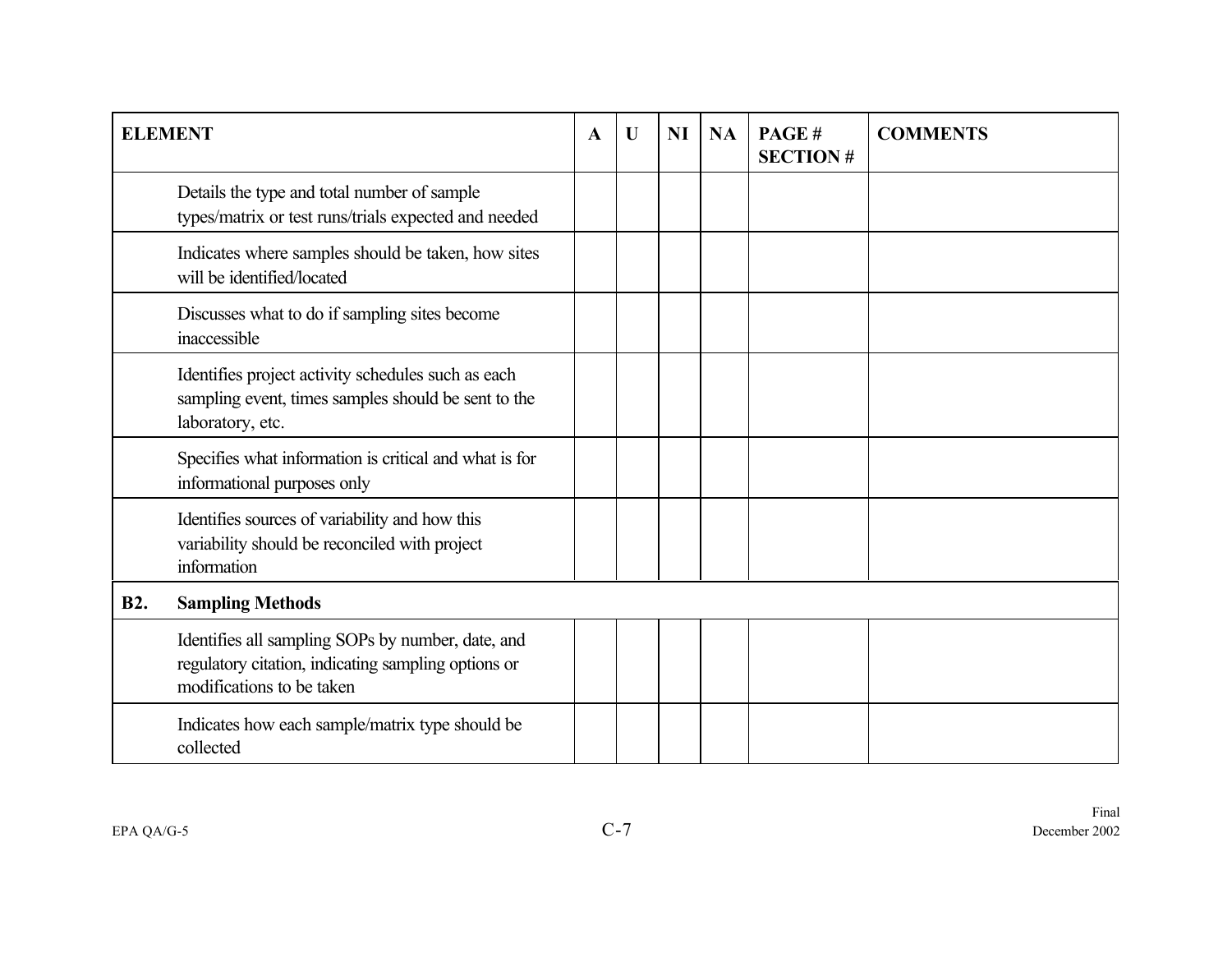| ELEMENT | A | U | NI | NA | PAGE # SECTION # | COMMENTS |
|---|---|---|---|---|---|---|
| Details the type and total number of sample types/matrix or test runs/trials expected and needed | | | | | | |
| Indicates where samples should be taken, how sites will be identified/located | | | | | | |
| Discusses what to do if sampling sites become inaccessible | | | | | | |
| Identifies project activity schedules such as each sampling event, times samples should be sent to the laboratory, etc. | | | | | | |
| Specifies what information is critical and what is for informational purposes only | | | | | | |
| Identifies sources of variability and how this variability should be reconciled with project information | | | | | | |
| **B2. Sampling Methods** | | | | | | |
| Identifies all sampling SOPs by number, date, and regulatory citation, indicating sampling options or modifications to be taken | | | | | | |
| Indicates how each sample/matrix type should be collected | | | | | | |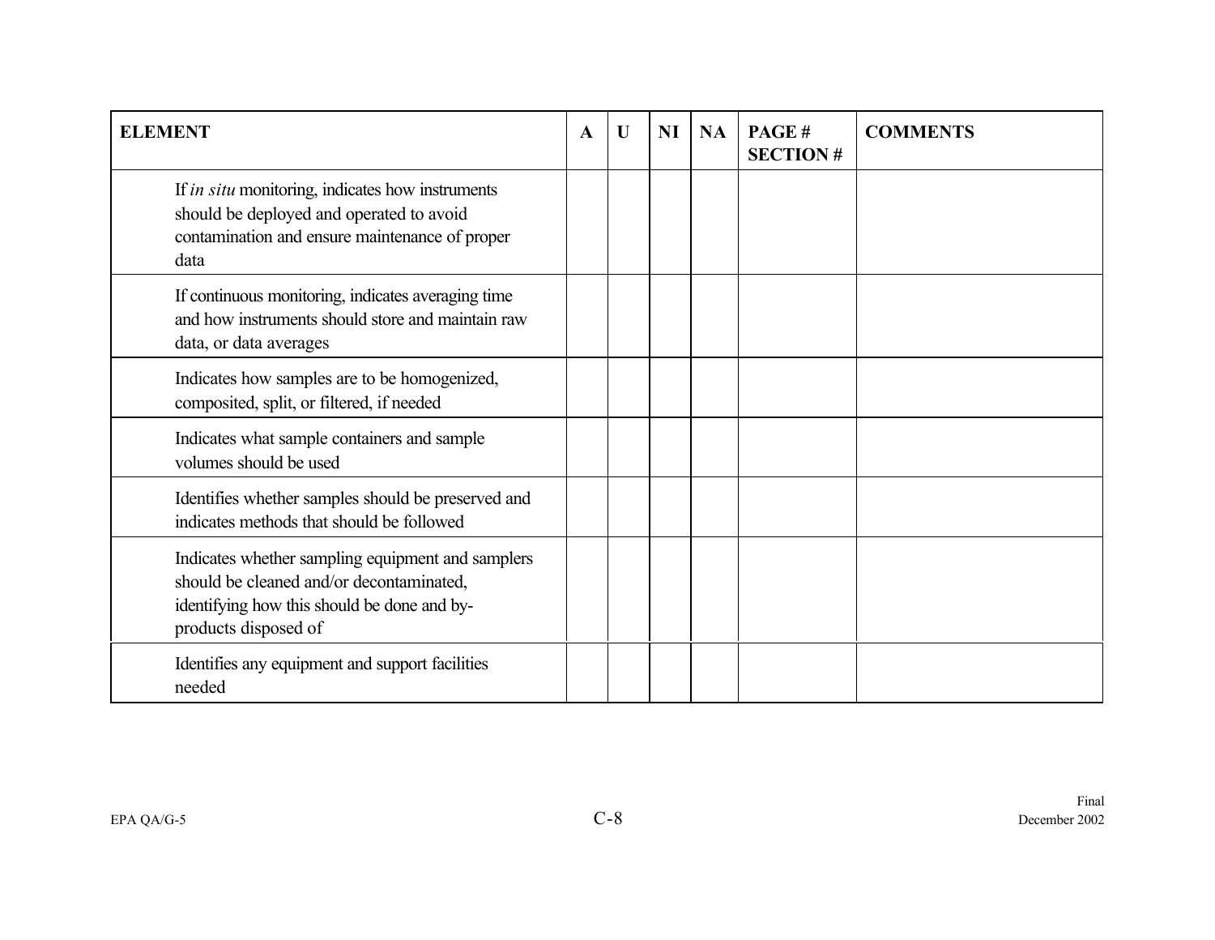| ELEMENT | A | U | NI | NA | PAGE # SECTION # | COMMENTS |
|---|---|---|---|---|---|---|
| If *in situ* monitoring, indicates how instruments should be deployed and operated to avoid contamination and ensure maintenance of proper data | | | | | | |
| If continuous monitoring, indicates averaging time and how instruments should store and maintain raw data, or data averages | | | | | | |
| Indicates how samples are to be homogenized, composited, split, or filtered, if needed | | | | | | |
| Indicates what sample containers and sample volumes should be used | | | | | | |
| Identifies whether samples should be preserved and indicates methods that should be followed | | | | | | |
| Indicates whether sampling equipment and samplers should be cleaned and/or decontaminated, identifying how this should be done and by-products disposed of | | | | | | |
| Identifies any equipment and support facilities needed | | | | | | |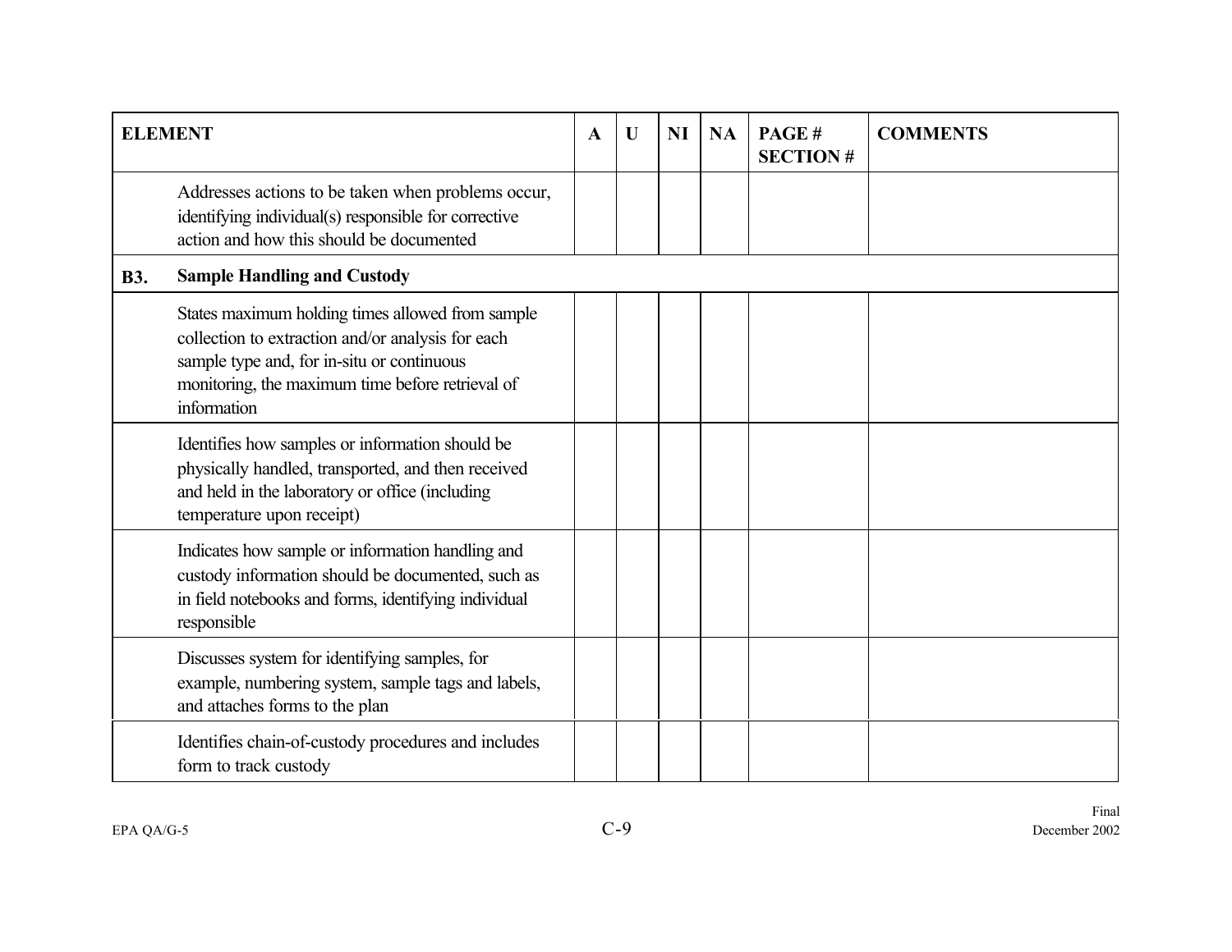| ELEMENT | | A | U | NI | NA | PAGE # SECTION # | COMMENTS |
|---|---|---|---|---|---|---|---|
| | Addresses actions to be taken when problems occur, identifying individual(s) responsible for corrective action and how this should be documented | | | | | | |
| **B3.** | **Sample Handling and Custody** | | | | | | |
| | States maximum holding times allowed from sample collection to extraction and/or analysis for each sample type and, for in-situ or continuous monitoring, the maximum time before retrieval of information | | | | | | |
| | Identifies how samples or information should be physically handled, transported, and then received and held in the laboratory or office (including temperature upon receipt) | | | | | | |
| | Indicates how sample or information handling and custody information should be documented, such as in field notebooks and forms, identifying individual responsible | | | | | | |
| | Discusses system for identifying samples, for example, numbering system, sample tags and labels, and attaches forms to the plan | | | | | | |
| | Identifies chain-of-custody procedures and includes form to track custody | | | | | | |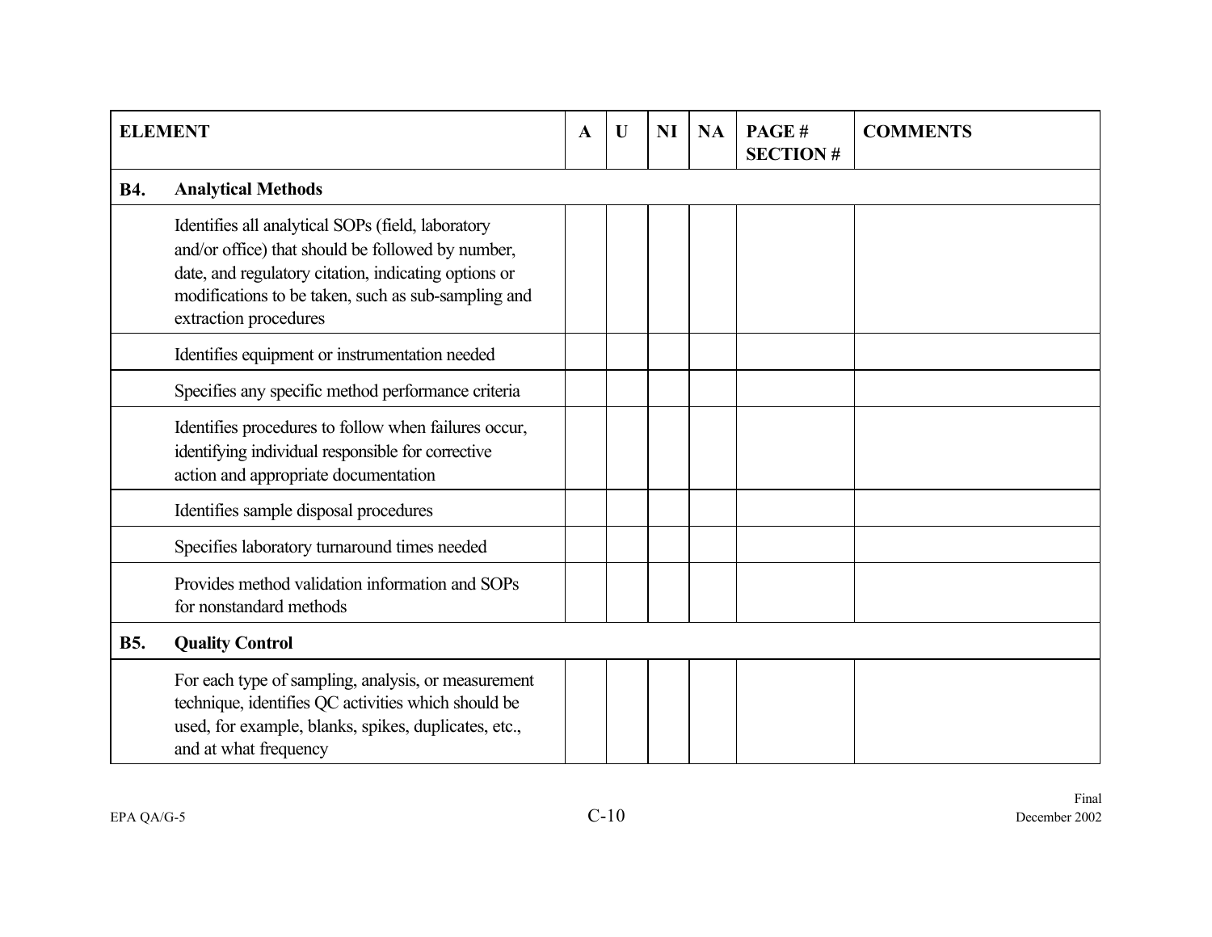| ELEMENT | | A | U | NI | NA | PAGE # SECTION # | COMMENTS |
|---|---|---|---|---|---|---|---|
| **B4.** | **Analytical Methods** | | | | | | |
| | Identifies all analytical SOPs (field, laboratory and/or office) that should be followed by number, date, and regulatory citation, indicating options or modifications to be taken, such as sub-sampling and extraction procedures | | | | | | |
| | Identifies equipment or instrumentation needed | | | | | | |
| | Specifies any specific method performance criteria | | | | | | |
| | Identifies procedures to follow when failures occur, identifying individual responsible for corrective action and appropriate documentation | | | | | | |
| | Identifies sample disposal procedures | | | | | | |
| | Specifies laboratory turnaround times needed | | | | | | |
| | Provides method validation information and SOPs for nonstandard methods | | | | | | |
| **B5.** | **Quality Control** | | | | | | |
| | For each type of sampling, analysis, or measurement technique, identifies QC activities which should be used, for example, blanks, spikes, duplicates, etc., and at what frequency | | | | | | |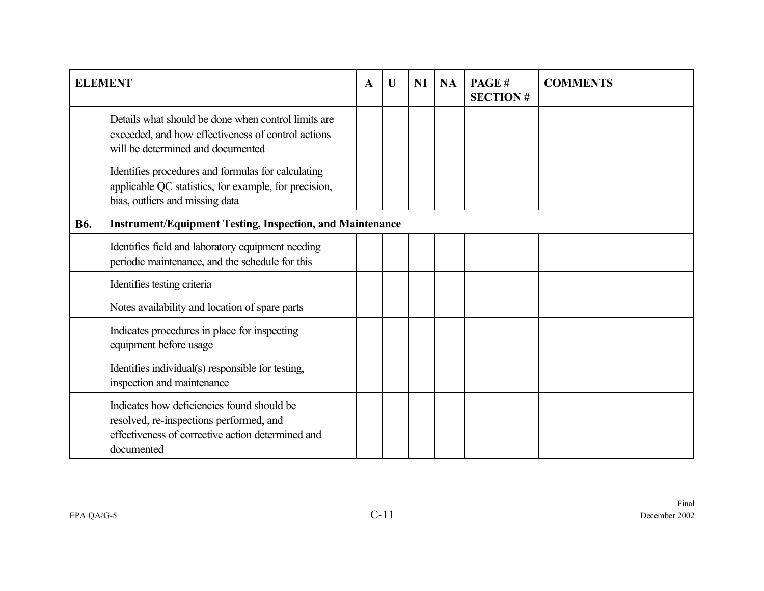| ELEMENT | A | U | NI | NA | PAGE # SECTION # | COMMENTS |
|---|---|---|---|---|---|---|
| Details what should be done when control limits are exceeded, and how effectiveness of control actions will be determined and documented | | | | | | |
| Identifies procedures and formulas for calculating applicable QC statistics, for example, for precision, bias, outliers and missing data | | | | | | |
| **B6. Instrument/Equipment Testing, Inspection, and Maintenance** | | | | | | |
| Identifies field and laboratory equipment needing periodic maintenance, and the schedule for this | | | | | | |
| Identifies testing criteria | | | | | | |
| Notes availability and location of spare parts | | | | | | |
| Indicates procedures in place for inspecting equipment before usage | | | | | | |
| Identifies individual(s) responsible for testing, inspection and maintenance | | | | | | |
| Indicates how deficiencies found should be resolved, re-inspections performed, and effectiveness of corrective action determined and documented | | | | | | |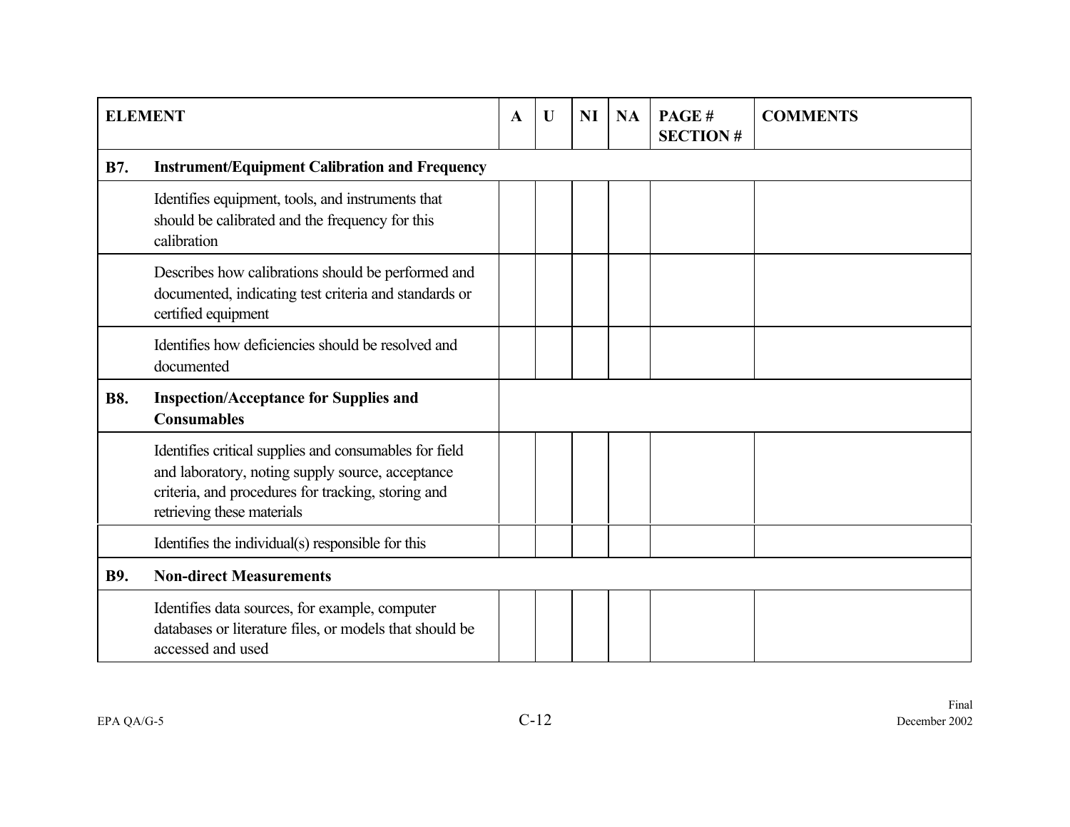| ELEMENT | | A | U | NI | NA | PAGE # SECTION # | COMMENTS |
|---|---|---|---|---|---|---|---|
| **B7.** | **Instrument/Equipment Calibration and Frequency** | | | | | | |
| | Identifies equipment, tools, and instruments that should be calibrated and the frequency for this calibration | | | | | | |
| | Describes how calibrations should be performed and documented, indicating test criteria and standards or certified equipment | | | | | | |
| | Identifies how deficiencies should be resolved and documented | | | | | | |
| **B8.** | **Inspection/Acceptance for Supplies and Consumables** | | | | | | |
| | Identifies critical supplies and consumables for field and laboratory, noting supply source, acceptance criteria, and procedures for tracking, storing and retrieving these materials | | | | | | |
| | Identifies the individual(s) responsible for this | | | | | | |
| **B9.** | **Non-direct Measurements** | | | | | | |
| | Identifies data sources, for example, computer databases or literature files, or models that should be accessed and used | | | | | | |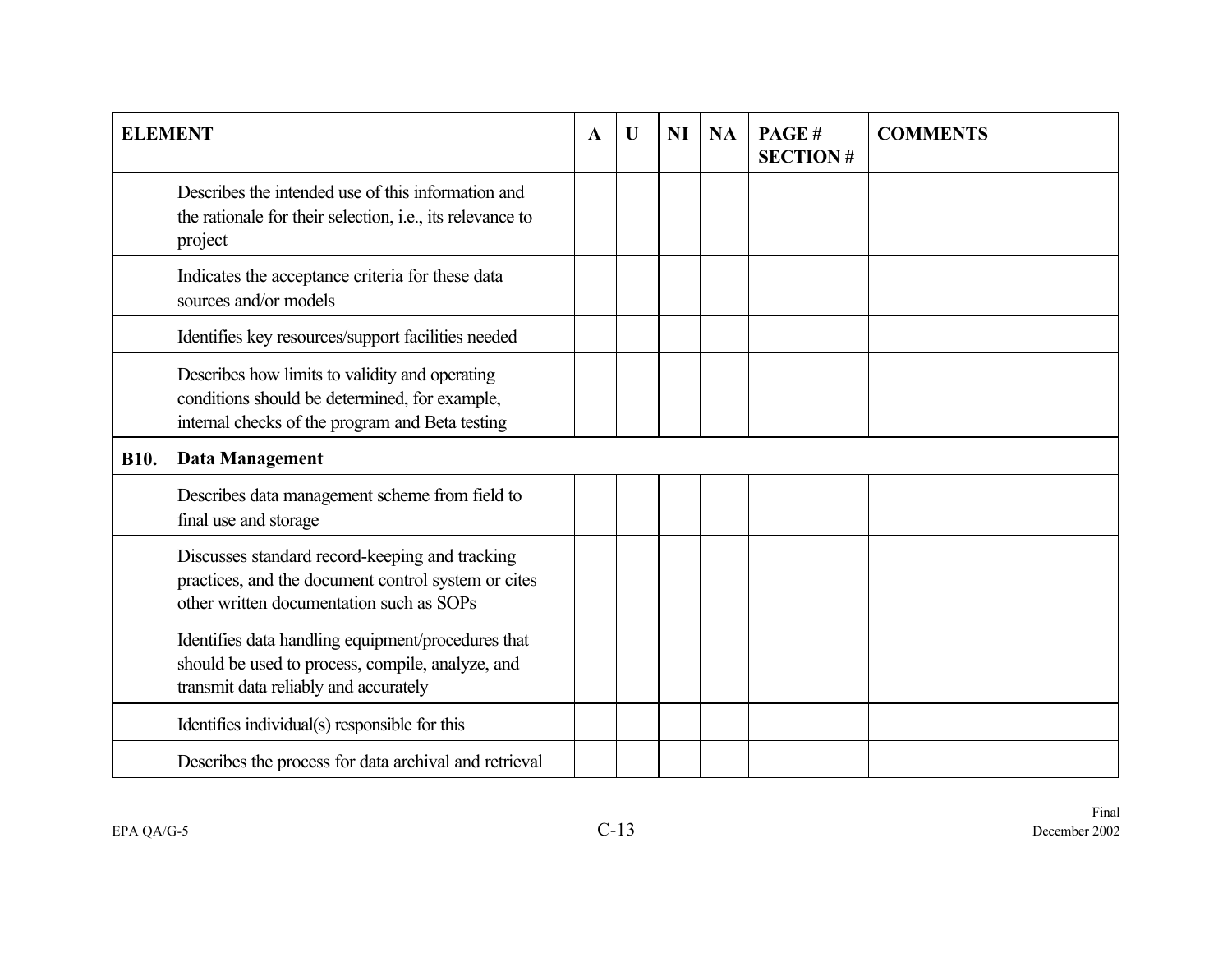| ELEMENT | A | U | NI | NA | PAGE # SECTION # | COMMENTS |
|---|---|---|---|---|---|---|
| Describes the intended use of this information and the rationale for their selection, i.e., its relevance to project | | | | | | |
| Indicates the acceptance criteria for these data sources and/or models | | | | | | |
| Identifies key resources/support facilities needed | | | | | | |
| Describes how limits to validity and operating conditions should be determined, for example, internal checks of the program and Beta testing | | | | | | |
| **B10. Data Management** | | | | | | |
| Describes data management scheme from field to final use and storage | | | | | | |
| Discusses standard record-keeping and tracking practices, and the document control system or cites other written documentation such as SOPs | | | | | | |
| Identifies data handling equipment/procedures that should be used to process, compile, analyze, and transmit data reliably and accurately | | | | | | |
| Identifies individual(s) responsible for this | | | | | | |
| Describes the process for data archival and retrieval | | | | | | |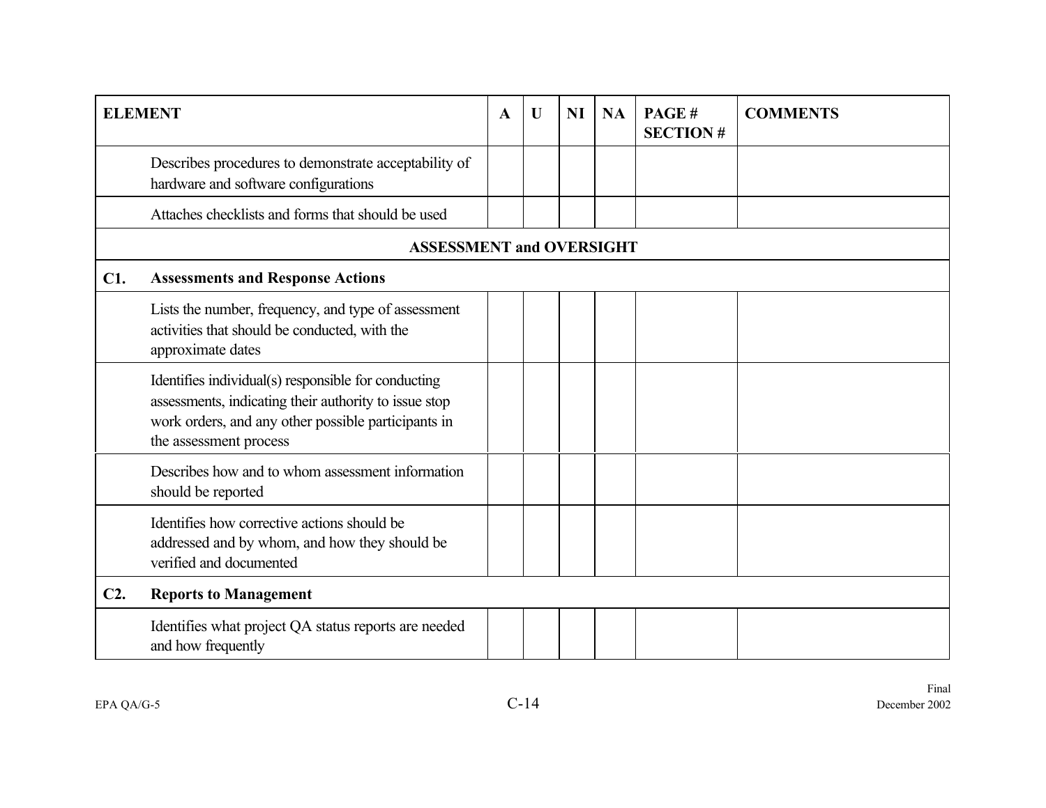| ELEMENT | | A | U | NI | NA | PAGE # SECTION # | COMMENTS |
|---|---|---|---|---|---|---|---|
| | Describes procedures to demonstrate acceptability of hardware and software configurations | | | | | | |
| | Attaches checklists and forms that should be used | | | | | | |
| **ASSESSMENT and OVERSIGHT** | | | | | | | |
| **C1.** | **Assessments and Response Actions** | | | | | | |
| | Lists the number, frequency, and type of assessment activities that should be conducted, with the approximate dates | | | | | | |
| | Identifies individual(s) responsible for conducting assessments, indicating their authority to issue stop work orders, and any other possible participants in the assessment process | | | | | | |
| | Describes how and to whom assessment information should be reported | | | | | | |
| | Identifies how corrective actions should be addressed and by whom, and how they should be verified and documented | | | | | | |
| **C2.** | **Reports to Management** | | | | | | |
| | Identifies what project QA status reports are needed and how frequently | | | | | | |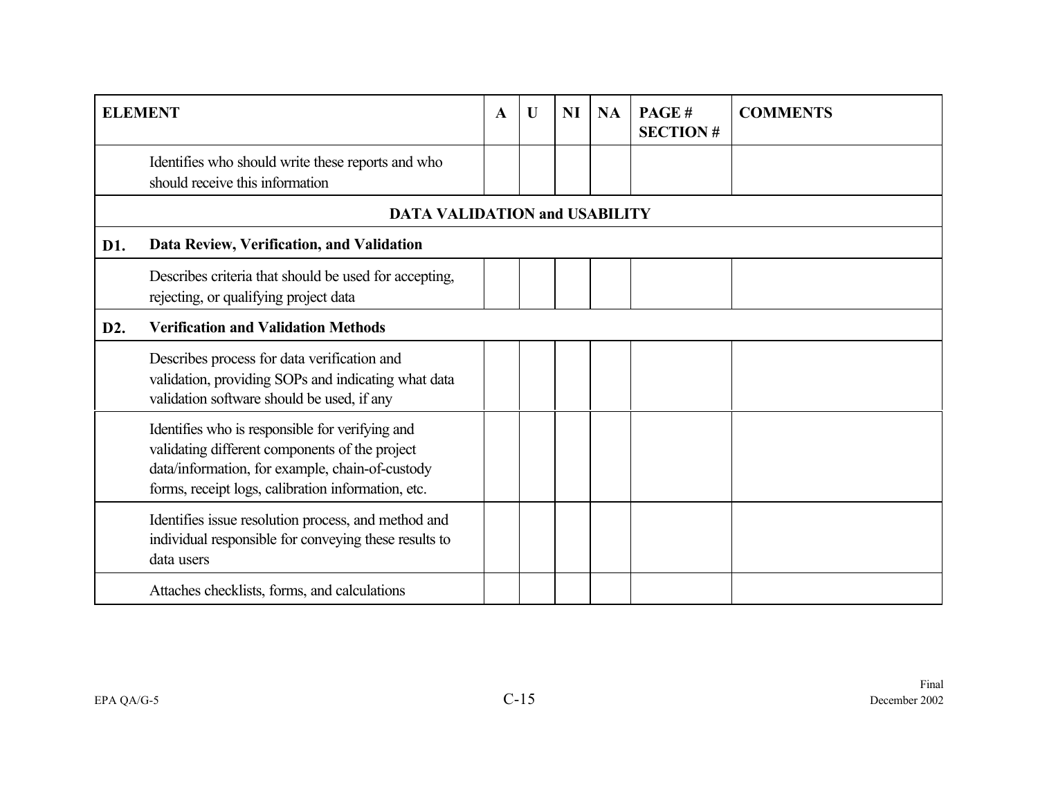| ELEMENT | | A | U | NI | NA | PAGE #<br>SECTION # | COMMENTS |
|---|---|---|---|---|---|---|---|
| | Identifies who should write these reports and who should receive this information | | | | | | |
| | **DATA VALIDATION and USABILITY** | | | | | | |
| **D1.** | **Data Review, Verification, and Validation** | | | | | | |
| | Describes criteria that should be used for accepting, rejecting, or qualifying project data | | | | | | |
| **D2.** | **Verification and Validation Methods** | | | | | | |
| | Describes process for data verification and validation, providing SOPs and indicating what data validation software should be used, if any | | | | | | |
| | Identifies who is responsible for verifying and validating different components of the project data/information, for example, chain-of-custody forms, receipt logs, calibration information, etc. | | | | | | |
| | Identifies issue resolution process, and method and individual responsible for conveying these results to data users | | | | | | |
| | Attaches checklists, forms, and calculations | | | | | | |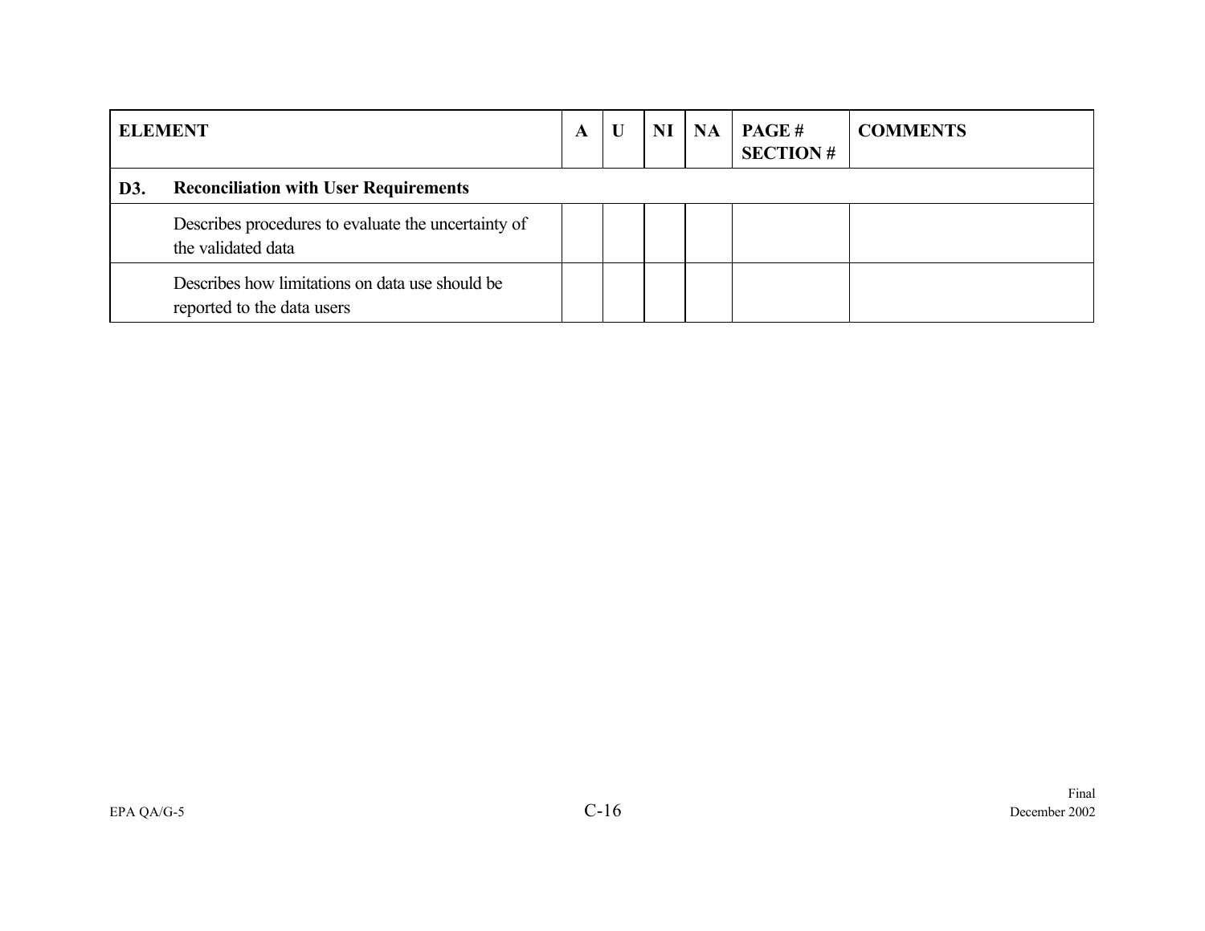| ELEMENT | | A | U | NI | NA | PAGE # SECTION # | COMMENTS |
|---|---|---|---|---|---|---|---|
| **D3.** | **Reconciliation with User Requirements** | | | | | | |
| | Describes procedures to evaluate the uncertainty of the validated data | | | | | | |
| | Describes how limitations on data use should be reported to the data users | | | | | | |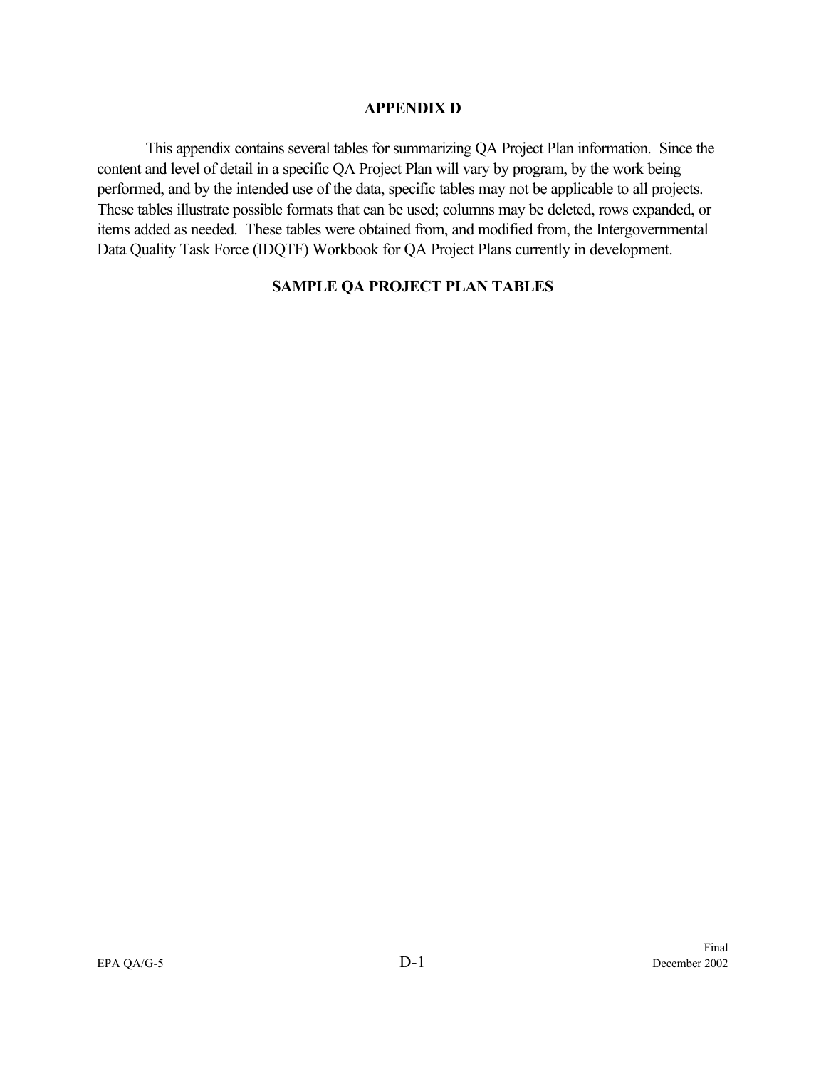# APPENDIX D

This appendix contains several tables for summarizing QA Project Plan information. Since the content and level of detail in a specific QA Project Plan will vary by program, by the work being performed, and by the intended use of the data, specific tables may not be applicable to all projects. These tables illustrate possible formats that can be used; columns may be deleted, rows expanded, or items added as needed. These tables were obtained from, and modified from, the Intergovernmental Data Quality Task Force (IDQTF) Workbook for QA Project Plans currently in development.

## SAMPLE QA PROJECT PLAN TABLES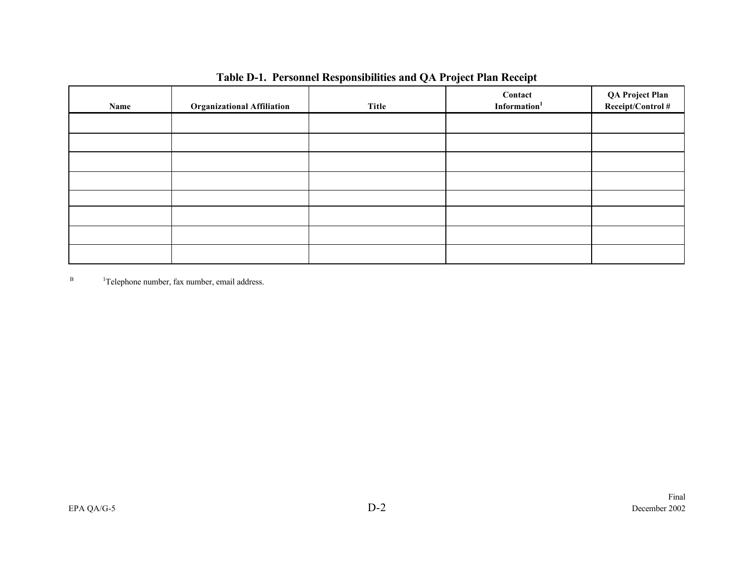**Table D-1. Personnel Responsibilities and QA Project Plan Receipt**

| Name | Organizational Affiliation | Title | Contact Information[1] | QA Project Plan Receipt/Control # |
|---|---|---|---|---|
| | | | | |
| | | | | |
| | | | | |
| | | | | |
| | | | | |
| | | | | |
| | | | | |
| | | | | |

[B] [1]Telephone number, fax number, email address.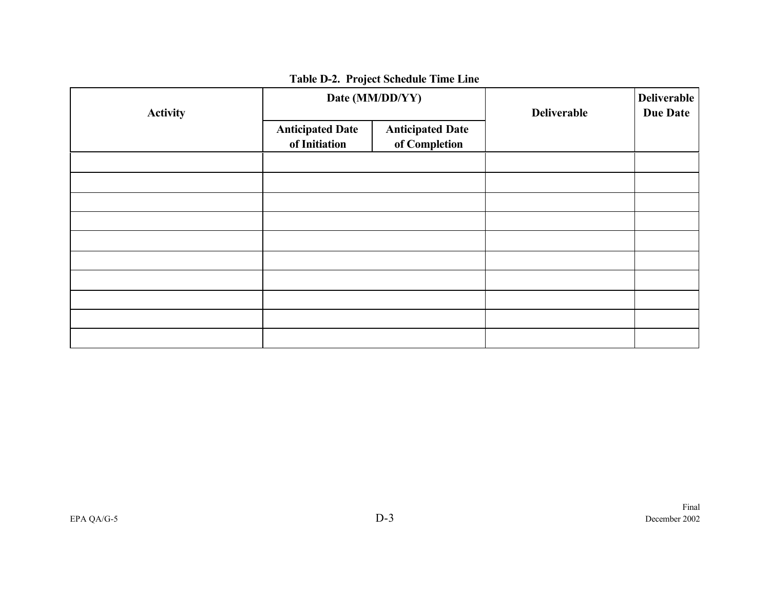**Table D-2. Project Schedule Time Line**

| Activity | Date (MM/DD/YY) | | Deliverable | Deliverable Due Date |
|---|---|---|---|---|
| | Anticipated Date of Initiation | Anticipated Date of Completion | | |
| | | | | |
| | | | | |
| | | | | |
| | | | | |
| | | | | |
| | | | | |
| | | | | |
| | | | | |
| | | | | |
| | | | | |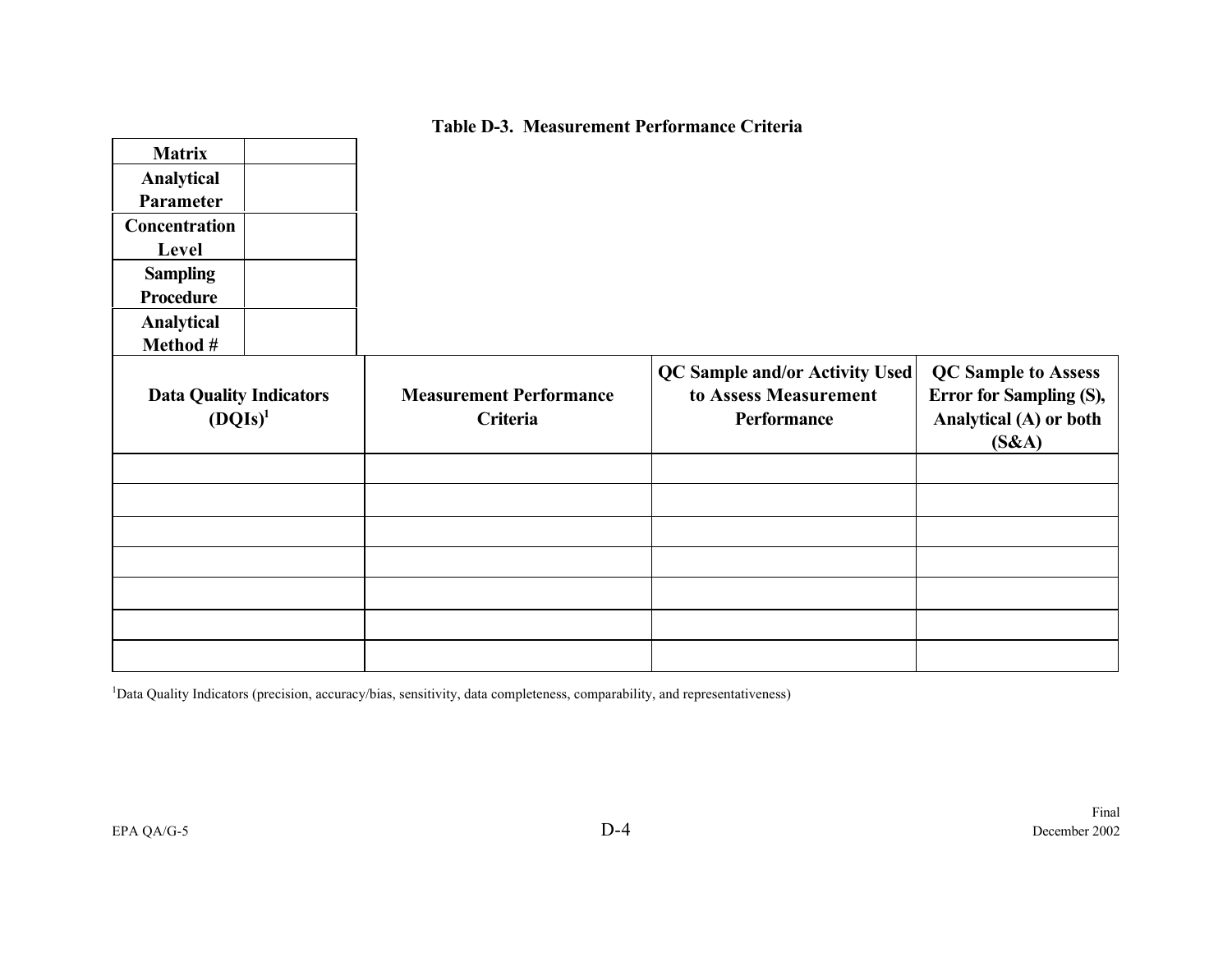**Table D-3. Measurement Performance Criteria**

| Matrix | |
|---|---|
| Analytical Parameter | |
| Concentration Level | |
| Sampling Procedure | |
| Analytical Method # | |

| Data Quality Indicators (DQIs)[1] | Measurement Performance Criteria | QC Sample and/or Activity Used to Assess Measurement Performance | QC Sample to Assess Error for Sampling (S), Analytical (A) or both (S&A) |
|---|---|---|---|
| | | | |
| | | | |
| | | | |
| | | | |
| | | | |
| | | | |
| | | | |

[1]Data Quality Indicators (precision, accuracy/bias, sensitivity, data completeness, comparability, and representativeness)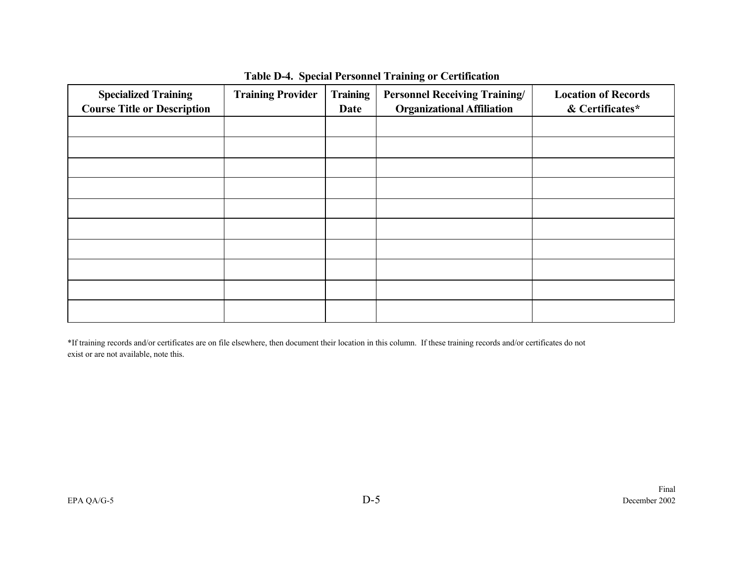**Table D-4. Special Personnel Training or Certification**

| Specialized Training Course Title or Description | Training Provider | Training Date | Personnel Receiving Training/ Organizational Affiliation | Location of Records & Certificates* |
|---|---|---|---|---|
| | | | | |
| | | | | |
| | | | | |
| | | | | |
| | | | | |
| | | | | |
| | | | | |
| | | | | |
| | | | | |
| | | | | |

*If training records and/or certificates are on file elsewhere, then document their location in this column. If these training records and/or certificates do not exist or are not available, note this.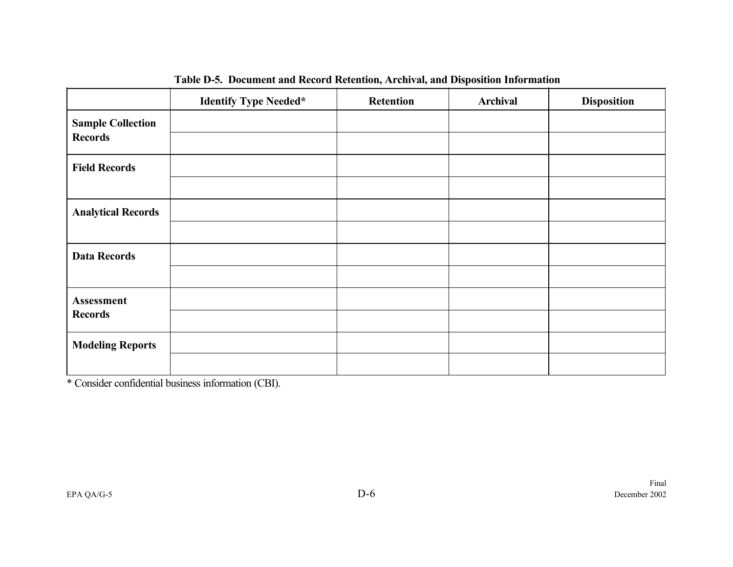**Table D-5. Document and Record Retention, Archival, and Disposition Information**

| | Identify Type Needed* | Retention | Archival | Disposition |
|---|---|---|---|---|
| **Sample Collection Records** | | | | |
| | | | | |
| **Field Records** | | | | |
| | | | | |
| **Analytical Records** | | | | |
| | | | | |
| **Data Records** | | | | |
| | | | | |
| **Assessment Records** | | | | |
| | | | | |
| **Modeling Reports** | | | | |
| | | | | |

* Consider confidential business information (CBI).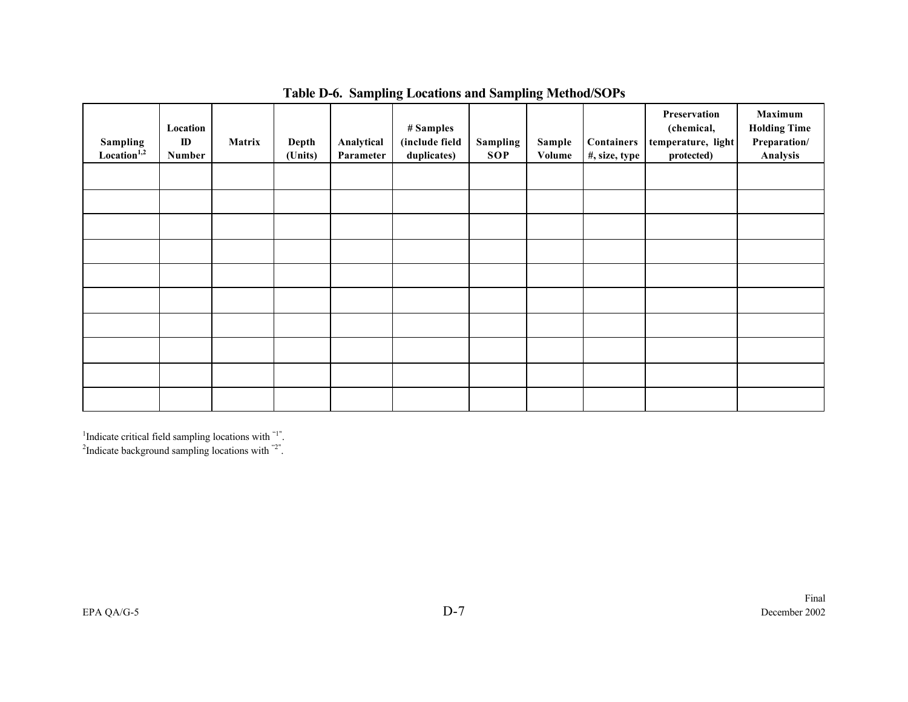**Table D-6. Sampling Locations and Sampling Method/SOPs**

| Sampling Location[1,2] | Location ID Number | Matrix | Depth (Units) | Analytical Parameter | # Samples (include field duplicates) | Sampling SOP | Sample Volume | Containers #, size, type | Preservation (chemical, temperature, light protected) | Maximum Holding Time Preparation/ Analysis |
|---|---|---|---|---|---|---|---|---|---|---|
| | | | | | | | | | | |
| | | | | | | | | | | |
| | | | | | | | | | | |
| | | | | | | | | | | |
| | | | | | | | | | | |
| | | | | | | | | | | |
| | | | | | | | | | | |
| | | | | | | | | | | |
| | | | | | | | | | | |
| | | | | | | | | | | |

[1]Indicate critical field sampling locations with "1".
[2]Indicate background sampling locations with "2".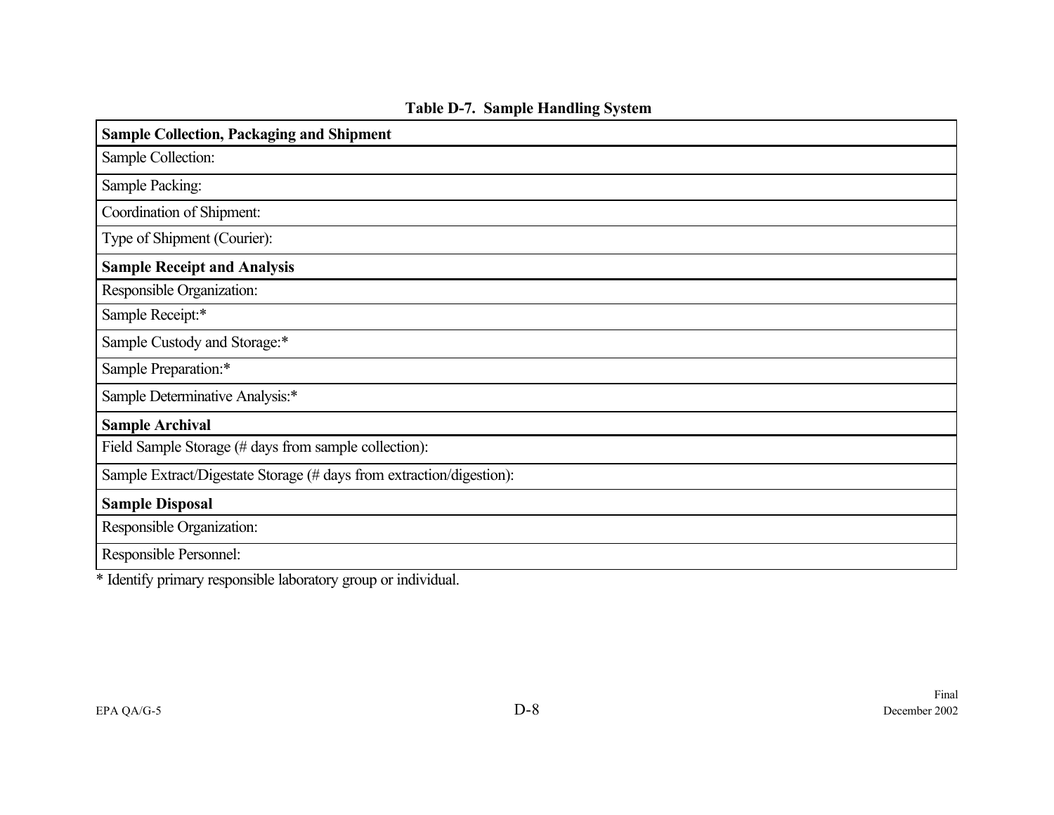**Table D-7. Sample Handling System**

| **Sample Collection, Packaging and Shipment** |
|---|
| Sample Collection: |
| Sample Packing: |
| Coordination of Shipment: |
| Type of Shipment (Courier): |
| **Sample Receipt and Analysis** |
| Responsible Organization: |
| Sample Receipt:* |
| Sample Custody and Storage:* |
| Sample Preparation:* |
| Sample Determinative Analysis:* |
| **Sample Archival** |
| Field Sample Storage (# days from sample collection): |
| Sample Extract/Digestate Storage (# days from extraction/digestion): |
| **Sample Disposal** |
| Responsible Organization: |
| Responsible Personnel: |

* Identify primary responsible laboratory group or individual.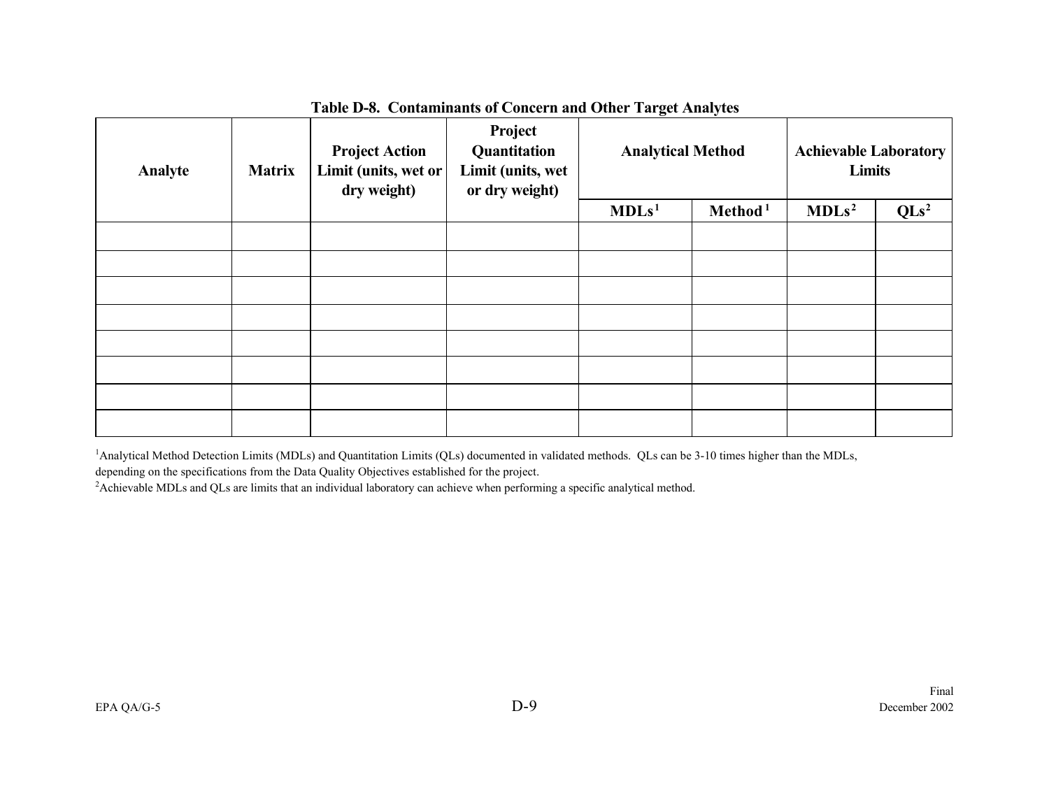**Table D-8. Contaminants of Concern and Other Target Analytes**

| Analyte | Matrix | Project Action Limit (units, wet or dry weight) | Project Quantitation Limit (units, wet or dry weight) | Analytical Method | | Achievable Laboratory Limits | |
|---|---|---|---|---|---|---|---|
| | | | | MDLs[1] | Method[1] | MDLs[2] | QLs[2] |
| | | | | | | | |
| | | | | | | | |
| | | | | | | | |
| | | | | | | | |
| | | | | | | | |
| | | | | | | | |
| | | | | | | | |
| | | | | | | | |

[1]Analytical Method Detection Limits (MDLs) and Quantitation Limits (QLs) documented in validated methods. QLs can be 3-10 times higher than the MDLs, depending on the specifications from the Data Quality Objectives established for the project.

[2]Achievable MDLs and QLs are limits that an individual laboratory can achieve when performing a specific analytical method.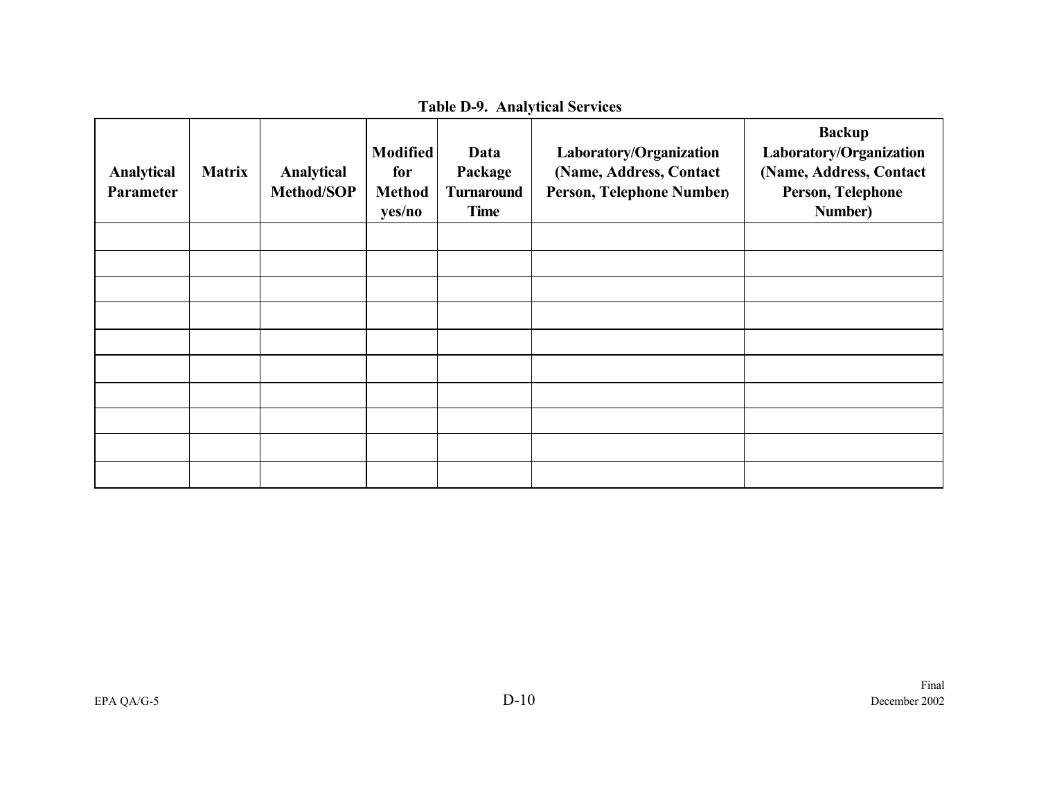**Table D-9. Analytical Services**

| Analytical Parameter | Matrix | Analytical Method/SOP | Modified for Method yes/no | Data Package Turnaround Time | Laboratory/Organization (Name, Address, Contact Person, Telephone Number) | Backup Laboratory/Organization (Name, Address, Contact Person, Telephone Number) |
|---|---|---|---|---|---|---|
| | | | | | | |
| | | | | | | |
| | | | | | | |
| | | | | | | |
| | | | | | | |
| | | | | | | |
| | | | | | | |
| | | | | | | |
| | | | | | | |
| | | | | | | |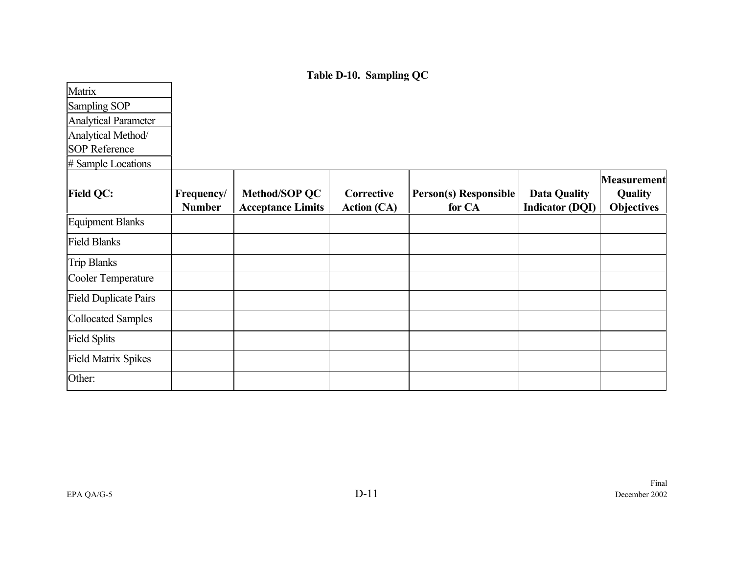**Table D-10. Sampling QC**

| Matrix | |
|---|---|
| Sampling SOP | |
| Analytical Parameter | |
| Analytical Method/ SOP Reference | |
| # Sample Locations | |

| **Field QC:** | **Frequency/ Number** | **Method/SOP QC Acceptance Limits** | **Corrective Action (CA)** | **Person(s) Responsible for CA** | **Data Quality Indicator (DQI)** | **Measurement Quality Objectives** |
|---|---|---|---|---|---|---|
| Equipment Blanks | | | | | | |
| Field Blanks | | | | | | |
| Trip Blanks | | | | | | |
| Cooler Temperature | | | | | | |
| Field Duplicate Pairs | | | | | | |
| Collocated Samples | | | | | | |
| Field Splits | | | | | | |
| Field Matrix Spikes | | | | | | |
| Other: | | | | | | |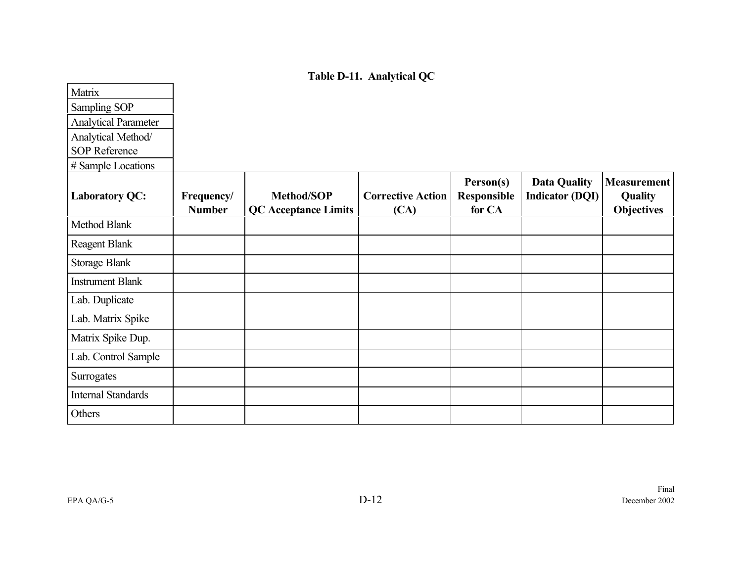**Table D-11. Analytical QC**

| Matrix | |
|---|---|
| Sampling SOP | |
| Analytical Parameter | |
| Analytical Method/ SOP Reference | |
| # Sample Locations | |

| **Laboratory QC:** | **Frequency/ Number** | **Method/SOP QC Acceptance Limits** | **Corrective Action (CA)** | **Person(s) Responsible for CA** | **Data Quality Indicator (DQI)** | **Measurement Quality Objectives** |
|---|---|---|---|---|---|---|
| Method Blank | | | | | | |
| Reagent Blank | | | | | | |
| Storage Blank | | | | | | |
| Instrument Blank | | | | | | |
| Lab. Duplicate | | | | | | |
| Lab. Matrix Spike | | | | | | |
| Matrix Spike Dup. | | | | | | |
| Lab. Control Sample | | | | | | |
| Surrogates | | | | | | |
| Internal Standards | | | | | | |
| Others | | | | | | |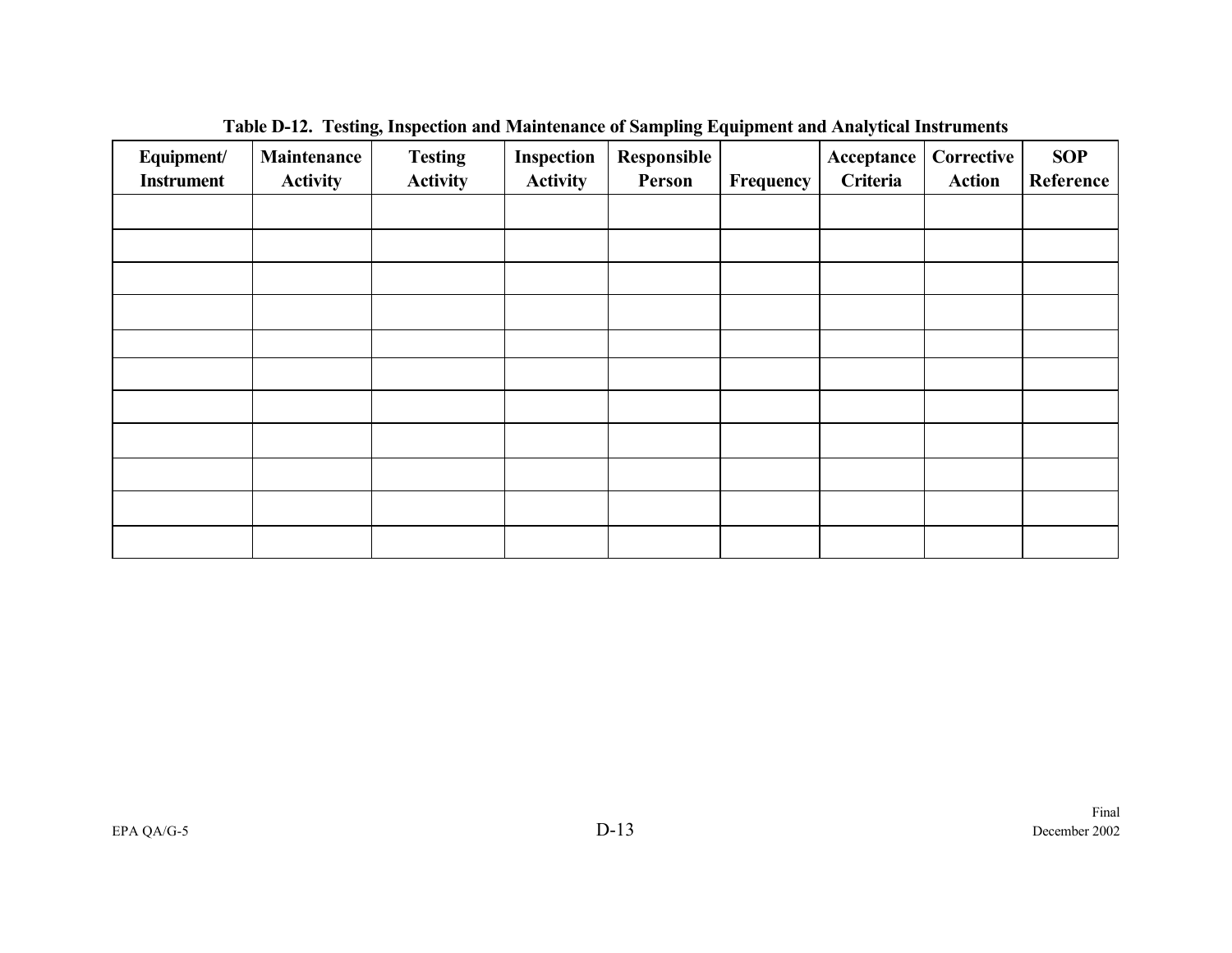**Table D-12. Testing, Inspection and Maintenance of Sampling Equipment and Analytical Instruments**

| Equipment/ Instrument | Maintenance Activity | Testing Activity | Inspection Activity | Responsible Person | Frequency | Acceptance Criteria | Corrective Action | SOP Reference |
|---|---|---|---|---|---|---|---|---|
| | | | | | | | | |
| | | | | | | | | |
| | | | | | | | | |
| | | | | | | | | |
| | | | | | | | | |
| | | | | | | | | |
| | | | | | | | | |
| | | | | | | | | |
| | | | | | | | | |
| | | | | | | | | |
| | | | | | | | | |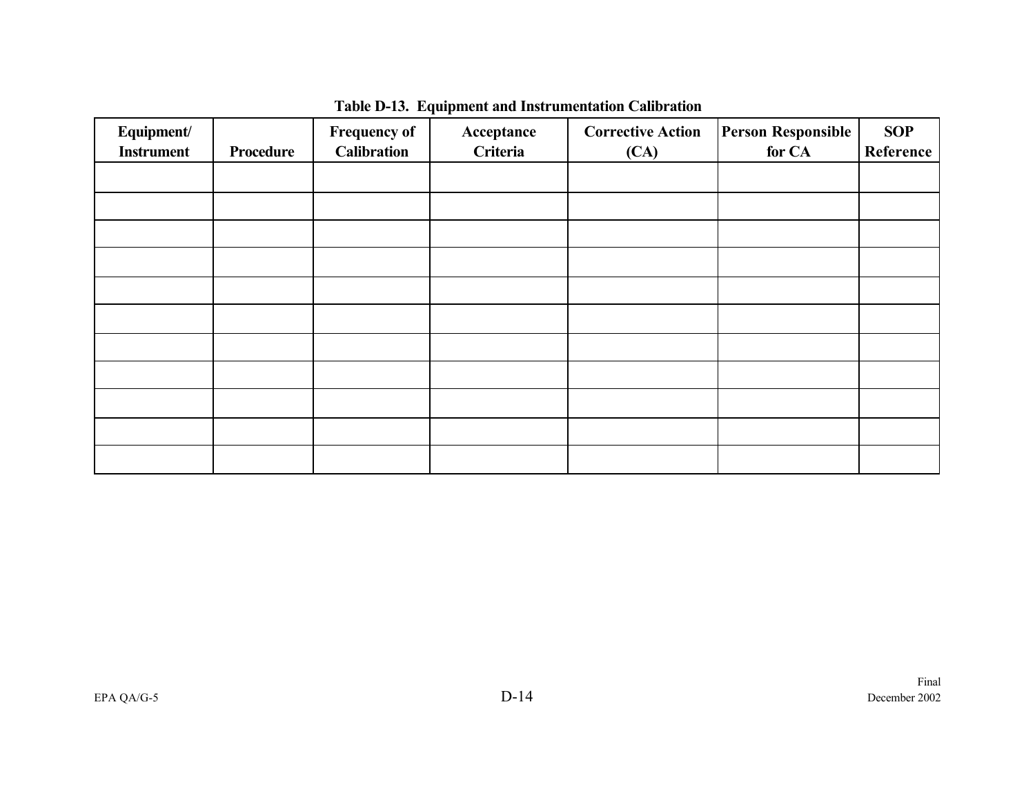**Table D-13. Equipment and Instrumentation Calibration**

| Equipment/ Instrument | Procedure | Frequency of Calibration | Acceptance Criteria | Corrective Action (CA) | Person Responsible for CA | SOP Reference |
|---|---|---|---|---|---|---|
| | | | | | | |
| | | | | | | |
| | | | | | | |
| | | | | | | |
| | | | | | | |
| | | | | | | |
| | | | | | | |
| | | | | | | |
| | | | | | | |
| | | | | | | |
| | | | | | | |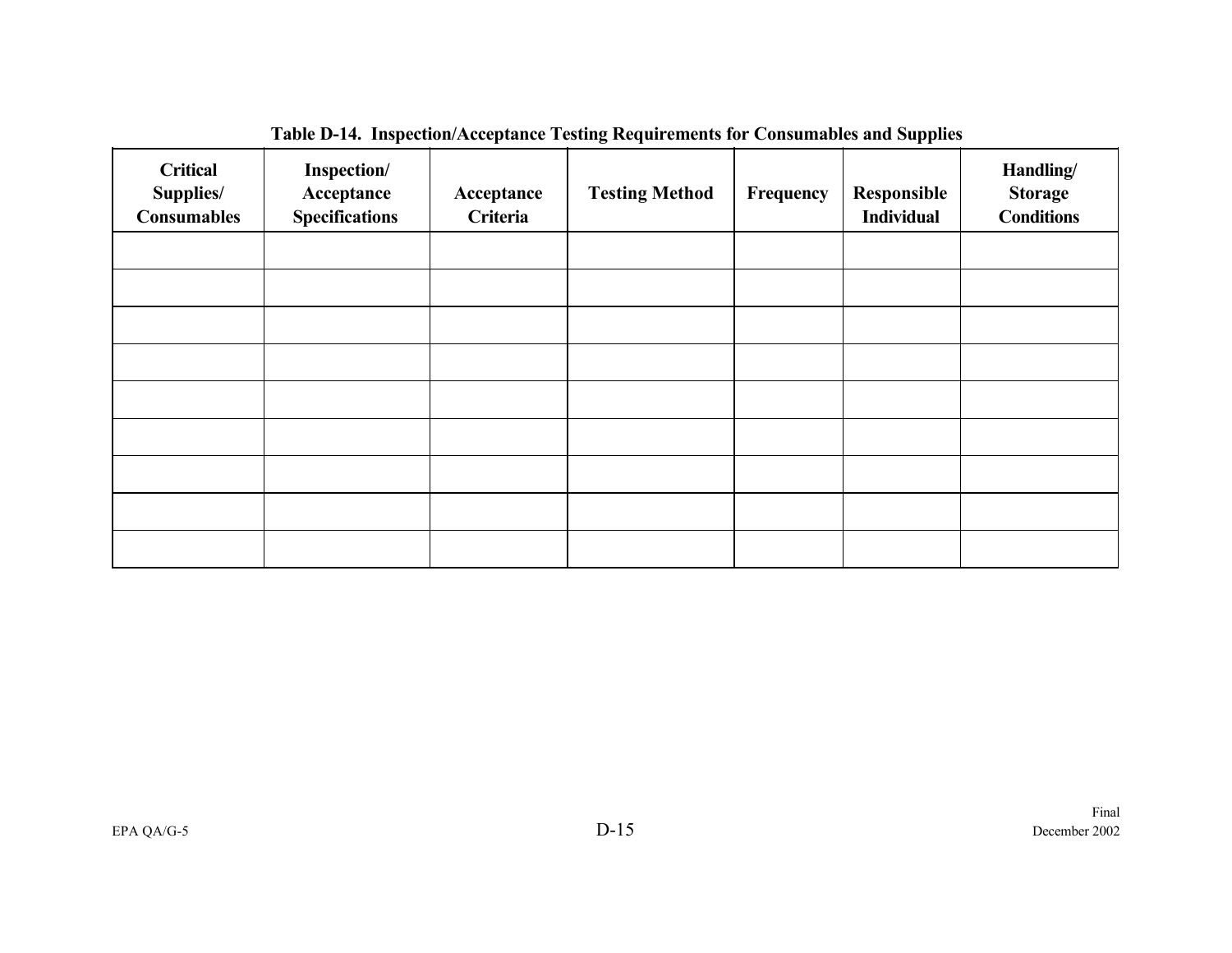**Table D-14. Inspection/Acceptance Testing Requirements for Consumables and Supplies**

| Critical Supplies/ Consumables | Inspection/ Acceptance Specifications | Acceptance Criteria | Testing Method | Frequency | Responsible Individual | Handling/ Storage Conditions |
|---|---|---|---|---|---|---|
| | | | | | | |
| | | | | | | |
| | | | | | | |
| | | | | | | |
| | | | | | | |
| | | | | | | |
| | | | | | | |
| | | | | | | |
| | | | | | | |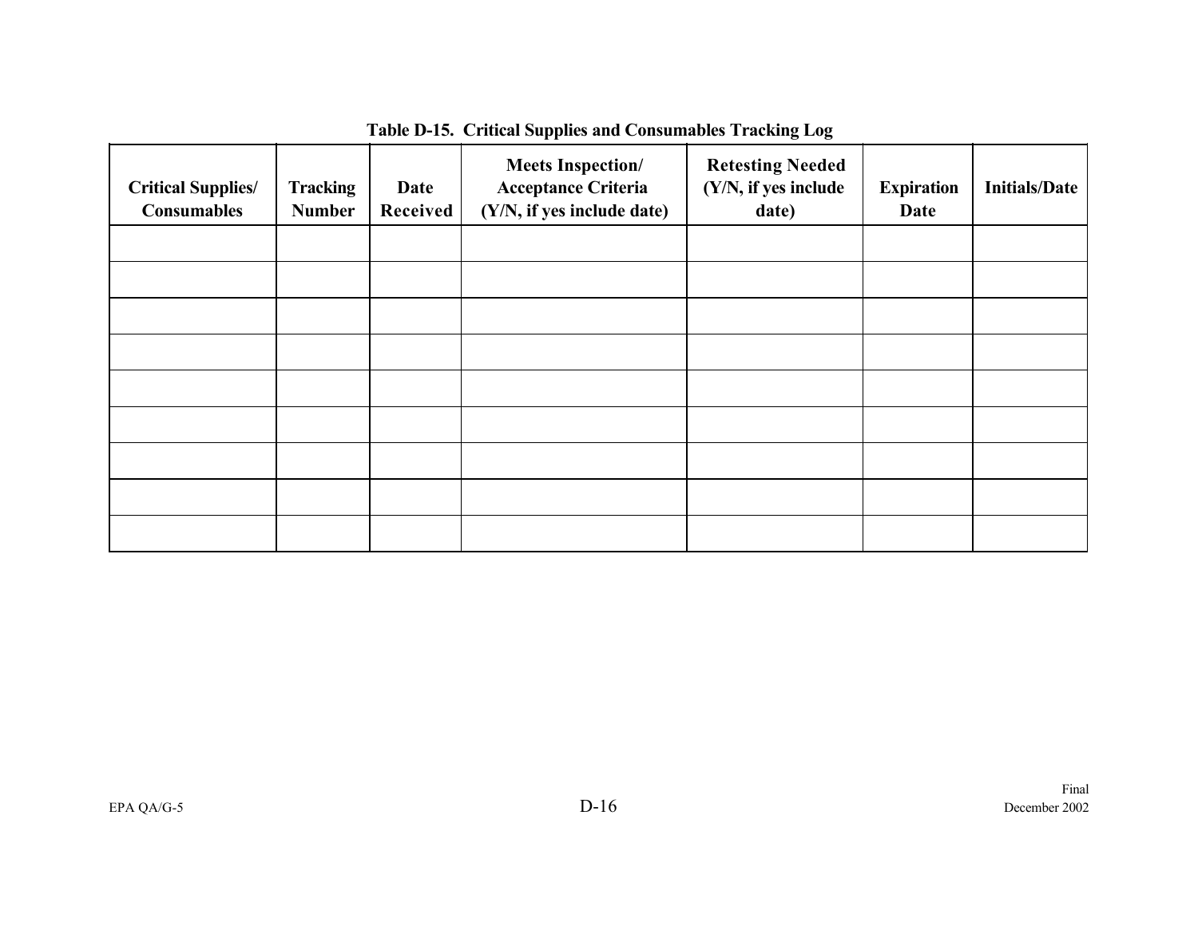**Table D-15. Critical Supplies and Consumables Tracking Log**

| Critical Supplies/ Consumables | Tracking Number | Date Received | Meets Inspection/ Acceptance Criteria (Y/N, if yes include date) | Retesting Needed (Y/N, if yes include date) | Expiration Date | Initials/Date |
|---|---|---|---|---|---|---|
| | | | | | | |
| | | | | | | |
| | | | | | | |
| | | | | | | |
| | | | | | | |
| | | | | | | |
| | | | | | | |
| | | | | | | |
| | | | | | | |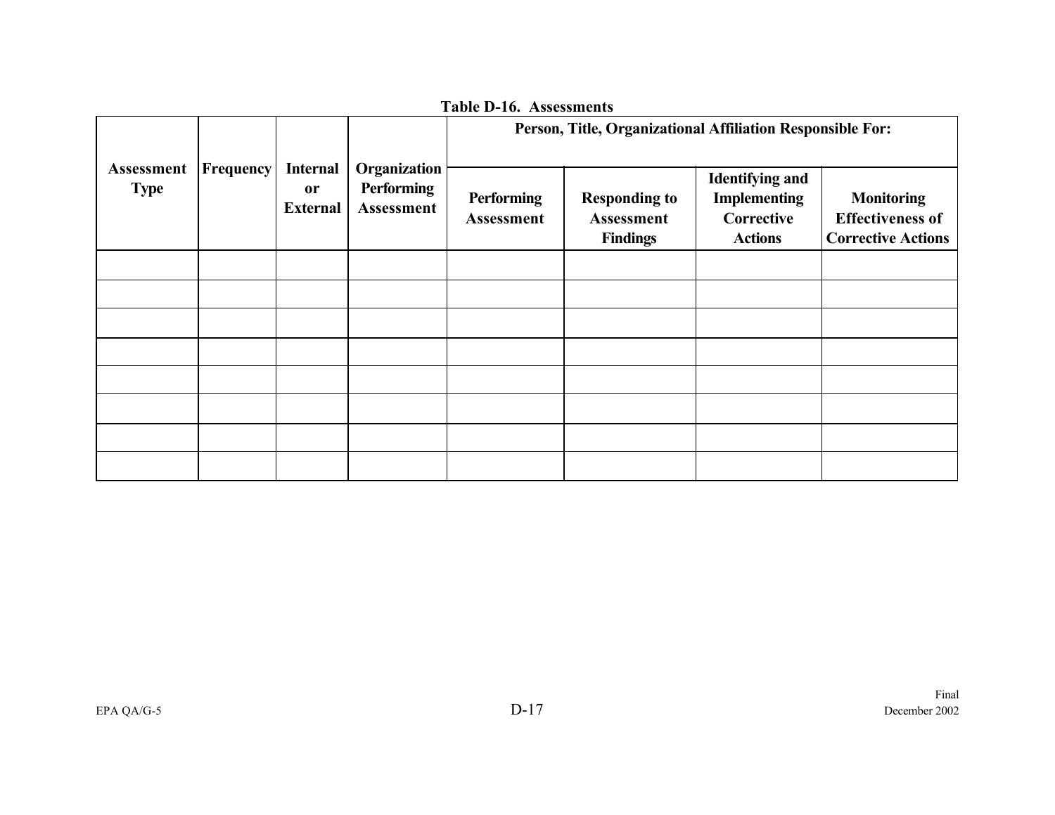**Table D-16. Assessments**

| Assessment Type | Frequency | Internal or External | Organization Performing Assessment | Person, Title, Organizational Affiliation Responsible For: | | | |
|---|---|---|---|---|---|---|---|
| | | | | Performing Assessment | Responding to Assessment Findings | Identifying and Implementing Corrective Actions | Monitoring Effectiveness of Corrective Actions |
| | | | | | | | |
| | | | | | | | |
| | | | | | | | |
| | | | | | | | |
| | | | | | | | |
| | | | | | | | |
| | | | | | | | |
| | | | | | | | |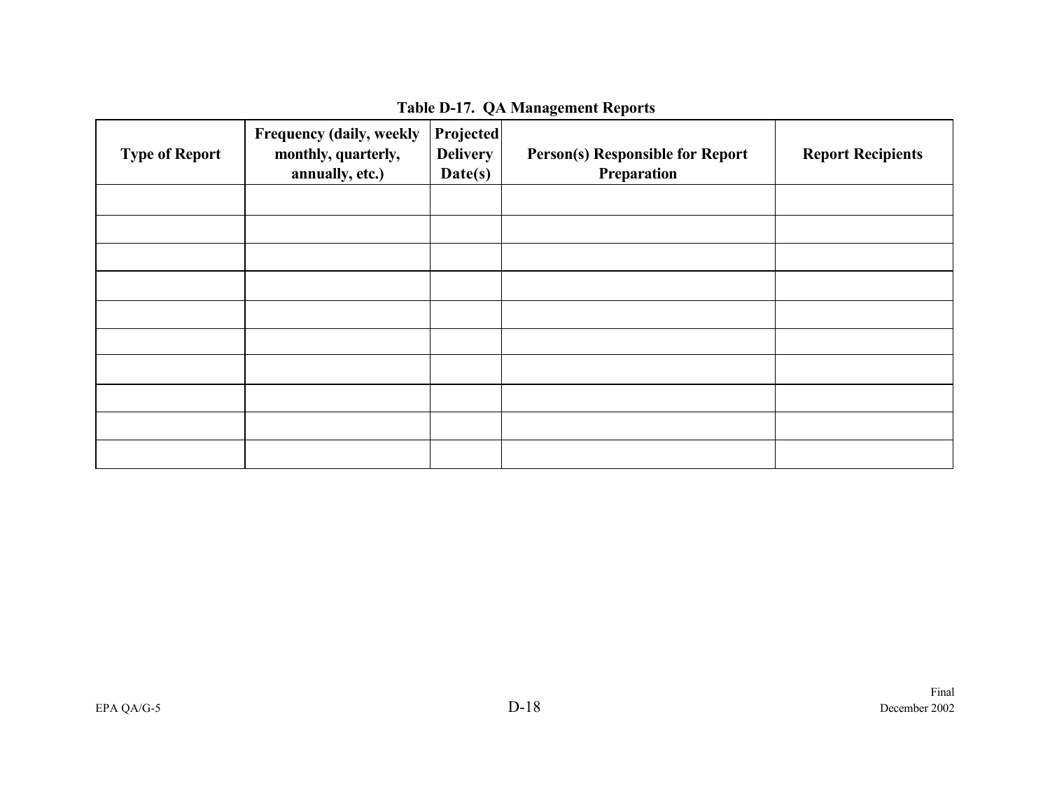**Table D-17. QA Management Reports**

| Type of Report | Frequency (daily, weekly monthly, quarterly, annually, etc.) | Projected Delivery Date(s) | Person(s) Responsible for Report Preparation | Report Recipients |
|---|---|---|---|---|
| | | | | |
| | | | | |
| | | | | |
| | | | | |
| | | | | |
| | | | | |
| | | | | |
| | | | | |
| | | | | |
| | | | | |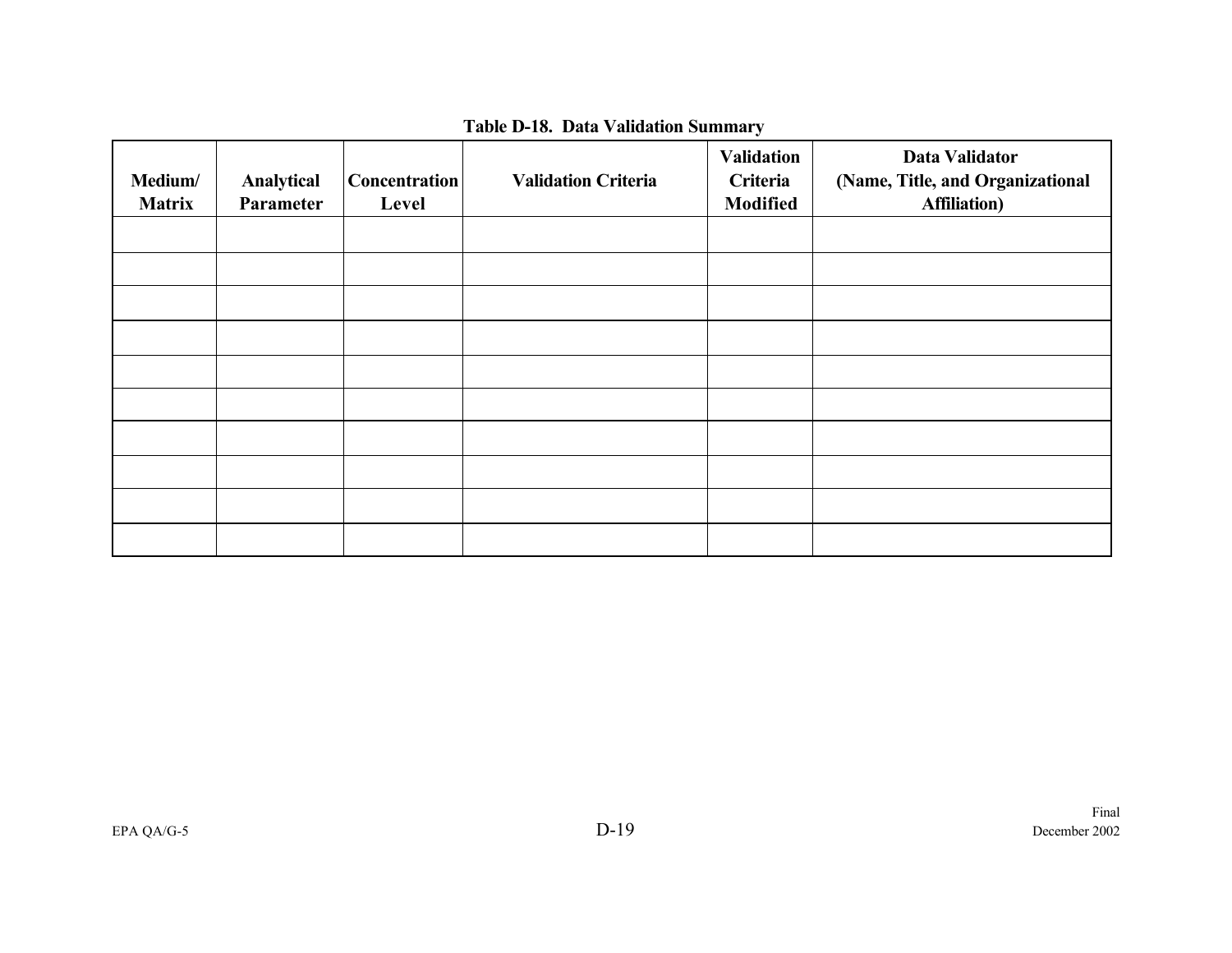**Table D-18. Data Validation Summary**

| Medium/ Matrix | Analytical Parameter | Concentration Level | Validation Criteria | Validation Criteria Modified | Data Validator (Name, Title, and Organizational Affiliation) |
|---|---|---|---|---|---|
| | | | | | |
| | | | | | |
| | | | | | |
| | | | | | |
| | | | | | |
| | | | | | |
| | | | | | |
| | | | | | |
| | | | | | |
| | | | | | |